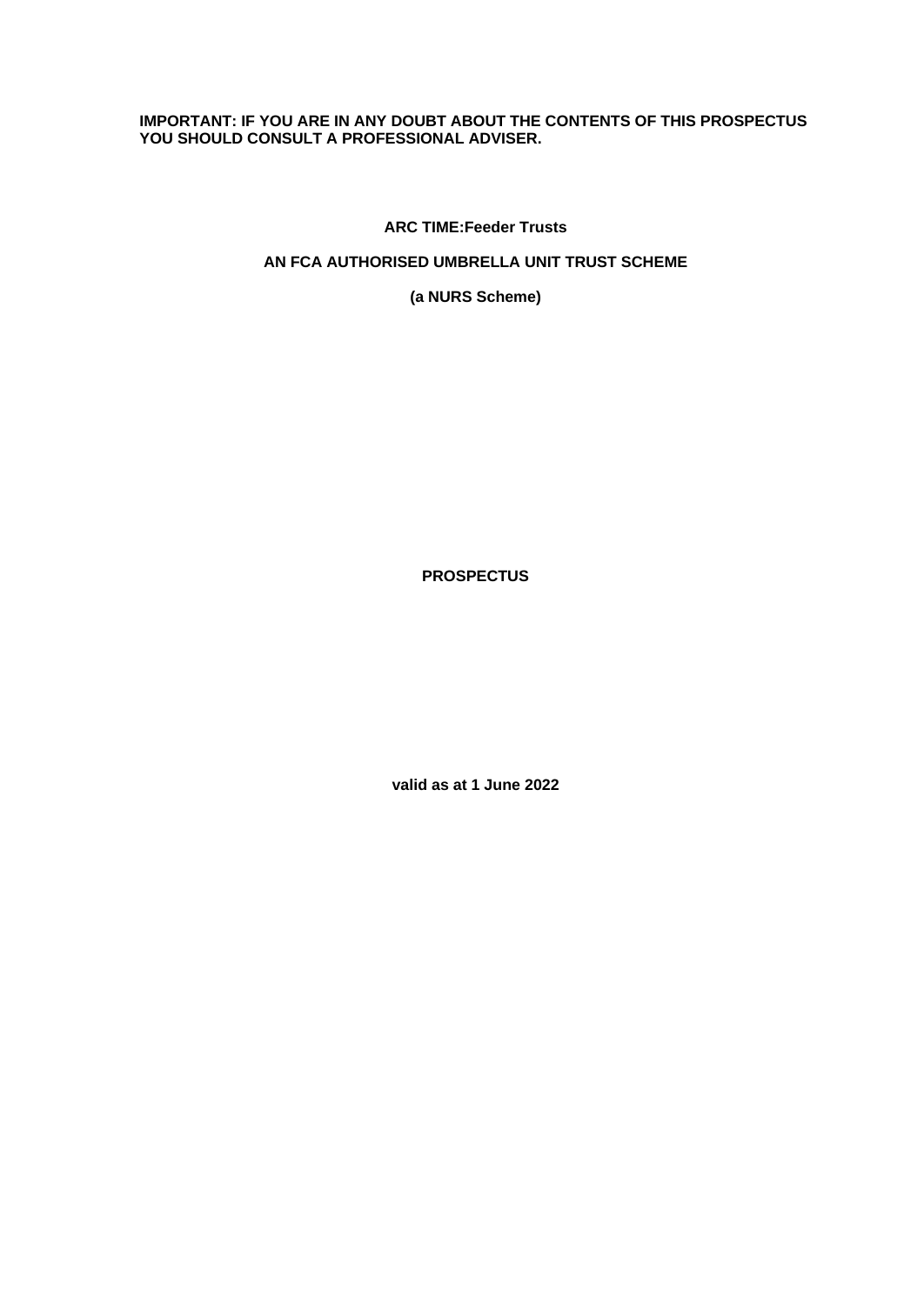**IMPORTANT: IF YOU ARE IN ANY DOUBT ABOUT THE CONTENTS OF THIS PROSPECTUS YOU SHOULD CONSULT A PROFESSIONAL ADVISER.**

# ARC TIME:Feeder Trusts

## AN FCA AUTHORISED UMBRELLA UNIT TRUST SCHEME

**(a NURS Scheme)**

# PROSPECTUS

**valid as at 1 June 2022**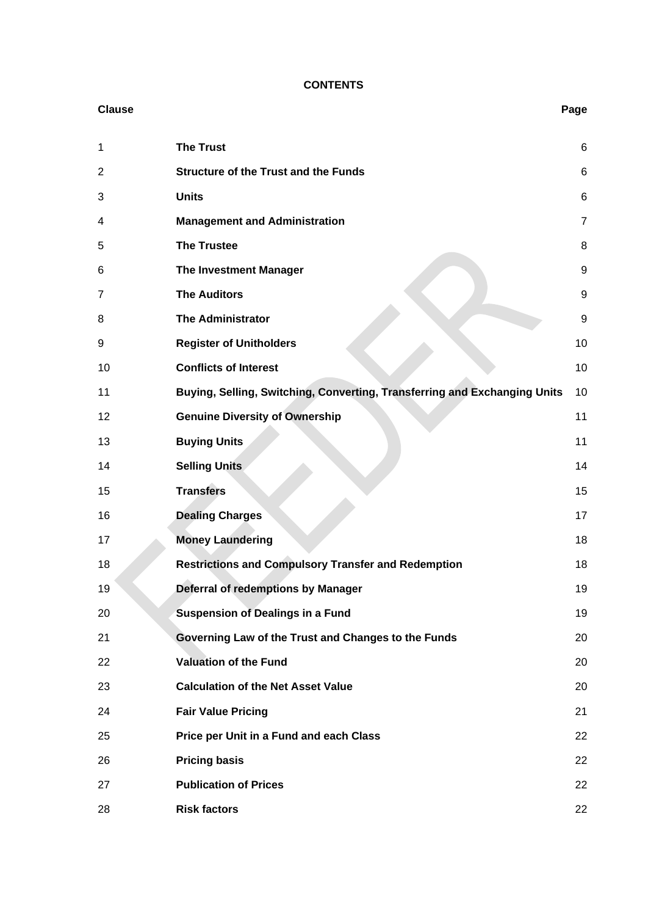**CONTENTS**

| Clause | | Page |
|---|---|---|
| 1 | **The Trust** | 6 |
| 2 | **Structure of the Trust and the Funds** | 6 |
| 3 | **Units** | 6 |
| 4 | **Management and Administration** | 7 |
| 5 | **The Trustee** | 8 |
| 6 | **The Investment Manager** | 9 |
| 7 | **The Auditors** | 9 |
| 8 | **The Administrator** | 9 |
| 9 | **Register of Unitholders** | 10 |
| 10 | **Conflicts of Interest** | 10 |
| 11 | **Buying, Selling, Switching, Converting, Transferring and Exchanging Units** | 10 |
| 12 | **Genuine Diversity of Ownership** | 11 |
| 13 | **Buying Units** | 11 |
| 14 | **Selling Units** | 14 |
| 15 | **Transfers** | 15 |
| 16 | **Dealing Charges** | 17 |
| 17 | **Money Laundering** | 18 |
| 18 | **Restrictions and Compulsory Transfer and Redemption** | 18 |
| 19 | **Deferral of redemptions by Manager** | 19 |
| 20 | **Suspension of Dealings in a Fund** | 19 |
| 21 | **Governing Law of the Trust and Changes to the Funds** | 20 |
| 22 | **Valuation of the Fund** | 20 |
| 23 | **Calculation of the Net Asset Value** | 20 |
| 24 | **Fair Value Pricing** | 21 |
| 25 | **Price per Unit in a Fund and each Class** | 22 |
| 26 | **Pricing basis** | 22 |
| 27 | **Publication of Prices** | 22 |
| 28 | **Risk factors** | 22 |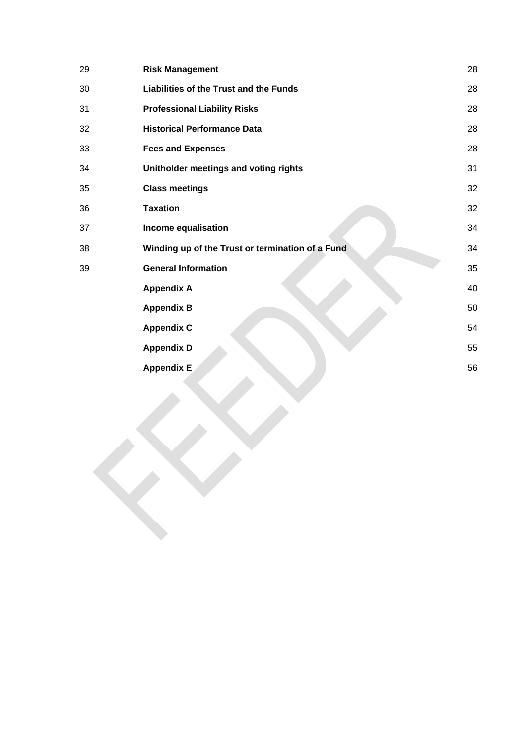| | | |
|---|---|---|
| 29 | **Risk Management** | 28 |
| 30 | **Liabilities of the Trust and the Funds** | 28 |
| 31 | **Professional Liability Risks** | 28 |
| 32 | **Historical Performance Data** | 28 |
| 33 | **Fees and Expenses** | 28 |
| 34 | **Unitholder meetings and voting rights** | 31 |
| 35 | **Class meetings** | 32 |
| 36 | **Taxation** | 32 |
| 37 | **Income equalisation** | 34 |
| 38 | **Winding up of the Trust or termination of a Fund** | 34 |
| 39 | **General Information** | 35 |
| | **Appendix A** | 40 |
| | **Appendix B** | 50 |
| | **Appendix C** | 54 |
| | **Appendix D** | 55 |
| | **Appendix E** | 56 |

FEEDER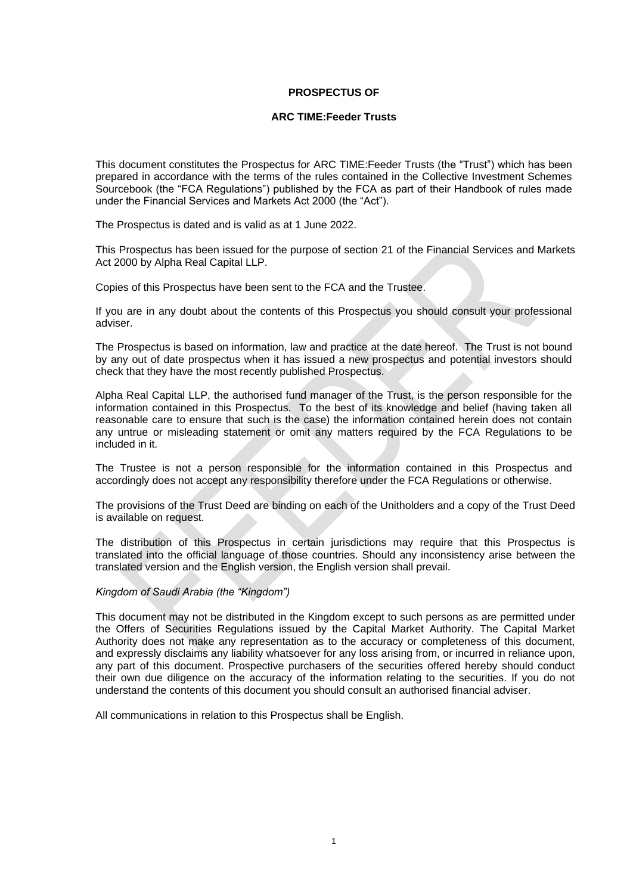**PROSPECTUS OF**

**ARC TIME:Feeder Trusts**

This document constitutes the Prospectus for ARC TIME:Feeder Trusts (the "Trust") which has been prepared in accordance with the terms of the rules contained in the Collective Investment Schemes Sourcebook (the "FCA Regulations") published by the FCA as part of their Handbook of rules made under the Financial Services and Markets Act 2000 (the "Act").

The Prospectus is dated and is valid as at 1 June 2022.

This Prospectus has been issued for the purpose of section 21 of the Financial Services and Markets Act 2000 by Alpha Real Capital LLP.

Copies of this Prospectus have been sent to the FCA and the Trustee.

If you are in any doubt about the contents of this Prospectus you should consult your professional adviser.

The Prospectus is based on information, law and practice at the date hereof. The Trust is not bound by any out of date prospectus when it has issued a new prospectus and potential investors should check that they have the most recently published Prospectus.

Alpha Real Capital LLP, the authorised fund manager of the Trust, is the person responsible for the information contained in this Prospectus. To the best of its knowledge and belief (having taken all reasonable care to ensure that such is the case) the information contained herein does not contain any untrue or misleading statement or omit any matters required by the FCA Regulations to be included in it.

The Trustee is not a person responsible for the information contained in this Prospectus and accordingly does not accept any responsibility therefore under the FCA Regulations or otherwise.

The provisions of the Trust Deed are binding on each of the Unitholders and a copy of the Trust Deed is available on request.

The distribution of this Prospectus in certain jurisdictions may require that this Prospectus is translated into the official language of those countries. Should any inconsistency arise between the translated version and the English version, the English version shall prevail.

*Kingdom of Saudi Arabia (the "Kingdom")*

This document may not be distributed in the Kingdom except to such persons as are permitted under the Offers of Securities Regulations issued by the Capital Market Authority. The Capital Market Authority does not make any representation as to the accuracy or completeness of this document, and expressly disclaims any liability whatsoever for any loss arising from, or incurred in reliance upon, any part of this document. Prospective purchasers of the securities offered hereby should conduct their own due diligence on the accuracy of the information relating to the securities. If you do not understand the contents of this document you should consult an authorised financial adviser.

All communications in relation to this Prospectus shall be English.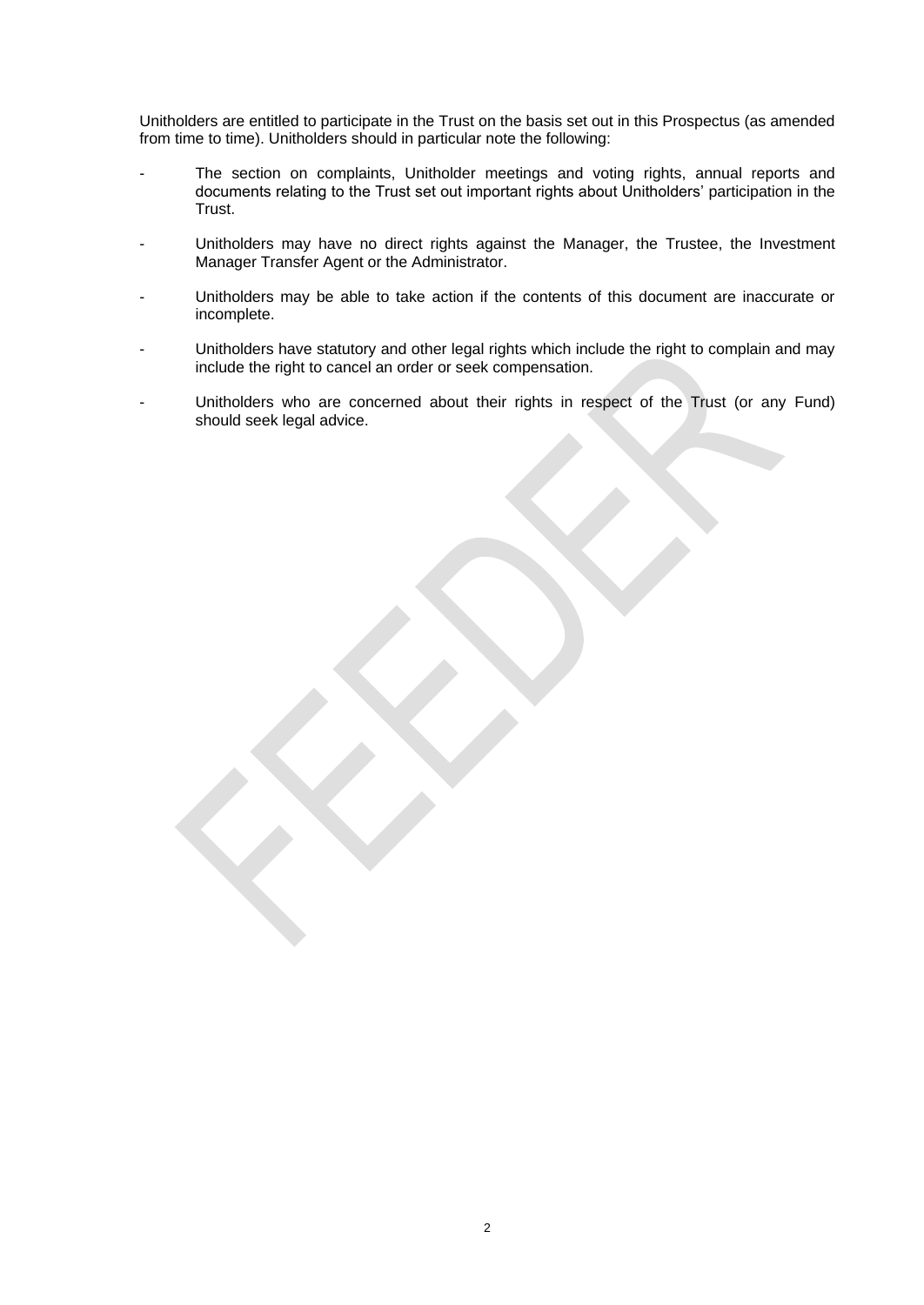Unitholders are entitled to participate in the Trust on the basis set out in this Prospectus (as amended from time to time). Unitholders should in particular note the following:

- The section on complaints, Unitholder meetings and voting rights, annual reports and documents relating to the Trust set out important rights about Unitholders' participation in the Trust.
- Unitholders may have no direct rights against the Manager, the Trustee, the Investment Manager Transfer Agent or the Administrator.
- Unitholders may be able to take action if the contents of this document are inaccurate or incomplete.
- Unitholders have statutory and other legal rights which include the right to complain and may include the right to cancel an order or seek compensation.
- Unitholders who are concerned about their rights in respect of the Trust (or any Fund) should seek legal advice.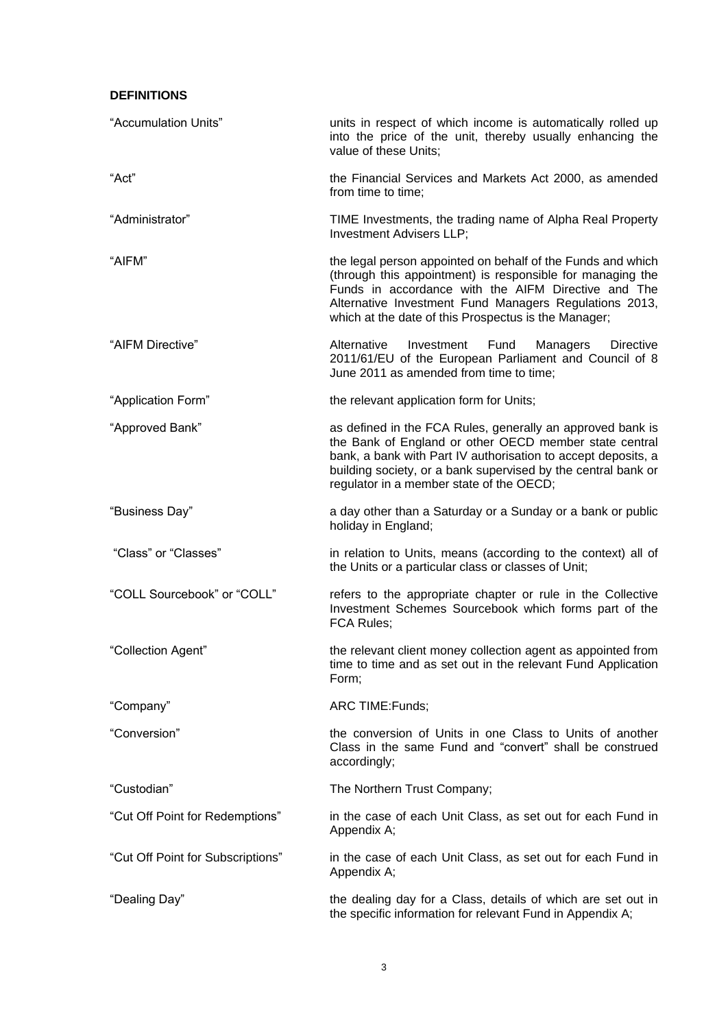## DEFINITIONS

| | |
|---|---|
| "Accumulation Units" | units in respect of which income is automatically rolled up into the price of the unit, thereby usually enhancing the value of these Units; |
| "Act" | the Financial Services and Markets Act 2000, as amended from time to time; |
| "Administrator" | TIME Investments, the trading name of Alpha Real Property Investment Advisers LLP; |
| "AIFM" | the legal person appointed on behalf of the Funds and which (through this appointment) is responsible for managing the Funds in accordance with the AIFM Directive and The Alternative Investment Fund Managers Regulations 2013, which at the date of this Prospectus is the Manager; |
| "AIFM Directive" | Alternative Investment Fund Managers Directive 2011/61/EU of the European Parliament and Council of 8 June 2011 as amended from time to time; |
| "Application Form" | the relevant application form for Units; |
| "Approved Bank" | as defined in the FCA Rules, generally an approved bank is the Bank of England or other OECD member state central bank, a bank with Part IV authorisation to accept deposits, a building society, or a bank supervised by the central bank or regulator in a member state of the OECD; |
| "Business Day" | a day other than a Saturday or a Sunday or a bank or public holiday in England; |
| "Class" or "Classes" | in relation to Units, means (according to the context) all of the Units or a particular class or classes of Unit; |
| "COLL Sourcebook" or "COLL" | refers to the appropriate chapter or rule in the Collective Investment Schemes Sourcebook which forms part of the FCA Rules; |
| "Collection Agent" | the relevant client money collection agent as appointed from time to time and as set out in the relevant Fund Application Form; |
| "Company" | ARC TIME:Funds; |
| "Conversion" | the conversion of Units in one Class to Units of another Class in the same Fund and "convert" shall be construed accordingly; |
| "Custodian" | The Northern Trust Company; |
| "Cut Off Point for Redemptions" | in the case of each Unit Class, as set out for each Fund in Appendix A; |
| "Cut Off Point for Subscriptions" | in the case of each Unit Class, as set out for each Fund in Appendix A; |
| "Dealing Day" | the dealing day for a Class, details of which are set out in the specific information for relevant Fund in Appendix A; |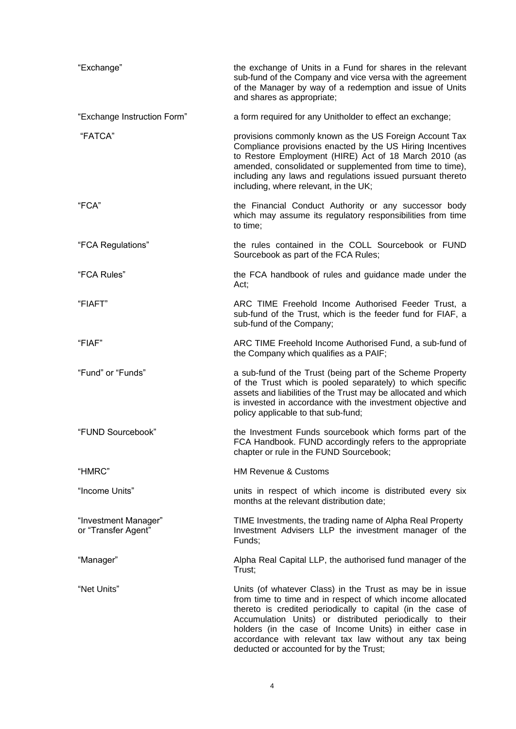| | |
|---|---|
| "Exchange" | the exchange of Units in a Fund for shares in the relevant sub-fund of the Company and vice versa with the agreement of the Manager by way of a redemption and issue of Units and shares as appropriate; |
| "Exchange Instruction Form" | a form required for any Unitholder to effect an exchange; |
| "FATCA" | provisions commonly known as the US Foreign Account Tax Compliance provisions enacted by the US Hiring Incentives to Restore Employment (HIRE) Act of 18 March 2010 (as amended, consolidated or supplemented from time to time), including any laws and regulations issued pursuant thereto including, where relevant, in the UK; |
| "FCA" | the Financial Conduct Authority or any successor body which may assume its regulatory responsibilities from time to time; |
| "FCA Regulations" | the rules contained in the COLL Sourcebook or FUND Sourcebook as part of the FCA Rules; |
| "FCA Rules" | the FCA handbook of rules and guidance made under the Act; |
| "FIAFT" | ARC TIME Freehold Income Authorised Feeder Trust, a sub-fund of the Trust, which is the feeder fund for FIAF, a sub-fund of the Company; |
| "FIAF" | ARC TIME Freehold Income Authorised Fund, a sub-fund of the Company which qualifies as a PAIF; |
| "Fund" or "Funds" | a sub-fund of the Trust (being part of the Scheme Property of the Trust which is pooled separately) to which specific assets and liabilities of the Trust may be allocated and which is invested in accordance with the investment objective and policy applicable to that sub-fund; |
| "FUND Sourcebook" | the Investment Funds sourcebook which forms part of the FCA Handbook. FUND accordingly refers to the appropriate chapter or rule in the FUND Sourcebook; |
| "HMRC" | HM Revenue & Customs |
| "Income Units" | units in respect of which income is distributed every six months at the relevant distribution date; |
| "Investment Manager" or "Transfer Agent" | TIME Investments, the trading name of Alpha Real Property Investment Advisers LLP the investment manager of the Funds; |
| "Manager" | Alpha Real Capital LLP, the authorised fund manager of the Trust; |
| "Net Units" | Units (of whatever Class) in the Trust as may be in issue from time to time and in respect of which income allocated thereto is credited periodically to capital (in the case of Accumulation Units) or distributed periodically to their holders (in the case of Income Units) in either case in accordance with relevant tax law without any tax being deducted or accounted for by the Trust; |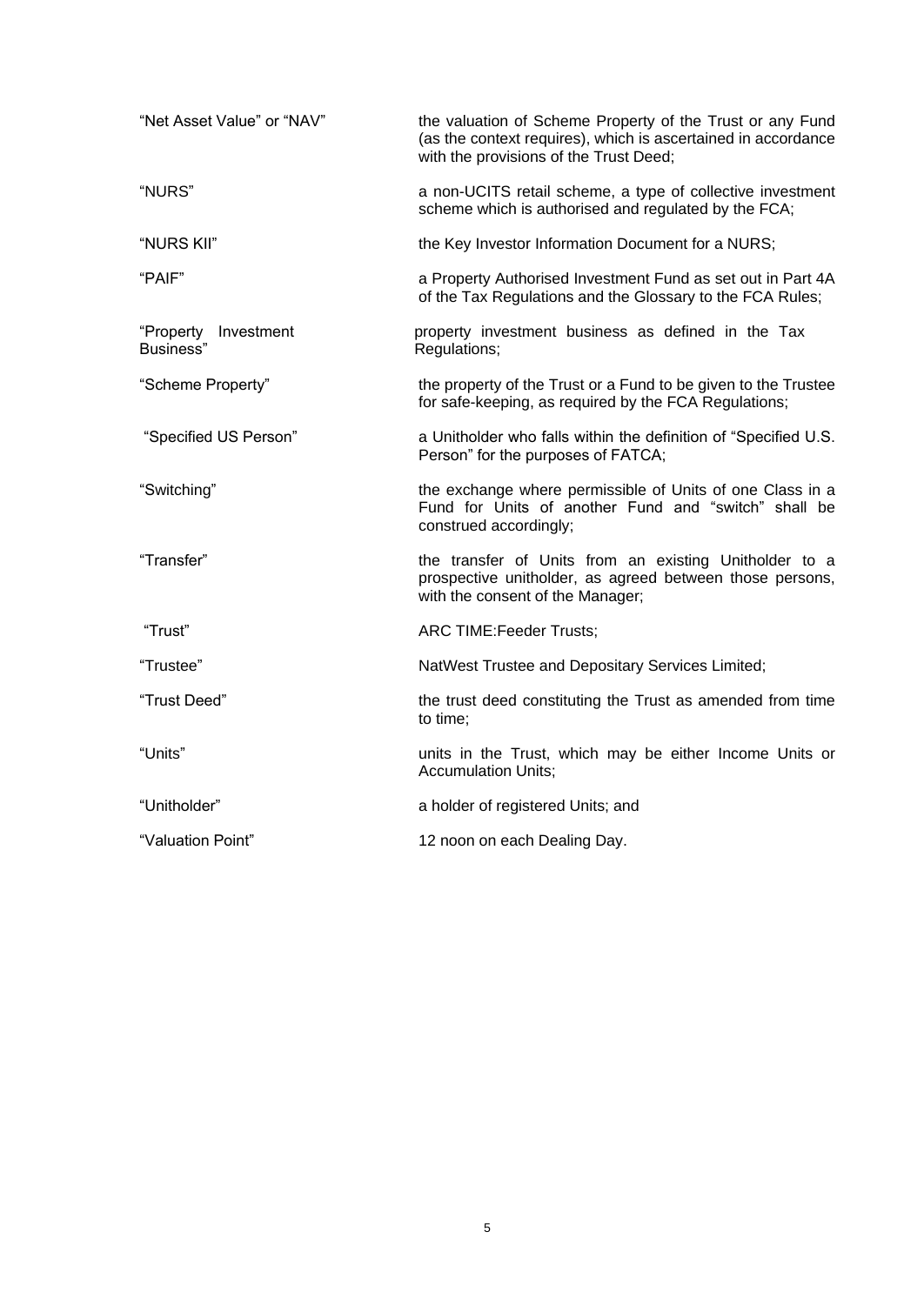| | |
|---|---|
| "Net Asset Value" or "NAV" | the valuation of Scheme Property of the Trust or any Fund (as the context requires), which is ascertained in accordance with the provisions of the Trust Deed; |
| "NURS" | a non-UCITS retail scheme, a type of collective investment scheme which is authorised and regulated by the FCA; |
| "NURS KII" | the Key Investor Information Document for a NURS; |
| "PAIF" | a Property Authorised Investment Fund as set out in Part 4A of the Tax Regulations and the Glossary to the FCA Rules; |
| "Property Investment Business" | property investment business as defined in the Tax Regulations; |
| "Scheme Property" | the property of the Trust or a Fund to be given to the Trustee for safe-keeping, as required by the FCA Regulations; |
| "Specified US Person" | a Unitholder who falls within the definition of "Specified U.S. Person" for the purposes of FATCA; |
| "Switching" | the exchange where permissible of Units of one Class in a Fund for Units of another Fund and "switch" shall be construed accordingly; |
| "Transfer" | the transfer of Units from an existing Unitholder to a prospective unitholder, as agreed between those persons, with the consent of the Manager; |
| "Trust" | ARC TIME:Feeder Trusts; |
| "Trustee" | NatWest Trustee and Depositary Services Limited; |
| "Trust Deed" | the trust deed constituting the Trust as amended from time to time; |
| "Units" | units in the Trust, which may be either Income Units or Accumulation Units; |
| "Unitholder" | a holder of registered Units; and |
| "Valuation Point" | 12 noon on each Dealing Day. |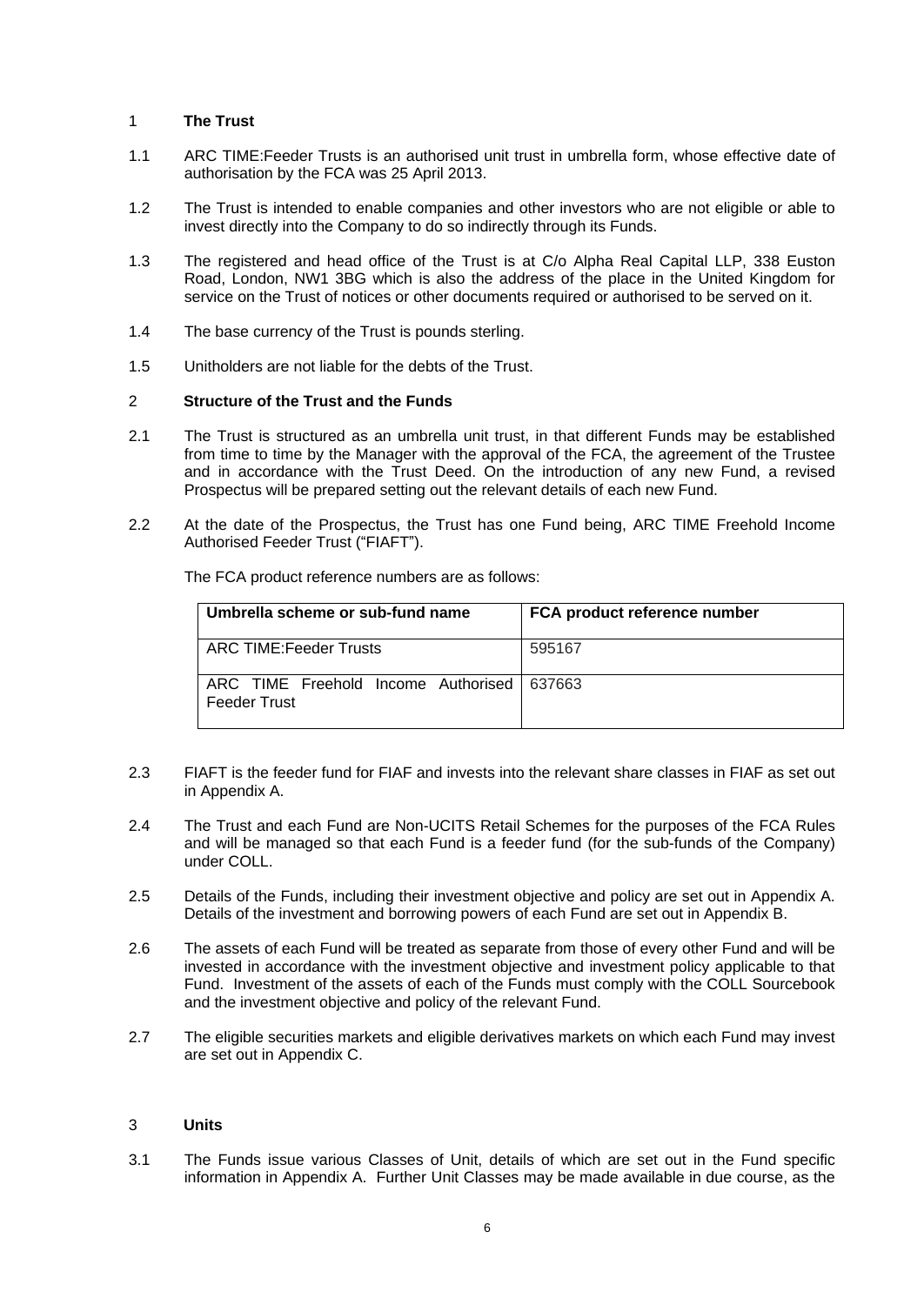## 1 The Trust

1.1 ARC TIME:Feeder Trusts is an authorised unit trust in umbrella form, whose effective date of authorisation by the FCA was 25 April 2013.

1.2 The Trust is intended to enable companies and other investors who are not eligible or able to invest directly into the Company to do so indirectly through its Funds.

1.3 The registered and head office of the Trust is at C/o Alpha Real Capital LLP, 338 Euston Road, London, NW1 3BG which is also the address of the place in the United Kingdom for service on the Trust of notices or other documents required or authorised to be served on it.

1.4 The base currency of the Trust is pounds sterling.

1.5 Unitholders are not liable for the debts of the Trust.

## 2 Structure of the Trust and the Funds

2.1 The Trust is structured as an umbrella unit trust, in that different Funds may be established from time to time by the Manager with the approval of the FCA, the agreement of the Trustee and in accordance with the Trust Deed. On the introduction of any new Fund, a revised Prospectus will be prepared setting out the relevant details of each new Fund.

2.2 At the date of the Prospectus, the Trust has one Fund being, ARC TIME Freehold Income Authorised Feeder Trust ("FIAFT").

The FCA product reference numbers are as follows:

| Umbrella scheme or sub-fund name | FCA product reference number |
|---|---|
| ARC TIME:Feeder Trusts | 595167 |
| ARC TIME Freehold Income Authorised Feeder Trust | 637663 |

2.3 FIAFT is the feeder fund for FIAF and invests into the relevant share classes in FIAF as set out in Appendix A.

2.4 The Trust and each Fund are Non-UCITS Retail Schemes for the purposes of the FCA Rules and will be managed so that each Fund is a feeder fund (for the sub-funds of the Company) under COLL.

2.5 Details of the Funds, including their investment objective and policy are set out in Appendix A. Details of the investment and borrowing powers of each Fund are set out in Appendix B.

2.6 The assets of each Fund will be treated as separate from those of every other Fund and will be invested in accordance with the investment objective and investment policy applicable to that Fund. Investment of the assets of each of the Funds must comply with the COLL Sourcebook and the investment objective and policy of the relevant Fund.

2.7 The eligible securities markets and eligible derivatives markets on which each Fund may invest are set out in Appendix C.

## 3 Units

3.1 The Funds issue various Classes of Unit, details of which are set out in the Fund specific information in Appendix A. Further Unit Classes may be made available in due course, as the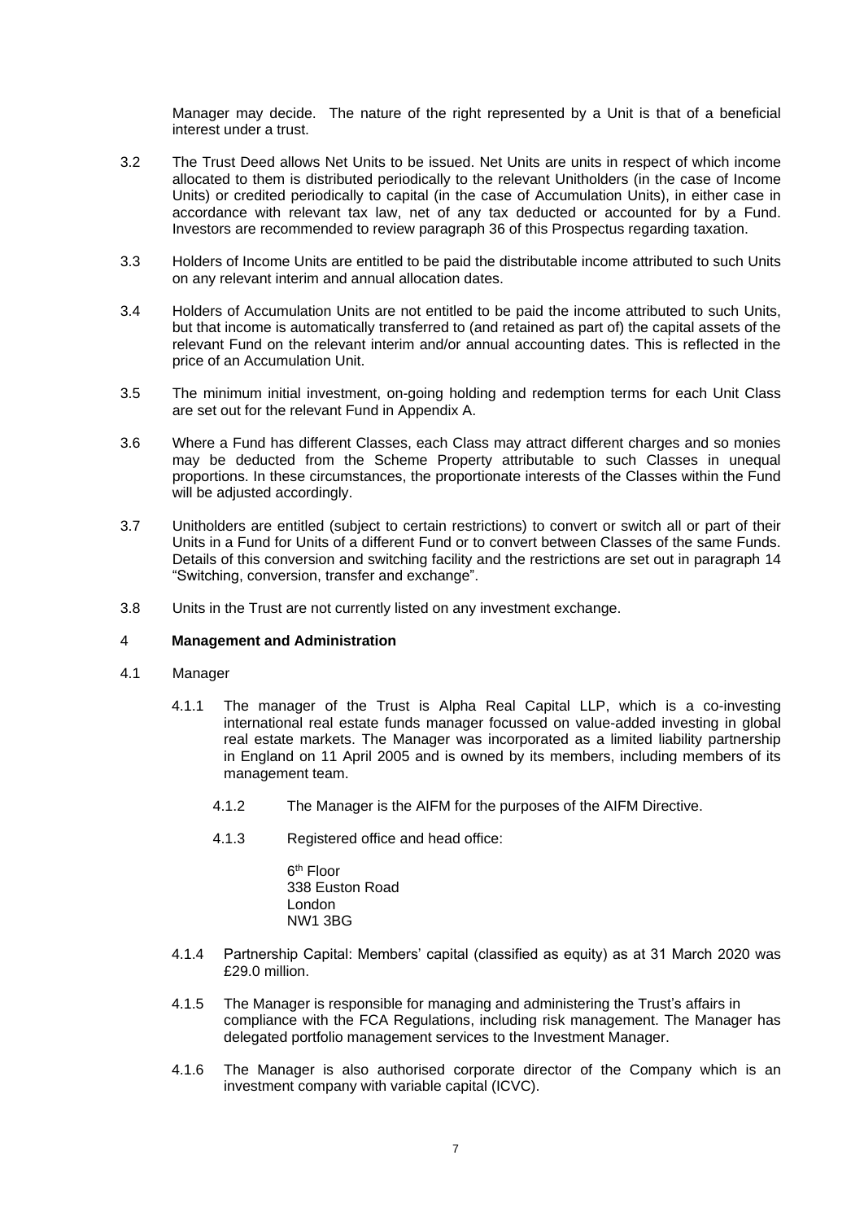Manager may decide. The nature of the right represented by a Unit is that of a beneficial interest under a trust.

3.2 The Trust Deed allows Net Units to be issued. Net Units are units in respect of which income allocated to them is distributed periodically to the relevant Unitholders (in the case of Income Units) or credited periodically to capital (in the case of Accumulation Units), in either case in accordance with relevant tax law, net of any tax deducted or accounted for by a Fund. Investors are recommended to review paragraph 36 of this Prospectus regarding taxation.

3.3 Holders of Income Units are entitled to be paid the distributable income attributed to such Units on any relevant interim and annual allocation dates.

3.4 Holders of Accumulation Units are not entitled to be paid the income attributed to such Units, but that income is automatically transferred to (and retained as part of) the capital assets of the relevant Fund on the relevant interim and/or annual accounting dates. This is reflected in the price of an Accumulation Unit.

3.5 The minimum initial investment, on-going holding and redemption terms for each Unit Class are set out for the relevant Fund in Appendix A.

3.6 Where a Fund has different Classes, each Class may attract different charges and so monies may be deducted from the Scheme Property attributable to such Classes in unequal proportions. In these circumstances, the proportionate interests of the Classes within the Fund will be adjusted accordingly.

3.7 Unitholders are entitled (subject to certain restrictions) to convert or switch all or part of their Units in a Fund for Units of a different Fund or to convert between Classes of the same Funds. Details of this conversion and switching facility and the restrictions are set out in paragraph 14 "Switching, conversion, transfer and exchange".

3.8 Units in the Trust are not currently listed on any investment exchange.

## 4 Management and Administration

4.1 Manager

4.1.1 The manager of the Trust is Alpha Real Capital LLP, which is a co-investing international real estate funds manager focussed on value-added investing in global real estate markets. The Manager was incorporated as a limited liability partnership in England on 11 April 2005 and is owned by its members, including members of its management team.

4.1.2 The Manager is the AIFM for the purposes of the AIFM Directive.

4.1.3 Registered office and head office:

6th Floor
338 Euston Road
London
NW1 3BG

4.1.4 Partnership Capital: Members' capital (classified as equity) as at 31 March 2020 was £29.0 million.

4.1.5 The Manager is responsible for managing and administering the Trust's affairs in compliance with the FCA Regulations, including risk management. The Manager has delegated portfolio management services to the Investment Manager.

4.1.6 The Manager is also authorised corporate director of the Company which is an investment company with variable capital (ICVC).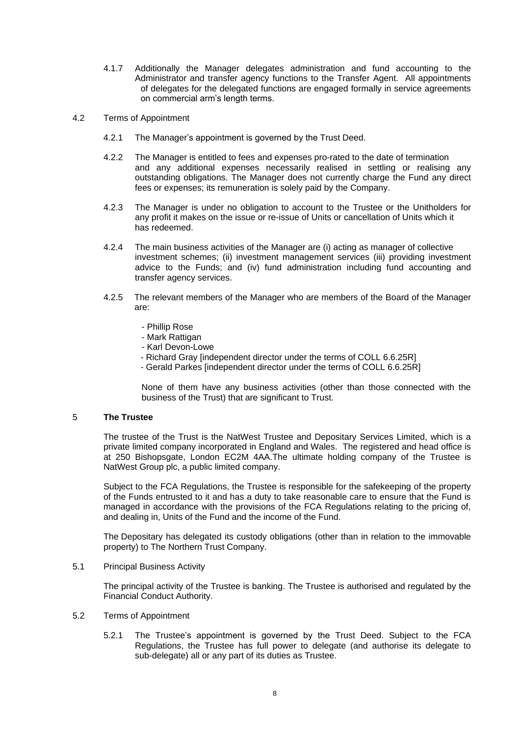4.1.7 Additionally the Manager delegates administration and fund accounting to the Administrator and transfer agency functions to the Transfer Agent. All appointments of delegates for the delegated functions are engaged formally in service agreements on commercial arm's length terms.

4.2 Terms of Appointment

4.2.1 The Manager's appointment is governed by the Trust Deed.

4.2.2 The Manager is entitled to fees and expenses pro-rated to the date of termination and any additional expenses necessarily realised in settling or realising any outstanding obligations. The Manager does not currently charge the Fund any direct fees or expenses; its remuneration is solely paid by the Company.

4.2.3 The Manager is under no obligation to account to the Trustee or the Unitholders for any profit it makes on the issue or re-issue of Units or cancellation of Units which it has redeemed.

4.2.4 The main business activities of the Manager are (i) acting as manager of collective investment schemes; (ii) investment management services (iii) providing investment advice to the Funds; and (iv) fund administration including fund accounting and transfer agency services.

4.2.5 The relevant members of the Manager who are members of the Board of the Manager are:

- Phillip Rose
- Mark Rattigan
- Karl Devon-Lowe
- Richard Gray [independent director under the terms of COLL 6.6.25R]
- Gerald Parkes [independent director under the terms of COLL 6.6.25R]

None of them have any business activities (other than those connected with the business of the Trust) that are significant to Trust.

## 5 **The Trustee**

The trustee of the Trust is the NatWest Trustee and Depositary Services Limited, which is a private limited company incorporated in England and Wales. The registered and head office is at 250 Bishopsgate, London EC2M 4AA.The ultimate holding company of the Trustee is NatWest Group plc, a public limited company.

Subject to the FCA Regulations, the Trustee is responsible for the safekeeping of the property of the Funds entrusted to it and has a duty to take reasonable care to ensure that the Fund is managed in accordance with the provisions of the FCA Regulations relating to the pricing of, and dealing in, Units of the Fund and the income of the Fund.

The Depositary has delegated its custody obligations (other than in relation to the immovable property) to The Northern Trust Company.

5.1 Principal Business Activity

The principal activity of the Trustee is banking. The Trustee is authorised and regulated by the Financial Conduct Authority.

5.2 Terms of Appointment

5.2.1 The Trustee's appointment is governed by the Trust Deed. Subject to the FCA Regulations, the Trustee has full power to delegate (and authorise its delegate to sub-delegate) all or any part of its duties as Trustee.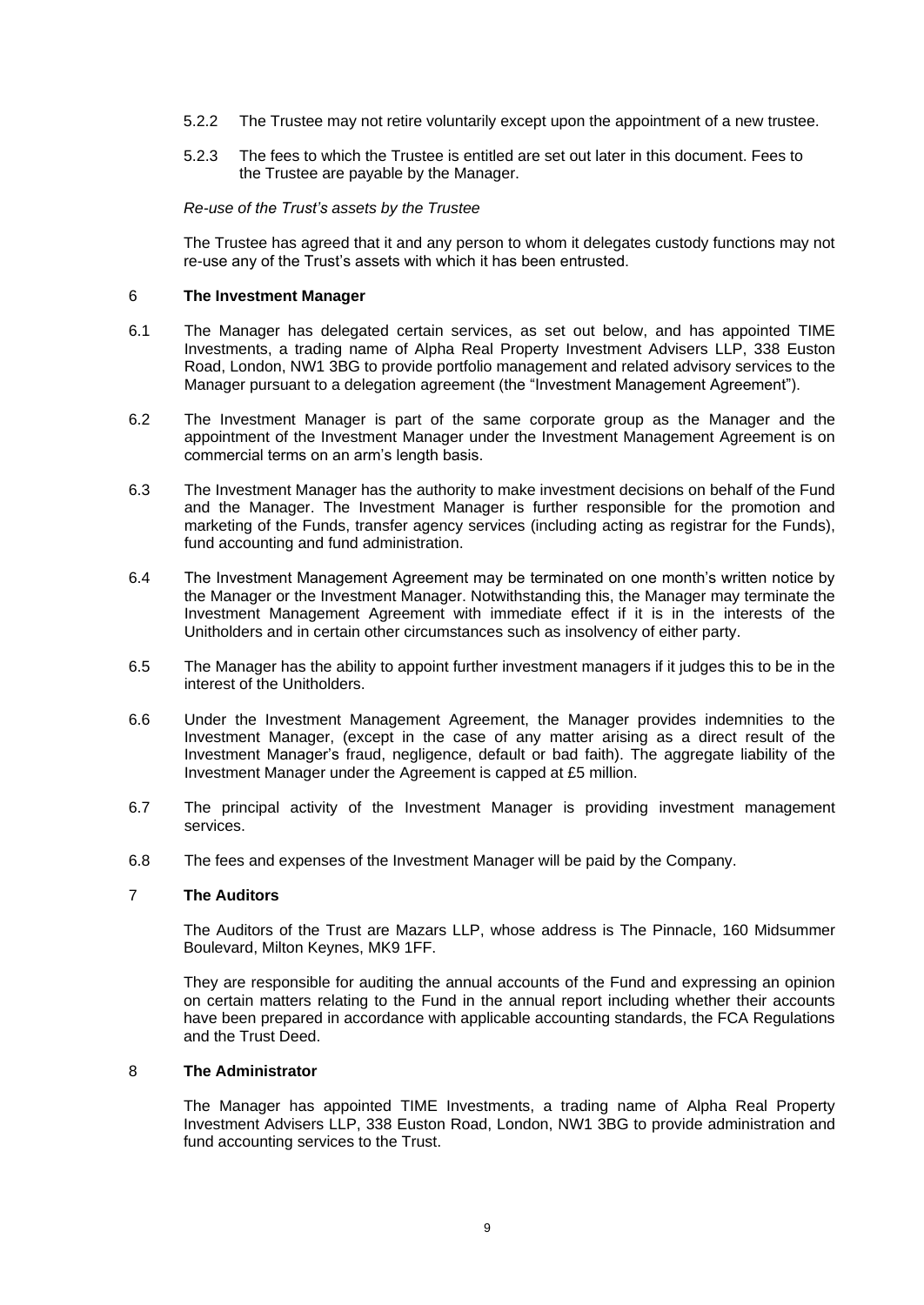5.2.2 The Trustee may not retire voluntarily except upon the appointment of a new trustee.

5.2.3 The fees to which the Trustee is entitled are set out later in this document. Fees to the Trustee are payable by the Manager.

*Re-use of the Trust's assets by the Trustee*

The Trustee has agreed that it and any person to whom it delegates custody functions may not re-use any of the Trust's assets with which it has been entrusted.

## 6 The Investment Manager

6.1 The Manager has delegated certain services, as set out below, and has appointed TIME Investments, a trading name of Alpha Real Property Investment Advisers LLP, 338 Euston Road, London, NW1 3BG to provide portfolio management and related advisory services to the Manager pursuant to a delegation agreement (the "Investment Management Agreement").

6.2 The Investment Manager is part of the same corporate group as the Manager and the appointment of the Investment Manager under the Investment Management Agreement is on commercial terms on an arm's length basis.

6.3 The Investment Manager has the authority to make investment decisions on behalf of the Fund and the Manager. The Investment Manager is further responsible for the promotion and marketing of the Funds, transfer agency services (including acting as registrar for the Funds), fund accounting and fund administration.

6.4 The Investment Management Agreement may be terminated on one month's written notice by the Manager or the Investment Manager. Notwithstanding this, the Manager may terminate the Investment Management Agreement with immediate effect if it is in the interests of the Unitholders and in certain other circumstances such as insolvency of either party.

6.5 The Manager has the ability to appoint further investment managers if it judges this to be in the interest of the Unitholders.

6.6 Under the Investment Management Agreement, the Manager provides indemnities to the Investment Manager, (except in the case of any matter arising as a direct result of the Investment Manager's fraud, negligence, default or bad faith). The aggregate liability of the Investment Manager under the Agreement is capped at £5 million.

6.7 The principal activity of the Investment Manager is providing investment management services.

6.8 The fees and expenses of the Investment Manager will be paid by the Company.

## 7 The Auditors

The Auditors of the Trust are Mazars LLP, whose address is The Pinnacle, 160 Midsummer Boulevard, Milton Keynes, MK9 1FF.

They are responsible for auditing the annual accounts of the Fund and expressing an opinion on certain matters relating to the Fund in the annual report including whether their accounts have been prepared in accordance with applicable accounting standards, the FCA Regulations and the Trust Deed.

## 8 The Administrator

The Manager has appointed TIME Investments, a trading name of Alpha Real Property Investment Advisers LLP, 338 Euston Road, London, NW1 3BG to provide administration and fund accounting services to the Trust.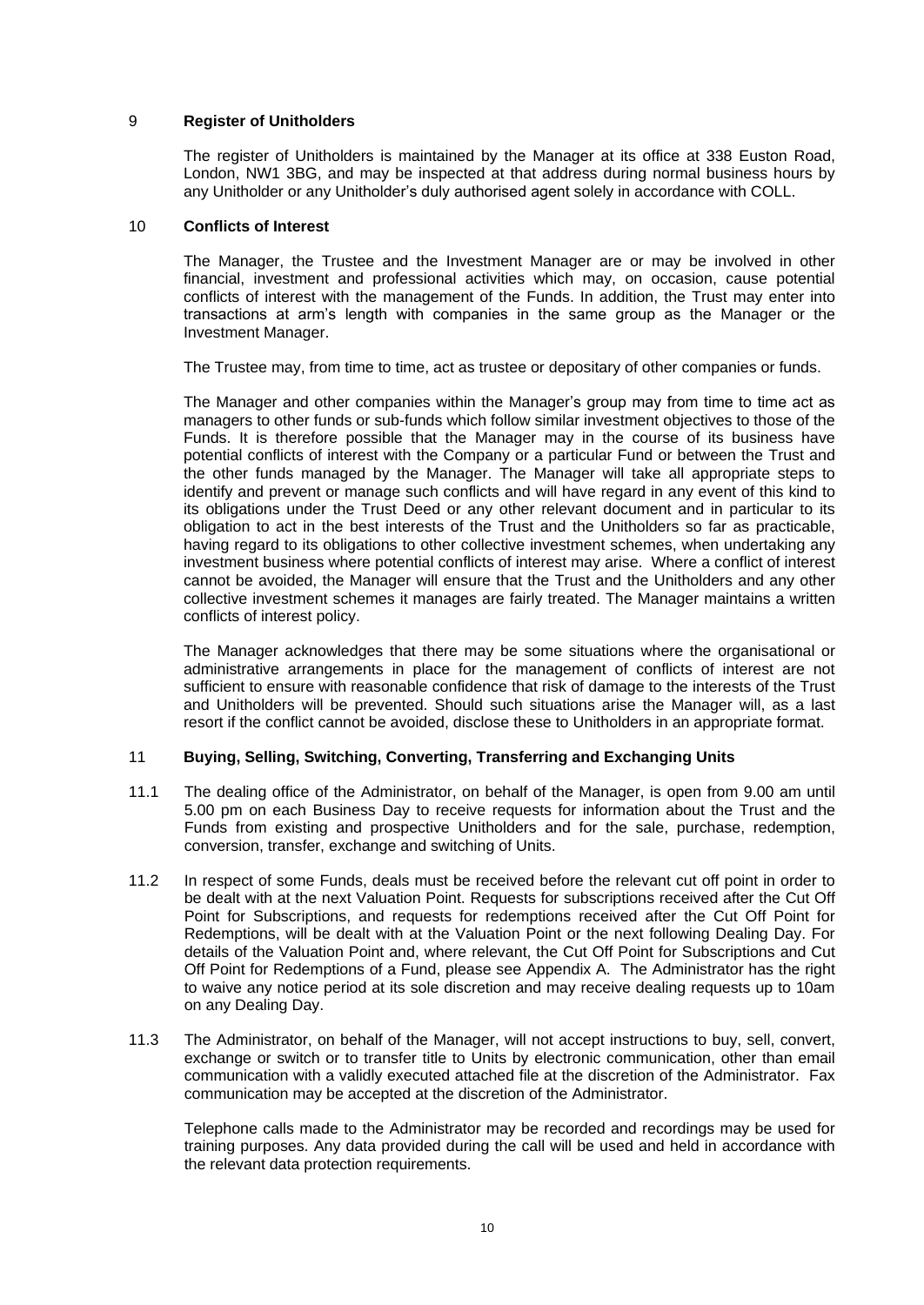## 9 Register of Unitholders

The register of Unitholders is maintained by the Manager at its office at 338 Euston Road, London, NW1 3BG, and may be inspected at that address during normal business hours by any Unitholder or any Unitholder's duly authorised agent solely in accordance with COLL.

## 10 Conflicts of Interest

The Manager, the Trustee and the Investment Manager are or may be involved in other financial, investment and professional activities which may, on occasion, cause potential conflicts of interest with the management of the Funds. In addition, the Trust may enter into transactions at arm's length with companies in the same group as the Manager or the Investment Manager.

The Trustee may, from time to time, act as trustee or depositary of other companies or funds.

The Manager and other companies within the Manager's group may from time to time act as managers to other funds or sub-funds which follow similar investment objectives to those of the Funds. It is therefore possible that the Manager may in the course of its business have potential conflicts of interest with the Company or a particular Fund or between the Trust and the other funds managed by the Manager. The Manager will take all appropriate steps to identify and prevent or manage such conflicts and will have regard in any event of this kind to its obligations under the Trust Deed or any other relevant document and in particular to its obligation to act in the best interests of the Trust and the Unitholders so far as practicable, having regard to its obligations to other collective investment schemes, when undertaking any investment business where potential conflicts of interest may arise. Where a conflict of interest cannot be avoided, the Manager will ensure that the Trust and the Unitholders and any other collective investment schemes it manages are fairly treated. The Manager maintains a written conflicts of interest policy.

The Manager acknowledges that there may be some situations where the organisational or administrative arrangements in place for the management of conflicts of interest are not sufficient to ensure with reasonable confidence that risk of damage to the interests of the Trust and Unitholders will be prevented. Should such situations arise the Manager will, as a last resort if the conflict cannot be avoided, disclose these to Unitholders in an appropriate format.

## 11 Buying, Selling, Switching, Converting, Transferring and Exchanging Units

11.1 The dealing office of the Administrator, on behalf of the Manager, is open from 9.00 am until 5.00 pm on each Business Day to receive requests for information about the Trust and the Funds from existing and prospective Unitholders and for the sale, purchase, redemption, conversion, transfer, exchange and switching of Units.

11.2 In respect of some Funds, deals must be received before the relevant cut off point in order to be dealt with at the next Valuation Point. Requests for subscriptions received after the Cut Off Point for Subscriptions, and requests for redemptions received after the Cut Off Point for Redemptions, will be dealt with at the Valuation Point or the next following Dealing Day. For details of the Valuation Point and, where relevant, the Cut Off Point for Subscriptions and Cut Off Point for Redemptions of a Fund, please see Appendix A. The Administrator has the right to waive any notice period at its sole discretion and may receive dealing requests up to 10am on any Dealing Day.

11.3 The Administrator, on behalf of the Manager, will not accept instructions to buy, sell, convert, exchange or switch or to transfer title to Units by electronic communication, other than email communication with a validly executed attached file at the discretion of the Administrator. Fax communication may be accepted at the discretion of the Administrator.

Telephone calls made to the Administrator may be recorded and recordings may be used for training purposes. Any data provided during the call will be used and held in accordance with the relevant data protection requirements.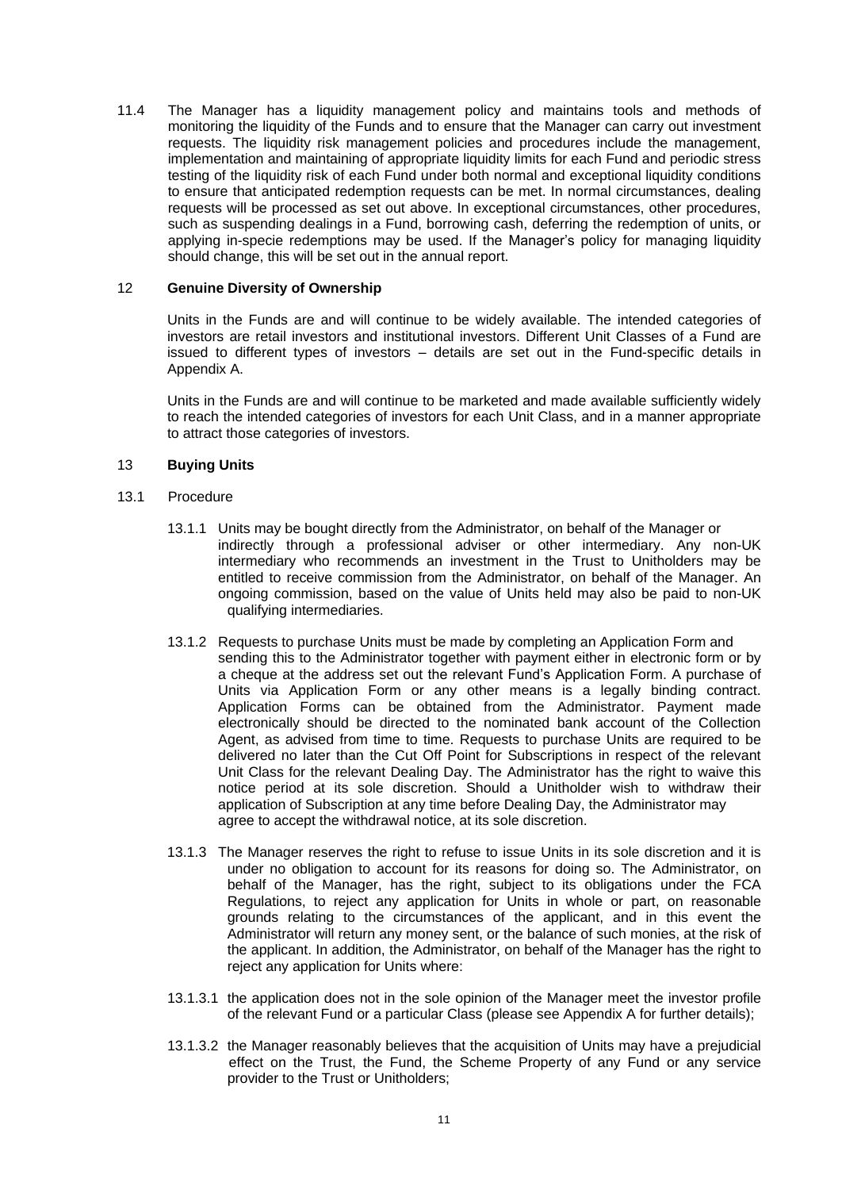11.4 The Manager has a liquidity management policy and maintains tools and methods of monitoring the liquidity of the Funds and to ensure that the Manager can carry out investment requests. The liquidity risk management policies and procedures include the management, implementation and maintaining of appropriate liquidity limits for each Fund and periodic stress testing of the liquidity risk of each Fund under both normal and exceptional liquidity conditions to ensure that anticipated redemption requests can be met. In normal circumstances, dealing requests will be processed as set out above. In exceptional circumstances, other procedures, such as suspending dealings in a Fund, borrowing cash, deferring the redemption of units, or applying in-specie redemptions may be used. If the Manager's policy for managing liquidity should change, this will be set out in the annual report.

## 12 Genuine Diversity of Ownership

Units in the Funds are and will continue to be widely available. The intended categories of investors are retail investors and institutional investors. Different Unit Classes of a Fund are issued to different types of investors – details are set out in the Fund-specific details in Appendix A.

Units in the Funds are and will continue to be marketed and made available sufficiently widely to reach the intended categories of investors for each Unit Class, and in a manner appropriate to attract those categories of investors.

## 13 Buying Units

13.1 Procedure

13.1.1 Units may be bought directly from the Administrator, on behalf of the Manager or indirectly through a professional adviser or other intermediary. Any non-UK intermediary who recommends an investment in the Trust to Unitholders may be entitled to receive commission from the Administrator, on behalf of the Manager. An ongoing commission, based on the value of Units held may also be paid to non-UK qualifying intermediaries.

13.1.2 Requests to purchase Units must be made by completing an Application Form and sending this to the Administrator together with payment either in electronic form or by a cheque at the address set out the relevant Fund's Application Form. A purchase of Units via Application Form or any other means is a legally binding contract. Application Forms can be obtained from the Administrator. Payment made electronically should be directed to the nominated bank account of the Collection Agent, as advised from time to time. Requests to purchase Units are required to be delivered no later than the Cut Off Point for Subscriptions in respect of the relevant Unit Class for the relevant Dealing Day. The Administrator has the right to waive this notice period at its sole discretion. Should a Unitholder wish to withdraw their application of Subscription at any time before Dealing Day, the Administrator may agree to accept the withdrawal notice, at its sole discretion.

13.1.3 The Manager reserves the right to refuse to issue Units in its sole discretion and it is under no obligation to account for its reasons for doing so. The Administrator, on behalf of the Manager, has the right, subject to its obligations under the FCA Regulations, to reject any application for Units in whole or part, on reasonable grounds relating to the circumstances of the applicant, and in this event the Administrator will return any money sent, or the balance of such monies, at the risk of the applicant. In addition, the Administrator, on behalf of the Manager has the right to reject any application for Units where:

13.1.3.1 the application does not in the sole opinion of the Manager meet the investor profile of the relevant Fund or a particular Class (please see Appendix A for further details);

13.1.3.2 the Manager reasonably believes that the acquisition of Units may have a prejudicial effect on the Trust, the Fund, the Scheme Property of any Fund or any service provider to the Trust or Unitholders;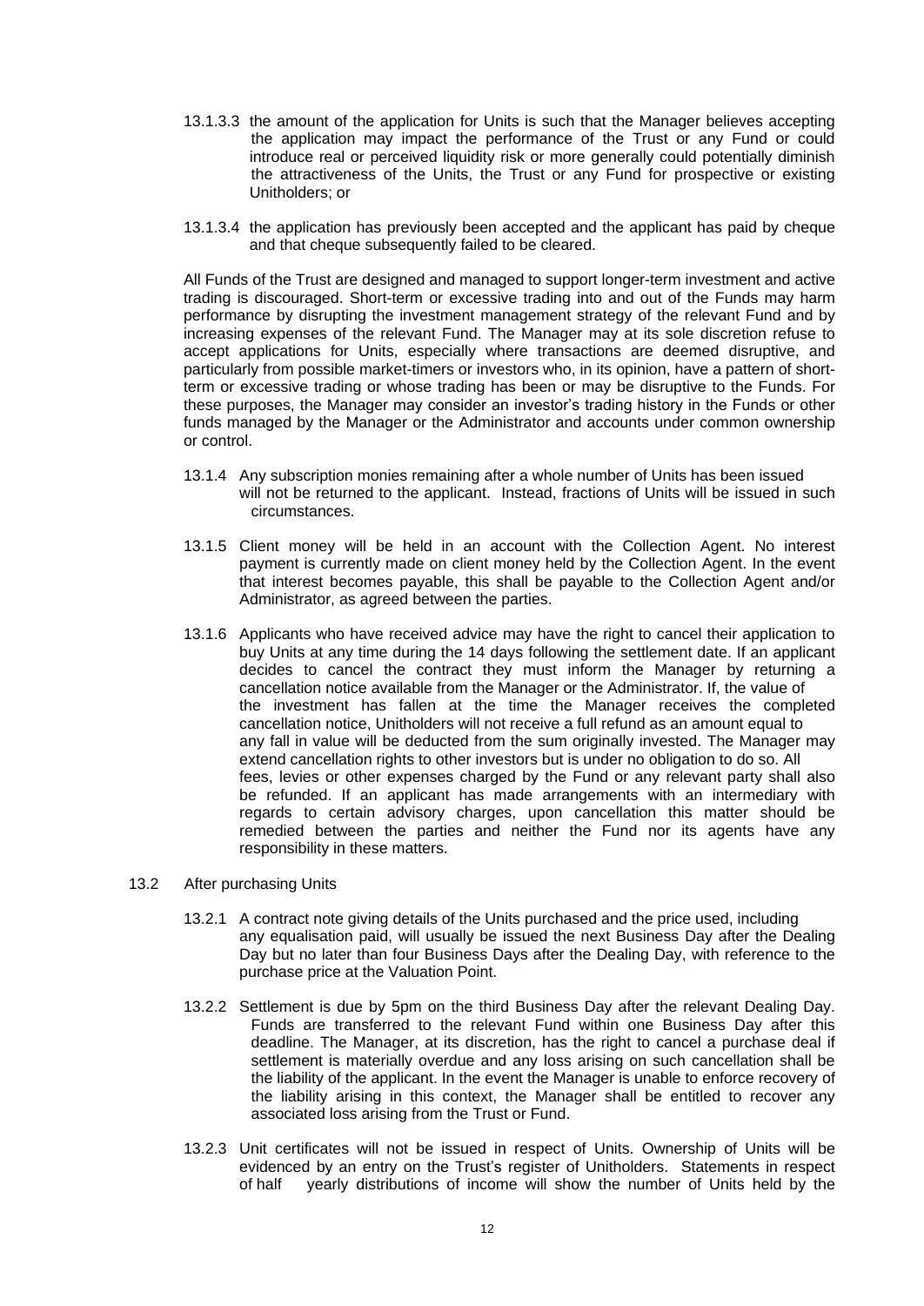13.1.3.3 the amount of the application for Units is such that the Manager believes accepting the application may impact the performance of the Trust or any Fund or could introduce real or perceived liquidity risk or more generally could potentially diminish the attractiveness of the Units, the Trust or any Fund for prospective or existing Unitholders; or

13.1.3.4 the application has previously been accepted and the applicant has paid by cheque and that cheque subsequently failed to be cleared.

All Funds of the Trust are designed and managed to support longer-term investment and active trading is discouraged. Short-term or excessive trading into and out of the Funds may harm performance by disrupting the investment management strategy of the relevant Fund and by increasing expenses of the relevant Fund. The Manager may at its sole discretion refuse to accept applications for Units, especially where transactions are deemed disruptive, and particularly from possible market-timers or investors who, in its opinion, have a pattern of short-term or excessive trading or whose trading has been or may be disruptive to the Funds. For these purposes, the Manager may consider an investor's trading history in the Funds or other funds managed by the Manager or the Administrator and accounts under common ownership or control.

13.1.4 Any subscription monies remaining after a whole number of Units has been issued will not be returned to the applicant. Instead, fractions of Units will be issued in such circumstances.

13.1.5 Client money will be held in an account with the Collection Agent. No interest payment is currently made on client money held by the Collection Agent. In the event that interest becomes payable, this shall be payable to the Collection Agent and/or Administrator, as agreed between the parties.

13.1.6 Applicants who have received advice may have the right to cancel their application to buy Units at any time during the 14 days following the settlement date. If an applicant decides to cancel the contract they must inform the Manager by returning a cancellation notice available from the Manager or the Administrator. If, the value of the investment has fallen at the time the Manager receives the completed cancellation notice, Unitholders will not receive a full refund as an amount equal to any fall in value will be deducted from the sum originally invested. The Manager may extend cancellation rights to other investors but is under no obligation to do so. All fees, levies or other expenses charged by the Fund or any relevant party shall also be refunded. If an applicant has made arrangements with an intermediary with regards to certain advisory charges, upon cancellation this matter should be remedied between the parties and neither the Fund nor its agents have any responsibility in these matters.

13.2 After purchasing Units

13.2.1 A contract note giving details of the Units purchased and the price used, including any equalisation paid, will usually be issued the next Business Day after the Dealing Day but no later than four Business Days after the Dealing Day, with reference to the purchase price at the Valuation Point.

13.2.2 Settlement is due by 5pm on the third Business Day after the relevant Dealing Day. Funds are transferred to the relevant Fund within one Business Day after this deadline. The Manager, at its discretion, has the right to cancel a purchase deal if settlement is materially overdue and any loss arising on such cancellation shall be the liability of the applicant. In the event the Manager is unable to enforce recovery of the liability arising in this context, the Manager shall be entitled to recover any associated loss arising from the Trust or Fund.

13.2.3 Unit certificates will not be issued in respect of Units. Ownership of Units will be evidenced by an entry on the Trust's register of Unitholders. Statements in respect of half yearly distributions of income will show the number of Units held by the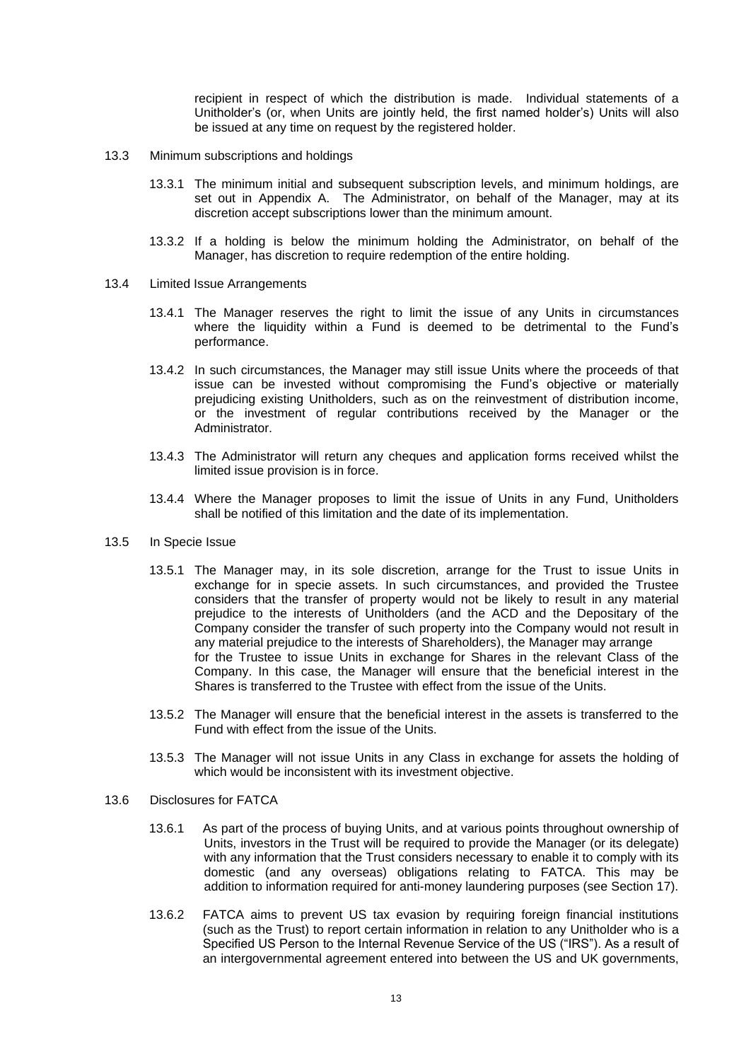recipient in respect of which the distribution is made. Individual statements of a Unitholder's (or, when Units are jointly held, the first named holder's) Units will also be issued at any time on request by the registered holder.

13.3 Minimum subscriptions and holdings

13.3.1 The minimum initial and subsequent subscription levels, and minimum holdings, are set out in Appendix A. The Administrator, on behalf of the Manager, may at its discretion accept subscriptions lower than the minimum amount.

13.3.2 If a holding is below the minimum holding the Administrator, on behalf of the Manager, has discretion to require redemption of the entire holding.

13.4 Limited Issue Arrangements

13.4.1 The Manager reserves the right to limit the issue of any Units in circumstances where the liquidity within a Fund is deemed to be detrimental to the Fund's performance.

13.4.2 In such circumstances, the Manager may still issue Units where the proceeds of that issue can be invested without compromising the Fund's objective or materially prejudicing existing Unitholders, such as on the reinvestment of distribution income, or the investment of regular contributions received by the Manager or the Administrator.

13.4.3 The Administrator will return any cheques and application forms received whilst the limited issue provision is in force.

13.4.4 Where the Manager proposes to limit the issue of Units in any Fund, Unitholders shall be notified of this limitation and the date of its implementation.

13.5 In Specie Issue

13.5.1 The Manager may, in its sole discretion, arrange for the Trust to issue Units in exchange for in specie assets. In such circumstances, and provided the Trustee considers that the transfer of property would not be likely to result in any material prejudice to the interests of Unitholders (and the ACD and the Depositary of the Company consider the transfer of such property into the Company would not result in any material prejudice to the interests of Shareholders), the Manager may arrange for the Trustee to issue Units in exchange for Shares in the relevant Class of the Company. In this case, the Manager will ensure that the beneficial interest in the Shares is transferred to the Trustee with effect from the issue of the Units.

13.5.2 The Manager will ensure that the beneficial interest in the assets is transferred to the Fund with effect from the issue of the Units.

13.5.3 The Manager will not issue Units in any Class in exchange for assets the holding of which would be inconsistent with its investment objective.

13.6 Disclosures for FATCA

13.6.1 As part of the process of buying Units, and at various points throughout ownership of Units, investors in the Trust will be required to provide the Manager (or its delegate) with any information that the Trust considers necessary to enable it to comply with its domestic (and any overseas) obligations relating to FATCA. This may be addition to information required for anti-money laundering purposes (see Section 17).

13.6.2 FATCA aims to prevent US tax evasion by requiring foreign financial institutions (such as the Trust) to report certain information in relation to any Unitholder who is a Specified US Person to the Internal Revenue Service of the US ("IRS"). As a result of an intergovernmental agreement entered into between the US and UK governments,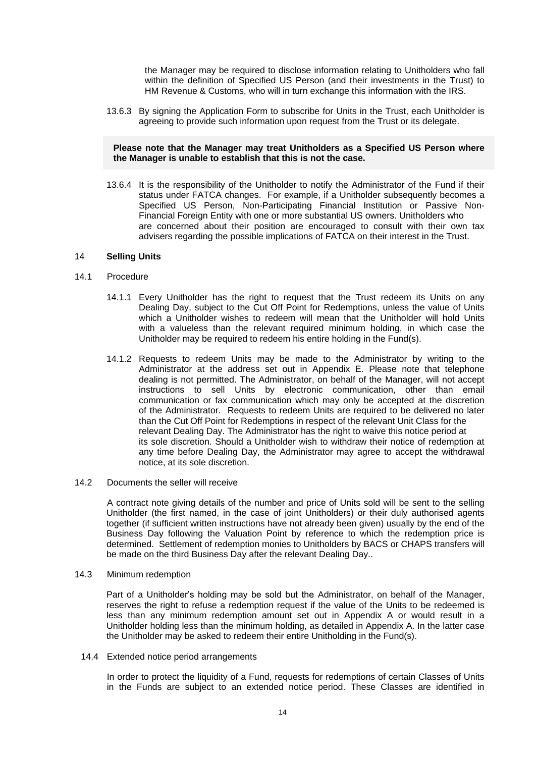the Manager may be required to disclose information relating to Unitholders who fall within the definition of Specified US Person (and their investments in the Trust) to HM Revenue & Customs, who will in turn exchange this information with the IRS.

13.6.3 By signing the Application Form to subscribe for Units in the Trust, each Unitholder is agreeing to provide such information upon request from the Trust or its delegate.

**Please note that the Manager may treat Unitholders as a Specified US Person where the Manager is unable to establish that this is not the case.**

13.6.4 It is the responsibility of the Unitholder to notify the Administrator of the Fund if their status under FATCA changes. For example, if a Unitholder subsequently becomes a Specified US Person, Non-Participating Financial Institution or Passive Non-Financial Foreign Entity with one or more substantial US owners. Unitholders who are concerned about their position are encouraged to consult with their own tax advisers regarding the possible implications of FATCA on their interest in the Trust.

## 14 Selling Units

### 14.1 Procedure

14.1.1 Every Unitholder has the right to request that the Trust redeem its Units on any Dealing Day, subject to the Cut Off Point for Redemptions, unless the value of Units which a Unitholder wishes to redeem will mean that the Unitholder will hold Units with a valueless than the relevant required minimum holding, in which case the Unitholder may be required to redeem his entire holding in the Fund(s).

14.1.2 Requests to redeem Units may be made to the Administrator by writing to the Administrator at the address set out in Appendix E. Please note that telephone dealing is not permitted. The Administrator, on behalf of the Manager, will not accept instructions to sell Units by electronic communication, other than email communication or fax communication which may only be accepted at the discretion of the Administrator. Requests to redeem Units are required to be delivered no later than the Cut Off Point for Redemptions in respect of the relevant Unit Class for the relevant Dealing Day. The Administrator has the right to waive this notice period at its sole discretion. Should a Unitholder wish to withdraw their notice of redemption at any time before Dealing Day, the Administrator may agree to accept the withdrawal notice, at its sole discretion.

### 14.2 Documents the seller will receive

A contract note giving details of the number and price of Units sold will be sent to the selling Unitholder (the first named, in the case of joint Unitholders) or their duly authorised agents together (if sufficient written instructions have not already been given) usually by the end of the Business Day following the Valuation Point by reference to which the redemption price is determined. Settlement of redemption monies to Unitholders by BACS or CHAPS transfers will be made on the third Business Day after the relevant Dealing Day..

### 14.3 Minimum redemption

Part of a Unitholder's holding may be sold but the Administrator, on behalf of the Manager, reserves the right to refuse a redemption request if the value of the Units to be redeemed is less than any minimum redemption amount set out in Appendix A or would result in a Unitholder holding less than the minimum holding, as detailed in Appendix A. In the latter case the Unitholder may be asked to redeem their entire Unitholding in the Fund(s).

### 14.4 Extended notice period arrangements

In order to protect the liquidity of a Fund, requests for redemptions of certain Classes of Units in the Funds are subject to an extended notice period. These Classes are identified in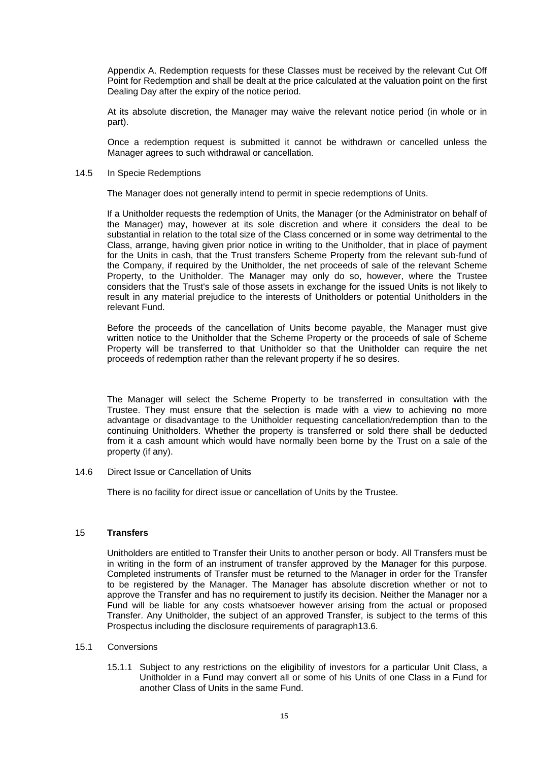Appendix A. Redemption requests for these Classes must be received by the relevant Cut Off Point for Redemption and shall be dealt at the price calculated at the valuation point on the first Dealing Day after the expiry of the notice period.

At its absolute discretion, the Manager may waive the relevant notice period (in whole or in part).

Once a redemption request is submitted it cannot be withdrawn or cancelled unless the Manager agrees to such withdrawal or cancellation.

14.5 In Specie Redemptions

The Manager does not generally intend to permit in specie redemptions of Units.

If a Unitholder requests the redemption of Units, the Manager (or the Administrator on behalf of the Manager) may, however at its sole discretion and where it considers the deal to be substantial in relation to the total size of the Class concerned or in some way detrimental to the Class, arrange, having given prior notice in writing to the Unitholder, that in place of payment for the Units in cash, that the Trust transfers Scheme Property from the relevant sub-fund of the Company, if required by the Unitholder, the net proceeds of sale of the relevant Scheme Property, to the Unitholder. The Manager may only do so, however, where the Trustee considers that the Trust's sale of those assets in exchange for the issued Units is not likely to result in any material prejudice to the interests of Unitholders or potential Unitholders in the relevant Fund.

Before the proceeds of the cancellation of Units become payable, the Manager must give written notice to the Unitholder that the Scheme Property or the proceeds of sale of Scheme Property will be transferred to that Unitholder so that the Unitholder can require the net proceeds of redemption rather than the relevant property if he so desires.

The Manager will select the Scheme Property to be transferred in consultation with the Trustee. They must ensure that the selection is made with a view to achieving no more advantage or disadvantage to the Unitholder requesting cancellation/redemption than to the continuing Unitholders. Whether the property is transferred or sold there shall be deducted from it a cash amount which would have normally been borne by the Trust on a sale of the property (if any).

14.6 Direct Issue or Cancellation of Units

There is no facility for direct issue or cancellation of Units by the Trustee.

## 15 **Transfers**

Unitholders are entitled to Transfer their Units to another person or body. All Transfers must be in writing in the form of an instrument of transfer approved by the Manager for this purpose. Completed instruments of Transfer must be returned to the Manager in order for the Transfer to be registered by the Manager. The Manager has absolute discretion whether or not to approve the Transfer and has no requirement to justify its decision. Neither the Manager nor a Fund will be liable for any costs whatsoever however arising from the actual or proposed Transfer. Any Unitholder, the subject of an approved Transfer, is subject to the terms of this Prospectus including the disclosure requirements of paragraph13.6.

15.1 Conversions

15.1.1 Subject to any restrictions on the eligibility of investors for a particular Unit Class, a Unitholder in a Fund may convert all or some of his Units of one Class in a Fund for another Class of Units in the same Fund.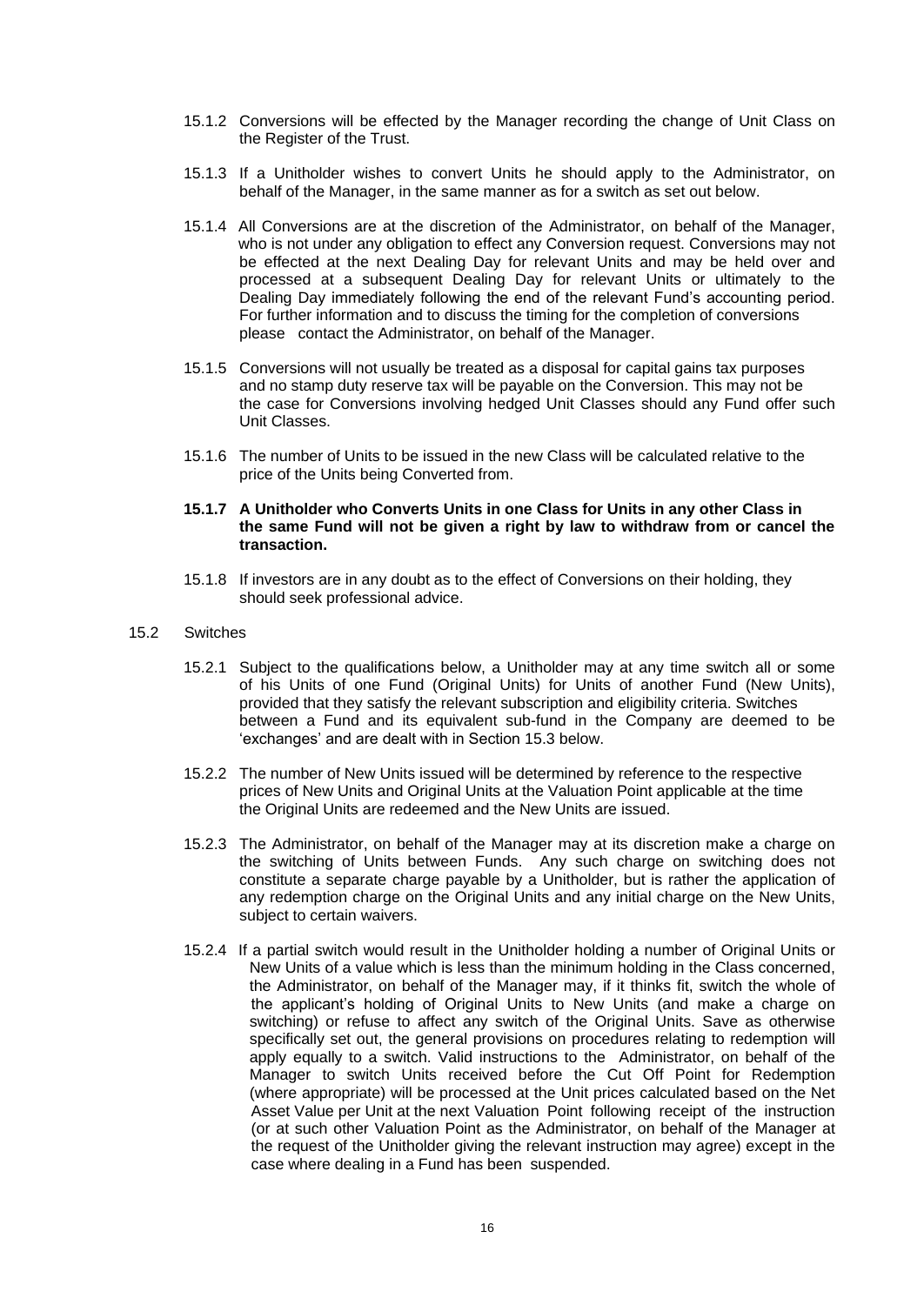15.1.2 Conversions will be effected by the Manager recording the change of Unit Class on the Register of the Trust.

15.1.3 If a Unitholder wishes to convert Units he should apply to the Administrator, on behalf of the Manager, in the same manner as for a switch as set out below.

15.1.4 All Conversions are at the discretion of the Administrator, on behalf of the Manager, who is not under any obligation to effect any Conversion request. Conversions may not be effected at the next Dealing Day for relevant Units and may be held over and processed at a subsequent Dealing Day for relevant Units or ultimately to the Dealing Day immediately following the end of the relevant Fund's accounting period. For further information and to discuss the timing for the completion of conversions please contact the Administrator, on behalf of the Manager.

15.1.5 Conversions will not usually be treated as a disposal for capital gains tax purposes and no stamp duty reserve tax will be payable on the Conversion. This may not be the case for Conversions involving hedged Unit Classes should any Fund offer such Unit Classes.

15.1.6 The number of Units to be issued in the new Class will be calculated relative to the price of the Units being Converted from.

**15.1.7 A Unitholder who Converts Units in one Class for Units in any other Class in the same Fund will not be given a right by law to withdraw from or cancel the transaction.**

15.1.8 If investors are in any doubt as to the effect of Conversions on their holding, they should seek professional advice.

15.2 Switches

15.2.1 Subject to the qualifications below, a Unitholder may at any time switch all or some of his Units of one Fund (Original Units) for Units of another Fund (New Units), provided that they satisfy the relevant subscription and eligibility criteria. Switches between a Fund and its equivalent sub-fund in the Company are deemed to be 'exchanges' and are dealt with in Section 15.3 below.

15.2.2 The number of New Units issued will be determined by reference to the respective prices of New Units and Original Units at the Valuation Point applicable at the time the Original Units are redeemed and the New Units are issued.

15.2.3 The Administrator, on behalf of the Manager may at its discretion make a charge on the switching of Units between Funds. Any such charge on switching does not constitute a separate charge payable by a Unitholder, but is rather the application of any redemption charge on the Original Units and any initial charge on the New Units, subject to certain waivers.

15.2.4 If a partial switch would result in the Unitholder holding a number of Original Units or New Units of a value which is less than the minimum holding in the Class concerned, the Administrator, on behalf of the Manager may, if it thinks fit, switch the whole of the applicant's holding of Original Units to New Units (and make a charge on switching) or refuse to affect any switch of the Original Units. Save as otherwise specifically set out, the general provisions on procedures relating to redemption will apply equally to a switch. Valid instructions to the Administrator, on behalf of the Manager to switch Units received before the Cut Off Point for Redemption (where appropriate) will be processed at the Unit prices calculated based on the Net Asset Value per Unit at the next Valuation Point following receipt of the instruction (or at such other Valuation Point as the Administrator, on behalf of the Manager at the request of the Unitholder giving the relevant instruction may agree) except in the case where dealing in a Fund has been suspended.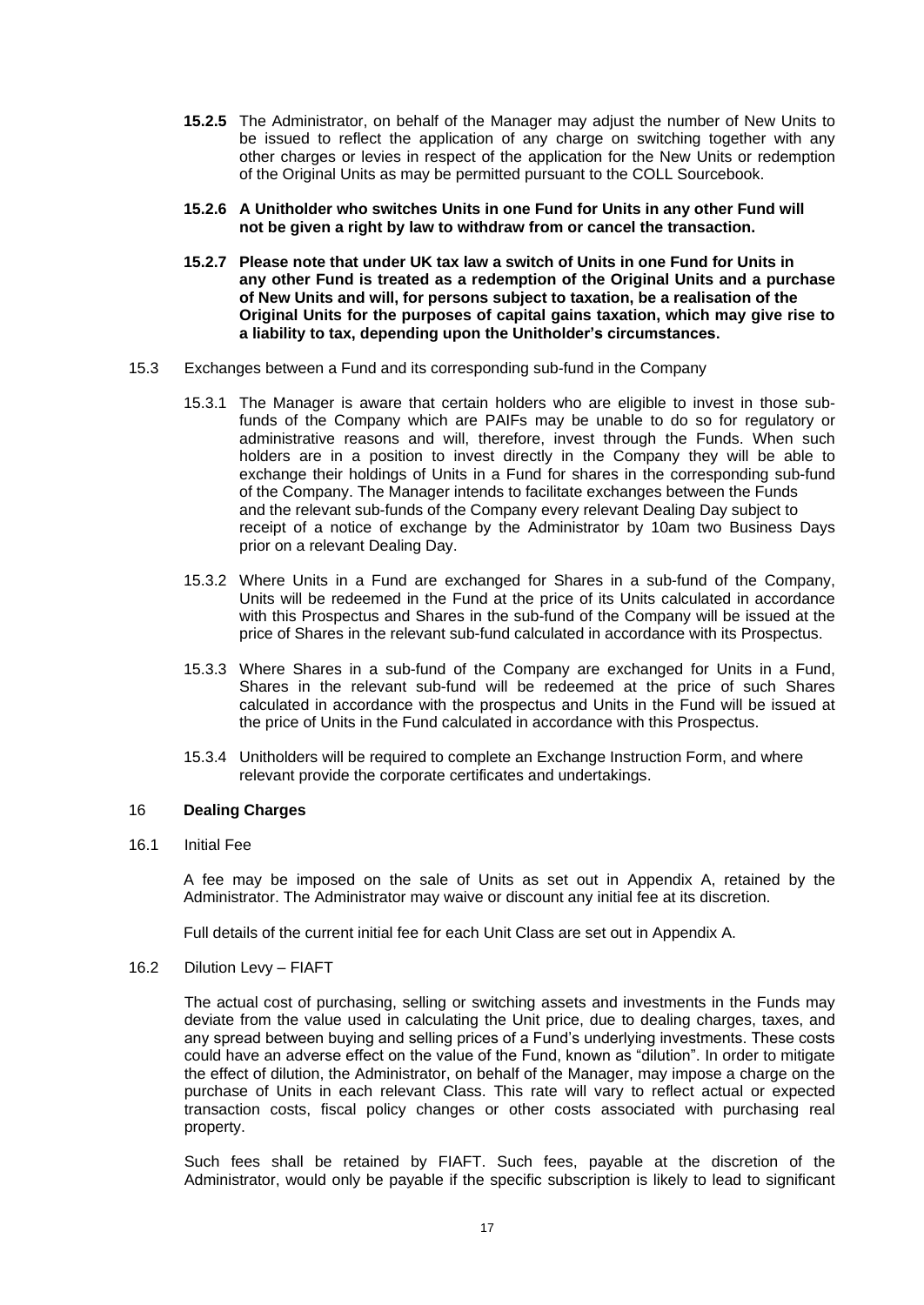**15.2.5** The Administrator, on behalf of the Manager may adjust the number of New Units to be issued to reflect the application of any charge on switching together with any other charges or levies in respect of the application for the New Units or redemption of the Original Units as may be permitted pursuant to the COLL Sourcebook.

**15.2.6 A Unitholder who switches Units in one Fund for Units in any other Fund will not be given a right by law to withdraw from or cancel the transaction.**

**15.2.7 Please note that under UK tax law a switch of Units in one Fund for Units in any other Fund is treated as a redemption of the Original Units and a purchase of New Units and will, for persons subject to taxation, be a realisation of the Original Units for the purposes of capital gains taxation, which may give rise to a liability to tax, depending upon the Unitholder's circumstances.**

15.3 Exchanges between a Fund and its corresponding sub-fund in the Company

15.3.1 The Manager is aware that certain holders who are eligible to invest in those sub-funds of the Company which are PAIFs may be unable to do so for regulatory or administrative reasons and will, therefore, invest through the Funds. When such holders are in a position to invest directly in the Company they will be able to exchange their holdings of Units in a Fund for shares in the corresponding sub-fund of the Company. The Manager intends to facilitate exchanges between the Funds and the relevant sub-funds of the Company every relevant Dealing Day subject to receipt of a notice of exchange by the Administrator by 10am two Business Days prior on a relevant Dealing Day.

15.3.2 Where Units in a Fund are exchanged for Shares in a sub-fund of the Company, Units will be redeemed in the Fund at the price of its Units calculated in accordance with this Prospectus and Shares in the sub-fund of the Company will be issued at the price of Shares in the relevant sub-fund calculated in accordance with its Prospectus.

15.3.3 Where Shares in a sub-fund of the Company are exchanged for Units in a Fund, Shares in the relevant sub-fund will be redeemed at the price of such Shares calculated in accordance with the prospectus and Units in the Fund will be issued at the price of Units in the Fund calculated in accordance with this Prospectus.

15.3.4 Unitholders will be required to complete an Exchange Instruction Form, and where relevant provide the corporate certificates and undertakings.

## 16 Dealing Charges

16.1 Initial Fee

A fee may be imposed on the sale of Units as set out in Appendix A, retained by the Administrator. The Administrator may waive or discount any initial fee at its discretion.

Full details of the current initial fee for each Unit Class are set out in Appendix A.

16.2 Dilution Levy – FIAFT

The actual cost of purchasing, selling or switching assets and investments in the Funds may deviate from the value used in calculating the Unit price, due to dealing charges, taxes, and any spread between buying and selling prices of a Fund's underlying investments. These costs could have an adverse effect on the value of the Fund, known as "dilution". In order to mitigate the effect of dilution, the Administrator, on behalf of the Manager, may impose a charge on the purchase of Units in each relevant Class. This rate will vary to reflect actual or expected transaction costs, fiscal policy changes or other costs associated with purchasing real property.

Such fees shall be retained by FIAFT. Such fees, payable at the discretion of the Administrator, would only be payable if the specific subscription is likely to lead to significant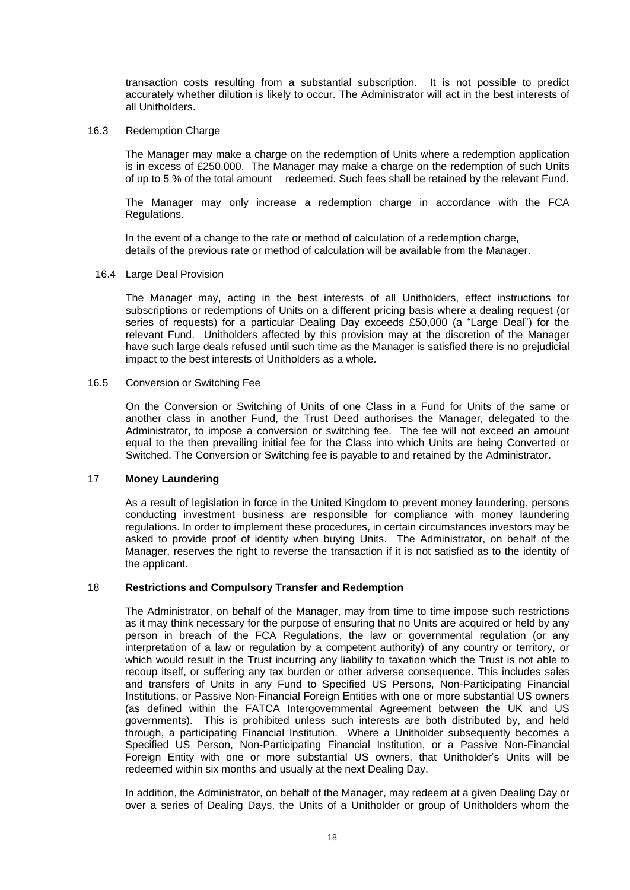transaction costs resulting from a substantial subscription. It is not possible to predict accurately whether dilution is likely to occur. The Administrator will act in the best interests of all Unitholders.

16.3 Redemption Charge

The Manager may make a charge on the redemption of Units where a redemption application is in excess of £250,000. The Manager may make a charge on the redemption of such Units of up to 5 % of the total amount redeemed. Such fees shall be retained by the relevant Fund.

The Manager may only increase a redemption charge in accordance with the FCA Regulations.

In the event of a change to the rate or method of calculation of a redemption charge, details of the previous rate or method of calculation will be available from the Manager.

16.4 Large Deal Provision

The Manager may, acting in the best interests of all Unitholders, effect instructions for subscriptions or redemptions of Units on a different pricing basis where a dealing request (or series of requests) for a particular Dealing Day exceeds £50,000 (a "Large Deal") for the relevant Fund. Unitholders affected by this provision may at the discretion of the Manager have such large deals refused until such time as the Manager is satisfied there is no prejudicial impact to the best interests of Unitholders as a whole.

16.5 Conversion or Switching Fee

On the Conversion or Switching of Units of one Class in a Fund for Units of the same or another class in another Fund, the Trust Deed authorises the Manager, delegated to the Administrator, to impose a conversion or switching fee. The fee will not exceed an amount equal to the then prevailing initial fee for the Class into which Units are being Converted or Switched. The Conversion or Switching fee is payable to and retained by the Administrator.

## 17 Money Laundering

As a result of legislation in force in the United Kingdom to prevent money laundering, persons conducting investment business are responsible for compliance with money laundering regulations. In order to implement these procedures, in certain circumstances investors may be asked to provide proof of identity when buying Units. The Administrator, on behalf of the Manager, reserves the right to reverse the transaction if it is not satisfied as to the identity of the applicant.

## 18 Restrictions and Compulsory Transfer and Redemption

The Administrator, on behalf of the Manager, may from time to time impose such restrictions as it may think necessary for the purpose of ensuring that no Units are acquired or held by any person in breach of the FCA Regulations, the law or governmental regulation (or any interpretation of a law or regulation by a competent authority) of any country or territory, or which would result in the Trust incurring any liability to taxation which the Trust is not able to recoup itself, or suffering any tax burden or other adverse consequence. This includes sales and transfers of Units in any Fund to Specified US Persons, Non-Participating Financial Institutions, or Passive Non-Financial Foreign Entities with one or more substantial US owners (as defined within the FATCA Intergovernmental Agreement between the UK and US governments). This is prohibited unless such interests are both distributed by, and held through, a participating Financial Institution. Where a Unitholder subsequently becomes a Specified US Person, Non-Participating Financial Institution, or a Passive Non-Financial Foreign Entity with one or more substantial US owners, that Unitholder's Units will be redeemed within six months and usually at the next Dealing Day.

In addition, the Administrator, on behalf of the Manager, may redeem at a given Dealing Day or over a series of Dealing Days, the Units of a Unitholder or group of Unitholders whom the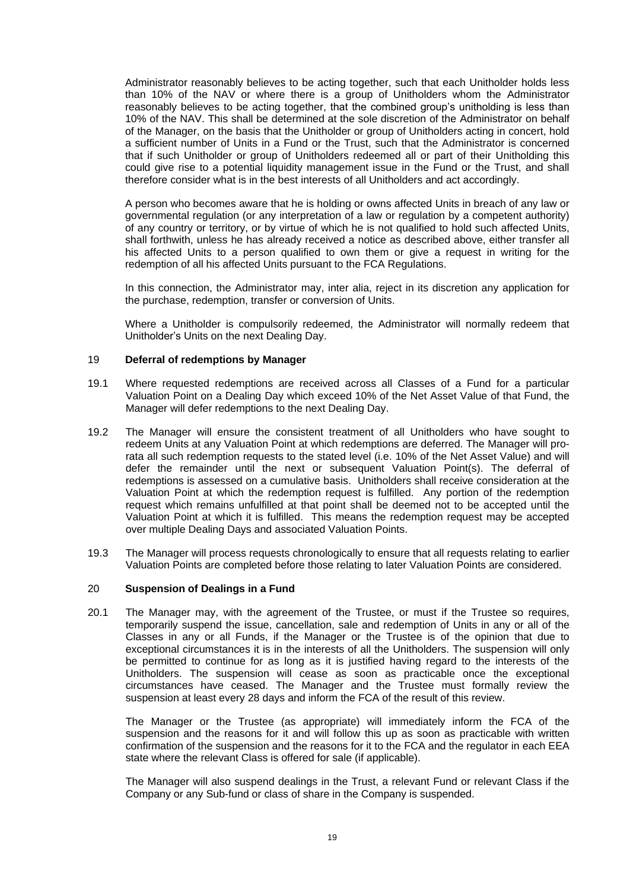Administrator reasonably believes to be acting together, such that each Unitholder holds less than 10% of the NAV or where there is a group of Unitholders whom the Administrator reasonably believes to be acting together, that the combined group's unitholding is less than 10% of the NAV. This shall be determined at the sole discretion of the Administrator on behalf of the Manager, on the basis that the Unitholder or group of Unitholders acting in concert, hold a sufficient number of Units in a Fund or the Trust, such that the Administrator is concerned that if such Unitholder or group of Unitholders redeemed all or part of their Unitholding this could give rise to a potential liquidity management issue in the Fund or the Trust, and shall therefore consider what is in the best interests of all Unitholders and act accordingly.

A person who becomes aware that he is holding or owns affected Units in breach of any law or governmental regulation (or any interpretation of a law or regulation by a competent authority) of any country or territory, or by virtue of which he is not qualified to hold such affected Units, shall forthwith, unless he has already received a notice as described above, either transfer all his affected Units to a person qualified to own them or give a request in writing for the redemption of all his affected Units pursuant to the FCA Regulations.

In this connection, the Administrator may, inter alia, reject in its discretion any application for the purchase, redemption, transfer or conversion of Units.

Where a Unitholder is compulsorily redeemed, the Administrator will normally redeem that Unitholder's Units on the next Dealing Day.

## 19 Deferral of redemptions by Manager

19.1 Where requested redemptions are received across all Classes of a Fund for a particular Valuation Point on a Dealing Day which exceed 10% of the Net Asset Value of that Fund, the Manager will defer redemptions to the next Dealing Day.

19.2 The Manager will ensure the consistent treatment of all Unitholders who have sought to redeem Units at any Valuation Point at which redemptions are deferred. The Manager will pro-rata all such redemption requests to the stated level (i.e. 10% of the Net Asset Value) and will defer the remainder until the next or subsequent Valuation Point(s). The deferral of redemptions is assessed on a cumulative basis. Unitholders shall receive consideration at the Valuation Point at which the redemption request is fulfilled. Any portion of the redemption request which remains unfulfilled at that point shall be deemed not to be accepted until the Valuation Point at which it is fulfilled. This means the redemption request may be accepted over multiple Dealing Days and associated Valuation Points.

19.3 The Manager will process requests chronologically to ensure that all requests relating to earlier Valuation Points are completed before those relating to later Valuation Points are considered.

## 20 Suspension of Dealings in a Fund

20.1 The Manager may, with the agreement of the Trustee, or must if the Trustee so requires, temporarily suspend the issue, cancellation, sale and redemption of Units in any or all of the Classes in any or all Funds, if the Manager or the Trustee is of the opinion that due to exceptional circumstances it is in the interests of all the Unitholders. The suspension will only be permitted to continue for as long as it is justified having regard to the interests of the Unitholders. The suspension will cease as soon as practicable once the exceptional circumstances have ceased. The Manager and the Trustee must formally review the suspension at least every 28 days and inform the FCA of the result of this review.

The Manager or the Trustee (as appropriate) will immediately inform the FCA of the suspension and the reasons for it and will follow this up as soon as practicable with written confirmation of the suspension and the reasons for it to the FCA and the regulator in each EEA state where the relevant Class is offered for sale (if applicable).

The Manager will also suspend dealings in the Trust, a relevant Fund or relevant Class if the Company or any Sub-fund or class of share in the Company is suspended.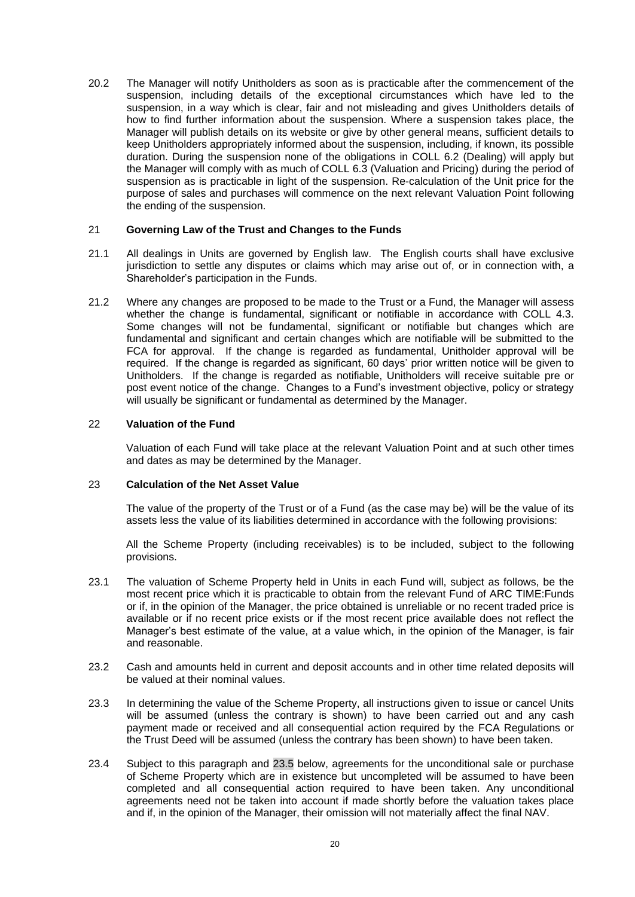20.2 The Manager will notify Unitholders as soon as is practicable after the commencement of the suspension, including details of the exceptional circumstances which have led to the suspension, in a way which is clear, fair and not misleading and gives Unitholders details of how to find further information about the suspension. Where a suspension takes place, the Manager will publish details on its website or give by other general means, sufficient details to keep Unitholders appropriately informed about the suspension, including, if known, its possible duration. During the suspension none of the obligations in COLL 6.2 (Dealing) will apply but the Manager will comply with as much of COLL 6.3 (Valuation and Pricing) during the period of suspension as is practicable in light of the suspension. Re-calculation of the Unit price for the purpose of sales and purchases will commence on the next relevant Valuation Point following the ending of the suspension.

## 21 Governing Law of the Trust and Changes to the Funds

21.1 All dealings in Units are governed by English law. The English courts shall have exclusive jurisdiction to settle any disputes or claims which may arise out of, or in connection with, a Shareholder's participation in the Funds.

21.2 Where any changes are proposed to be made to the Trust or a Fund, the Manager will assess whether the change is fundamental, significant or notifiable in accordance with COLL 4.3. Some changes will not be fundamental, significant or notifiable but changes which are fundamental and significant and certain changes which are notifiable will be submitted to the FCA for approval. If the change is regarded as fundamental, Unitholder approval will be required. If the change is regarded as significant, 60 days' prior written notice will be given to Unitholders. If the change is regarded as notifiable, Unitholders will receive suitable pre or post event notice of the change. Changes to a Fund's investment objective, policy or strategy will usually be significant or fundamental as determined by the Manager.

## 22 Valuation of the Fund

Valuation of each Fund will take place at the relevant Valuation Point and at such other times and dates as may be determined by the Manager.

## 23 Calculation of the Net Asset Value

The value of the property of the Trust or of a Fund (as the case may be) will be the value of its assets less the value of its liabilities determined in accordance with the following provisions:

All the Scheme Property (including receivables) is to be included, subject to the following provisions.

23.1 The valuation of Scheme Property held in Units in each Fund will, subject as follows, be the most recent price which it is practicable to obtain from the relevant Fund of ARC TIME:Funds or if, in the opinion of the Manager, the price obtained is unreliable or no recent traded price is available or if no recent price exists or if the most recent price available does not reflect the Manager's best estimate of the value, at a value which, in the opinion of the Manager, is fair and reasonable.

23.2 Cash and amounts held in current and deposit accounts and in other time related deposits will be valued at their nominal values.

23.3 In determining the value of the Scheme Property, all instructions given to issue or cancel Units will be assumed (unless the contrary is shown) to have been carried out and any cash payment made or received and all consequential action required by the FCA Regulations or the Trust Deed will be assumed (unless the contrary has been shown) to have been taken.

23.4 Subject to this paragraph and 23.5 below, agreements for the unconditional sale or purchase of Scheme Property which are in existence but uncompleted will be assumed to have been completed and all consequential action required to have been taken. Any unconditional agreements need not be taken into account if made shortly before the valuation takes place and if, in the opinion of the Manager, their omission will not materially affect the final NAV.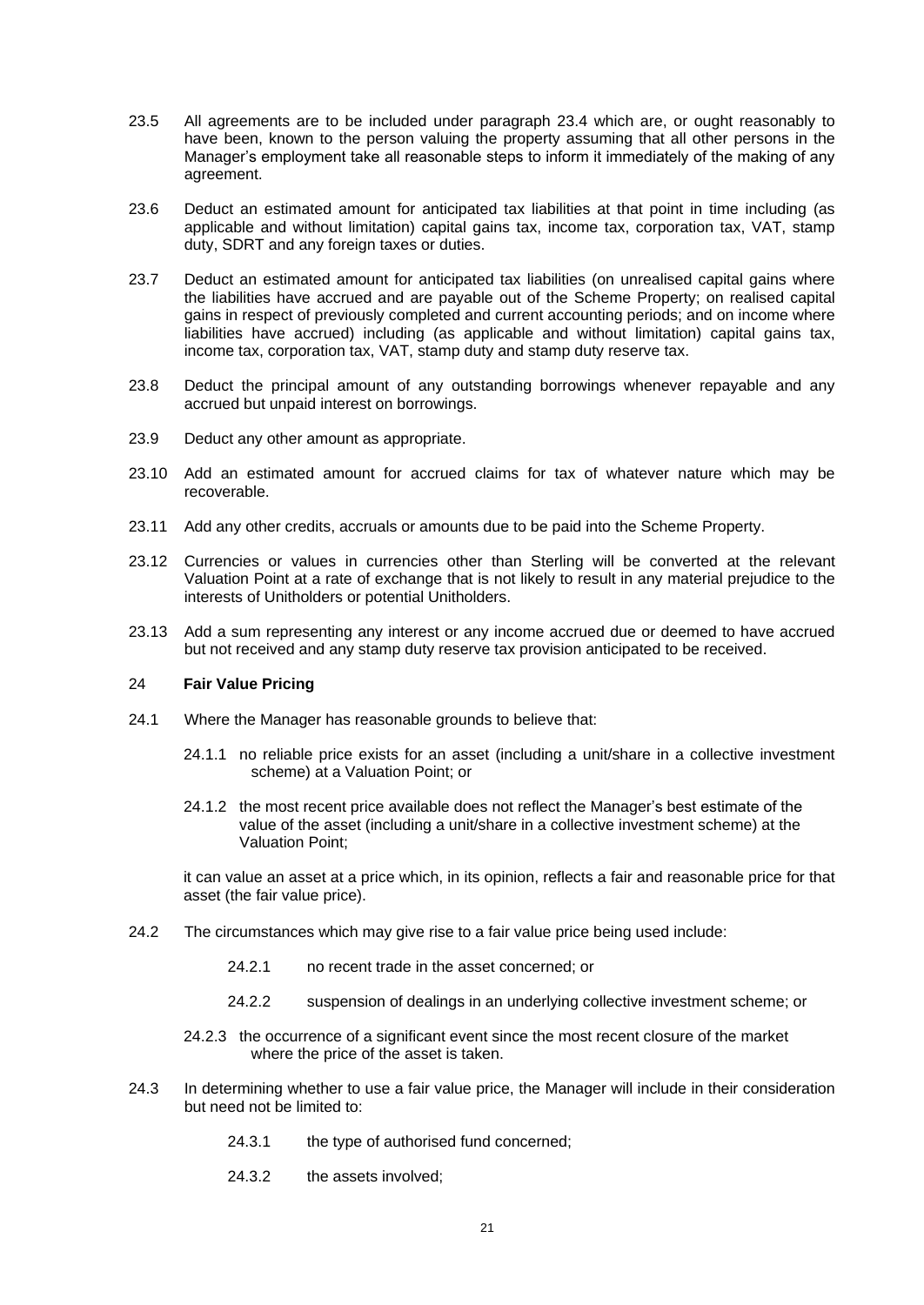23.5 All agreements are to be included under paragraph 23.4 which are, or ought reasonably to have been, known to the person valuing the property assuming that all other persons in the Manager's employment take all reasonable steps to inform it immediately of the making of any agreement.

23.6 Deduct an estimated amount for anticipated tax liabilities at that point in time including (as applicable and without limitation) capital gains tax, income tax, corporation tax, VAT, stamp duty, SDRT and any foreign taxes or duties.

23.7 Deduct an estimated amount for anticipated tax liabilities (on unrealised capital gains where the liabilities have accrued and are payable out of the Scheme Property; on realised capital gains in respect of previously completed and current accounting periods; and on income where liabilities have accrued) including (as applicable and without limitation) capital gains tax, income tax, corporation tax, VAT, stamp duty and stamp duty reserve tax.

23.8 Deduct the principal amount of any outstanding borrowings whenever repayable and any accrued but unpaid interest on borrowings.

23.9 Deduct any other amount as appropriate.

23.10 Add an estimated amount for accrued claims for tax of whatever nature which may be recoverable.

23.11 Add any other credits, accruals or amounts due to be paid into the Scheme Property.

23.12 Currencies or values in currencies other than Sterling will be converted at the relevant Valuation Point at a rate of exchange that is not likely to result in any material prejudice to the interests of Unitholders or potential Unitholders.

23.13 Add a sum representing any interest or any income accrued due or deemed to have accrued but not received and any stamp duty reserve tax provision anticipated to be received.

## 24 Fair Value Pricing

24.1 Where the Manager has reasonable grounds to believe that:

24.1.1 no reliable price exists for an asset (including a unit/share in a collective investment scheme) at a Valuation Point; or

24.1.2 the most recent price available does not reflect the Manager's best estimate of the value of the asset (including a unit/share in a collective investment scheme) at the Valuation Point;

it can value an asset at a price which, in its opinion, reflects a fair and reasonable price for that asset (the fair value price).

24.2 The circumstances which may give rise to a fair value price being used include:

24.2.1 no recent trade in the asset concerned; or

24.2.2 suspension of dealings in an underlying collective investment scheme; or

24.2.3 the occurrence of a significant event since the most recent closure of the market where the price of the asset is taken.

24.3 In determining whether to use a fair value price, the Manager will include in their consideration but need not be limited to:

24.3.1 the type of authorised fund concerned;

24.3.2 the assets involved;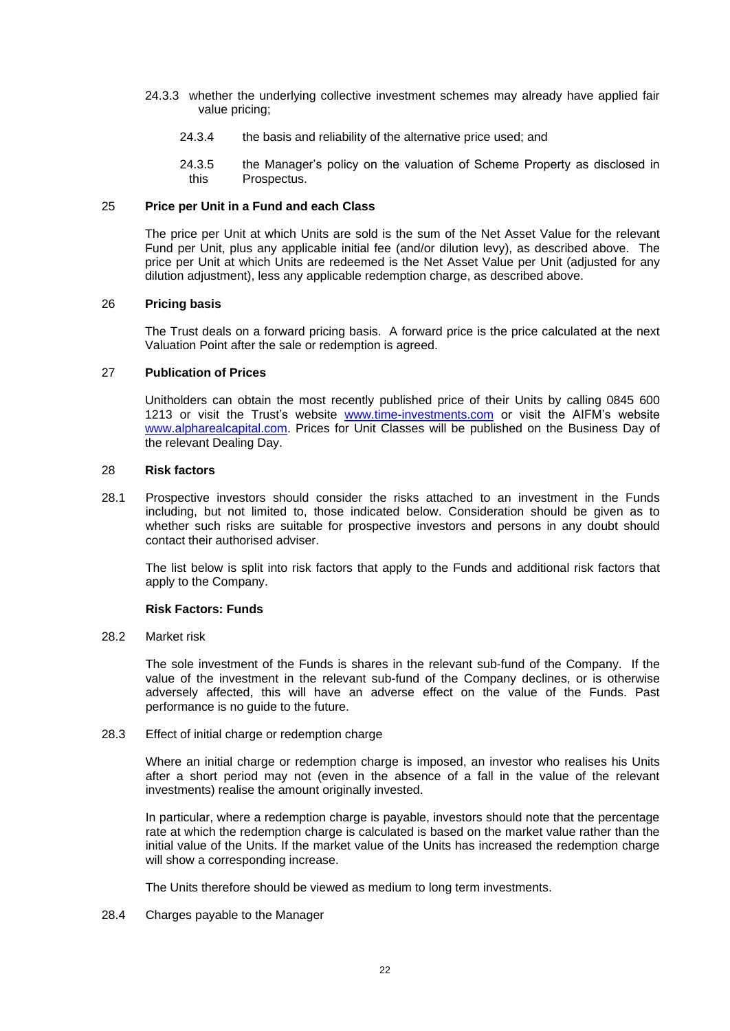24.3.3 whether the underlying collective investment schemes may already have applied fair value pricing;

24.3.4 the basis and reliability of the alternative price used; and

24.3.5 the Manager's policy on the valuation of Scheme Property as disclosed in this Prospectus.

## 25 Price per Unit in a Fund and each Class

The price per Unit at which Units are sold is the sum of the Net Asset Value for the relevant Fund per Unit, plus any applicable initial fee (and/or dilution levy), as described above. The price per Unit at which Units are redeemed is the Net Asset Value per Unit (adjusted for any dilution adjustment), less any applicable redemption charge, as described above.

## 26 Pricing basis

The Trust deals on a forward pricing basis. A forward price is the price calculated at the next Valuation Point after the sale or redemption is agreed.

## 27 Publication of Prices

Unitholders can obtain the most recently published price of their Units by calling 0845 600 1213 or visit the Trust's website www.time-investments.com or visit the AIFM's website www.alpharealcapital.com. Prices for Unit Classes will be published on the Business Day of the relevant Dealing Day.

## 28 Risk factors

28.1 Prospective investors should consider the risks attached to an investment in the Funds including, but not limited to, those indicated below. Consideration should be given as to whether such risks are suitable for prospective investors and persons in any doubt should contact their authorised adviser.

The list below is split into risk factors that apply to the Funds and additional risk factors that apply to the Company.

**Risk Factors: Funds**

28.2 Market risk

The sole investment of the Funds is shares in the relevant sub-fund of the Company. If the value of the investment in the relevant sub-fund of the Company declines, or is otherwise adversely affected, this will have an adverse effect on the value of the Funds. Past performance is no guide to the future.

28.3 Effect of initial charge or redemption charge

Where an initial charge or redemption charge is imposed, an investor who realises his Units after a short period may not (even in the absence of a fall in the value of the relevant investments) realise the amount originally invested.

In particular, where a redemption charge is payable, investors should note that the percentage rate at which the redemption charge is calculated is based on the market value rather than the initial value of the Units. If the market value of the Units has increased the redemption charge will show a corresponding increase.

The Units therefore should be viewed as medium to long term investments.

28.4 Charges payable to the Manager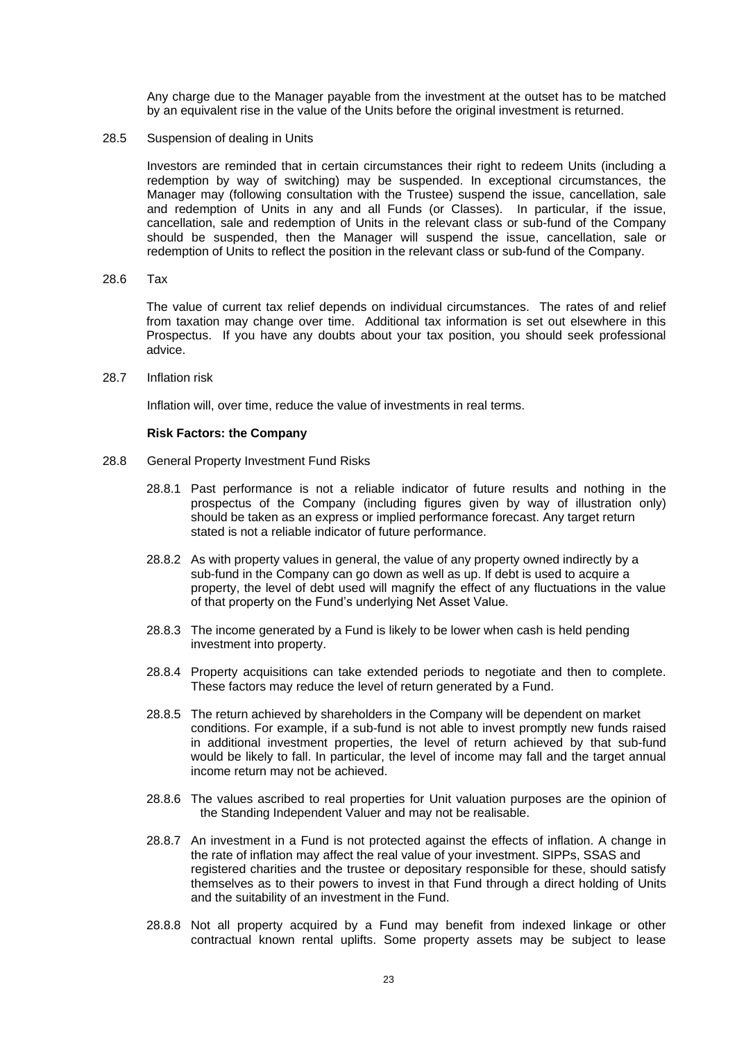Any charge due to the Manager payable from the investment at the outset has to be matched by an equivalent rise in the value of the Units before the original investment is returned.

28.5 Suspension of dealing in Units

Investors are reminded that in certain circumstances their right to redeem Units (including a redemption by way of switching) may be suspended. In exceptional circumstances, the Manager may (following consultation with the Trustee) suspend the issue, cancellation, sale and redemption of Units in any and all Funds (or Classes). In particular, if the issue, cancellation, sale and redemption of Units in the relevant class or sub-fund of the Company should be suspended, then the Manager will suspend the issue, cancellation, sale or redemption of Units to reflect the position in the relevant class or sub-fund of the Company.

28.6 Tax

The value of current tax relief depends on individual circumstances. The rates of and relief from taxation may change over time. Additional tax information is set out elsewhere in this Prospectus. If you have any doubts about your tax position, you should seek professional advice.

28.7 Inflation risk

Inflation will, over time, reduce the value of investments in real terms.

**Risk Factors: the Company**

28.8 General Property Investment Fund Risks

28.8.1 Past performance is not a reliable indicator of future results and nothing in the prospectus of the Company (including figures given by way of illustration only) should be taken as an express or implied performance forecast. Any target return stated is not a reliable indicator of future performance.

28.8.2 As with property values in general, the value of any property owned indirectly by a sub-fund in the Company can go down as well as up. If debt is used to acquire a property, the level of debt used will magnify the effect of any fluctuations in the value of that property on the Fund's underlying Net Asset Value.

28.8.3 The income generated by a Fund is likely to be lower when cash is held pending investment into property.

28.8.4 Property acquisitions can take extended periods to negotiate and then to complete. These factors may reduce the level of return generated by a Fund.

28.8.5 The return achieved by shareholders in the Company will be dependent on market conditions. For example, if a sub-fund is not able to invest promptly new funds raised in additional investment properties, the level of return achieved by that sub-fund would be likely to fall. In particular, the level of income may fall and the target annual income return may not be achieved.

28.8.6 The values ascribed to real properties for Unit valuation purposes are the opinion of the Standing Independent Valuer and may not be realisable.

28.8.7 An investment in a Fund is not protected against the effects of inflation. A change in the rate of inflation may affect the real value of your investment. SIPPs, SSAS and registered charities and the trustee or depositary responsible for these, should satisfy themselves as to their powers to invest in that Fund through a direct holding of Units and the suitability of an investment in the Fund.

28.8.8 Not all property acquired by a Fund may benefit from indexed linkage or other contractual known rental uplifts. Some property assets may be subject to lease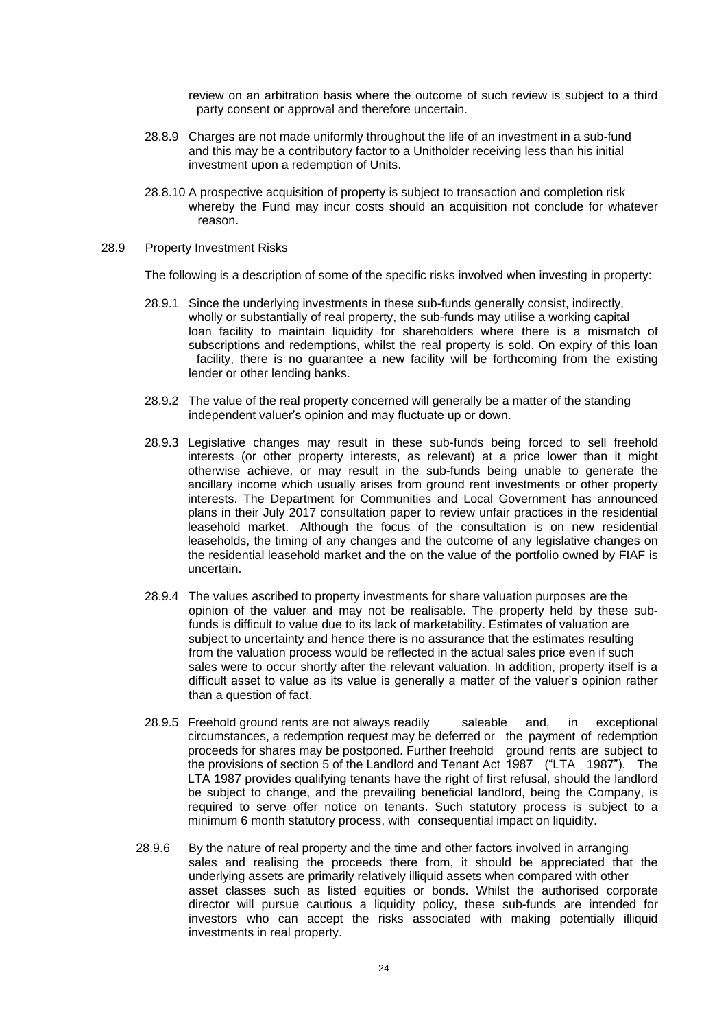review on an arbitration basis where the outcome of such review is subject to a third party consent or approval and therefore uncertain.

28.8.9 Charges are not made uniformly throughout the life of an investment in a sub-fund and this may be a contributory factor to a Unitholder receiving less than his initial investment upon a redemption of Units.

28.8.10 A prospective acquisition of property is subject to transaction and completion risk whereby the Fund may incur costs should an acquisition not conclude for whatever reason.

28.9 Property Investment Risks

The following is a description of some of the specific risks involved when investing in property:

28.9.1 Since the underlying investments in these sub-funds generally consist, indirectly, wholly or substantially of real property, the sub-funds may utilise a working capital loan facility to maintain liquidity for shareholders where there is a mismatch of subscriptions and redemptions, whilst the real property is sold. On expiry of this loan facility, there is no guarantee a new facility will be forthcoming from the existing lender or other lending banks.

28.9.2 The value of the real property concerned will generally be a matter of the standing independent valuer's opinion and may fluctuate up or down.

28.9.3 Legislative changes may result in these sub-funds being forced to sell freehold interests (or other property interests, as relevant) at a price lower than it might otherwise achieve, or may result in the sub-funds being unable to generate the ancillary income which usually arises from ground rent investments or other property interests. The Department for Communities and Local Government has announced plans in their July 2017 consultation paper to review unfair practices in the residential leasehold market. Although the focus of the consultation is on new residential leaseholds, the timing of any changes and the outcome of any legislative changes on the residential leasehold market and the on the value of the portfolio owned by FIAF is uncertain.

28.9.4 The values ascribed to property investments for share valuation purposes are the opinion of the valuer and may not be realisable. The property held by these sub-funds is difficult to value due to its lack of marketability. Estimates of valuation are subject to uncertainty and hence there is no assurance that the estimates resulting from the valuation process would be reflected in the actual sales price even if such sales were to occur shortly after the relevant valuation. In addition, property itself is a difficult asset to value as its value is generally a matter of the valuer's opinion rather than a question of fact.

28.9.5 Freehold ground rents are not always readily saleable and, in exceptional circumstances, a redemption request may be deferred or the payment of redemption proceeds for shares may be postponed. Further freehold ground rents are subject to the provisions of section 5 of the Landlord and Tenant Act 1987 ("LTA 1987"). The LTA 1987 provides qualifying tenants have the right of first refusal, should the landlord be subject to change, and the prevailing beneficial landlord, being the Company, is required to serve offer notice on tenants. Such statutory process is subject to a minimum 6 month statutory process, with consequential impact on liquidity.

28.9.6 By the nature of real property and the time and other factors involved in arranging sales and realising the proceeds there from, it should be appreciated that the underlying assets are primarily relatively illiquid assets when compared with other asset classes such as listed equities or bonds. Whilst the authorised corporate director will pursue cautious a liquidity policy, these sub-funds are intended for investors who can accept the risks associated with making potentially illiquid investments in real property.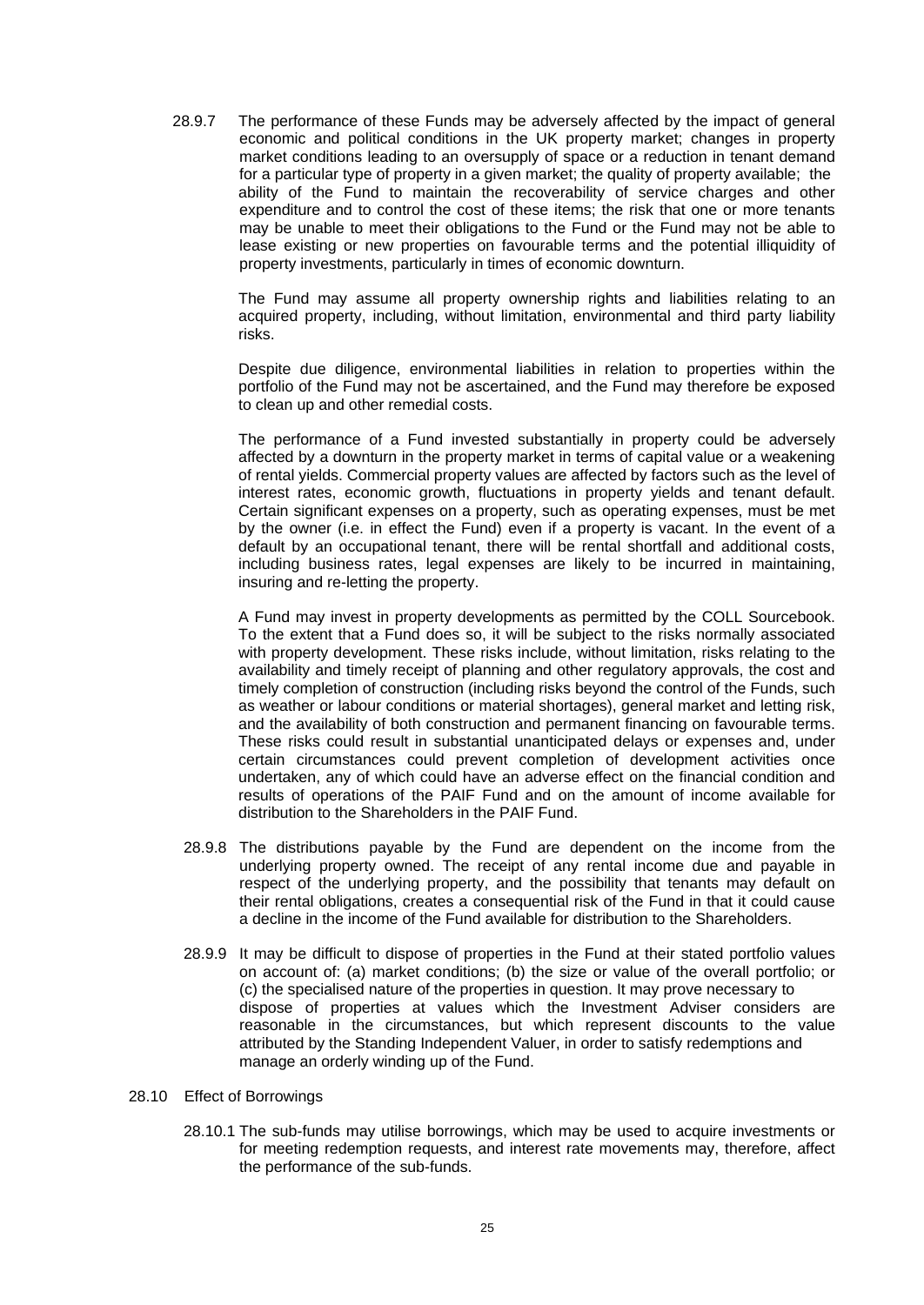28.9.7 The performance of these Funds may be adversely affected by the impact of general economic and political conditions in the UK property market; changes in property market conditions leading to an oversupply of space or a reduction in tenant demand for a particular type of property in a given market; the quality of property available; the ability of the Fund to maintain the recoverability of service charges and other expenditure and to control the cost of these items; the risk that one or more tenants may be unable to meet their obligations to the Fund or the Fund may not be able to lease existing or new properties on favourable terms and the potential illiquidity of property investments, particularly in times of economic downturn.

The Fund may assume all property ownership rights and liabilities relating to an acquired property, including, without limitation, environmental and third party liability risks.

Despite due diligence, environmental liabilities in relation to properties within the portfolio of the Fund may not be ascertained, and the Fund may therefore be exposed to clean up and other remedial costs.

The performance of a Fund invested substantially in property could be adversely affected by a downturn in the property market in terms of capital value or a weakening of rental yields. Commercial property values are affected by factors such as the level of interest rates, economic growth, fluctuations in property yields and tenant default. Certain significant expenses on a property, such as operating expenses, must be met by the owner (i.e. in effect the Fund) even if a property is vacant. In the event of a default by an occupational tenant, there will be rental shortfall and additional costs, including business rates, legal expenses are likely to be incurred in maintaining, insuring and re-letting the property.

A Fund may invest in property developments as permitted by the COLL Sourcebook. To the extent that a Fund does so, it will be subject to the risks normally associated with property development. These risks include, without limitation, risks relating to the availability and timely receipt of planning and other regulatory approvals, the cost and timely completion of construction (including risks beyond the control of the Funds, such as weather or labour conditions or material shortages), general market and letting risk, and the availability of both construction and permanent financing on favourable terms. These risks could result in substantial unanticipated delays or expenses and, under certain circumstances could prevent completion of development activities once undertaken, any of which could have an adverse effect on the financial condition and results of operations of the PAIF Fund and on the amount of income available for distribution to the Shareholders in the PAIF Fund.

28.9.8 The distributions payable by the Fund are dependent on the income from the underlying property owned. The receipt of any rental income due and payable in respect of the underlying property, and the possibility that tenants may default on their rental obligations, creates a consequential risk of the Fund in that it could cause a decline in the income of the Fund available for distribution to the Shareholders.

28.9.9 It may be difficult to dispose of properties in the Fund at their stated portfolio values on account of: (a) market conditions; (b) the size or value of the overall portfolio; or (c) the specialised nature of the properties in question. It may prove necessary to dispose of properties at values which the Investment Adviser considers are reasonable in the circumstances, but which represent discounts to the value attributed by the Standing Independent Valuer, in order to satisfy redemptions and manage an orderly winding up of the Fund.

28.10 Effect of Borrowings

28.10.1 The sub-funds may utilise borrowings, which may be used to acquire investments or for meeting redemption requests, and interest rate movements may, therefore, affect the performance of the sub-funds.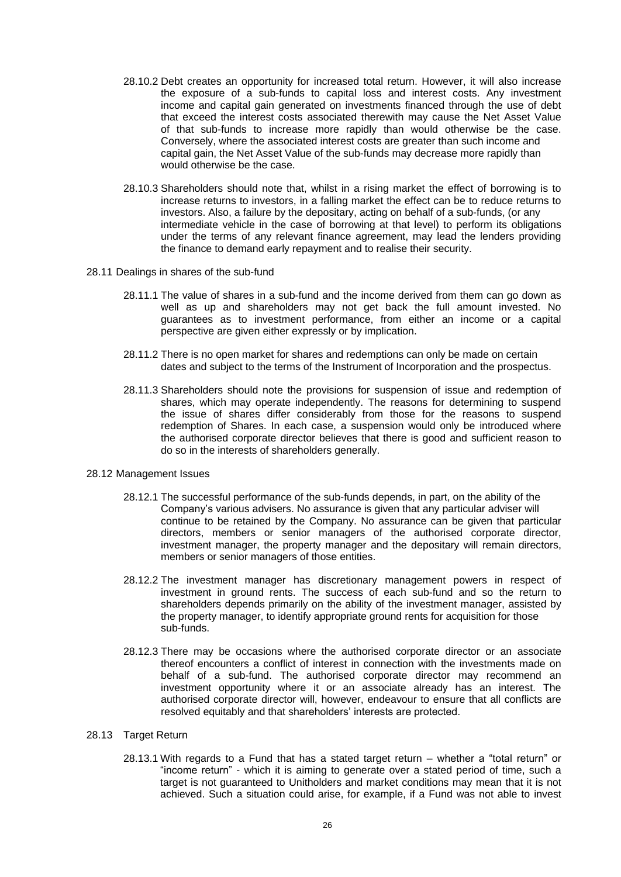28.10.2 Debt creates an opportunity for increased total return. However, it will also increase the exposure of a sub-funds to capital loss and interest costs. Any investment income and capital gain generated on investments financed through the use of debt that exceed the interest costs associated therewith may cause the Net Asset Value of that sub-funds to increase more rapidly than would otherwise be the case. Conversely, where the associated interest costs are greater than such income and capital gain, the Net Asset Value of the sub-funds may decrease more rapidly than would otherwise be the case.

28.10.3 Shareholders should note that, whilst in a rising market the effect of borrowing is to increase returns to investors, in a falling market the effect can be to reduce returns to investors. Also, a failure by the depositary, acting on behalf of a sub-funds, (or any intermediate vehicle in the case of borrowing at that level) to perform its obligations under the terms of any relevant finance agreement, may lead the lenders providing the finance to demand early repayment and to realise their security.

28.11 Dealings in shares of the sub-fund

28.11.1 The value of shares in a sub-fund and the income derived from them can go down as well as up and shareholders may not get back the full amount invested. No guarantees as to investment performance, from either an income or a capital perspective are given either expressly or by implication.

28.11.2 There is no open market for shares and redemptions can only be made on certain dates and subject to the terms of the Instrument of Incorporation and the prospectus.

28.11.3 Shareholders should note the provisions for suspension of issue and redemption of shares, which may operate independently. The reasons for determining to suspend the issue of shares differ considerably from those for the reasons to suspend redemption of Shares. In each case, a suspension would only be introduced where the authorised corporate director believes that there is good and sufficient reason to do so in the interests of shareholders generally.

28.12 Management Issues

28.12.1 The successful performance of the sub-funds depends, in part, on the ability of the Company's various advisers. No assurance is given that any particular adviser will continue to be retained by the Company. No assurance can be given that particular directors, members or senior managers of the authorised corporate director, investment manager, the property manager and the depositary will remain directors, members or senior managers of those entities.

28.12.2 The investment manager has discretionary management powers in respect of investment in ground rents. The success of each sub-fund and so the return to shareholders depends primarily on the ability of the investment manager, assisted by the property manager, to identify appropriate ground rents for acquisition for those sub-funds.

28.12.3 There may be occasions where the authorised corporate director or an associate thereof encounters a conflict of interest in connection with the investments made on behalf of a sub-fund. The authorised corporate director may recommend an investment opportunity where it or an associate already has an interest. The authorised corporate director will, however, endeavour to ensure that all conflicts are resolved equitably and that shareholders' interests are protected.

28.13 Target Return

28.13.1 With regards to a Fund that has a stated target return – whether a "total return" or "income return" - which it is aiming to generate over a stated period of time, such a target is not guaranteed to Unitholders and market conditions may mean that it is not achieved. Such a situation could arise, for example, if a Fund was not able to invest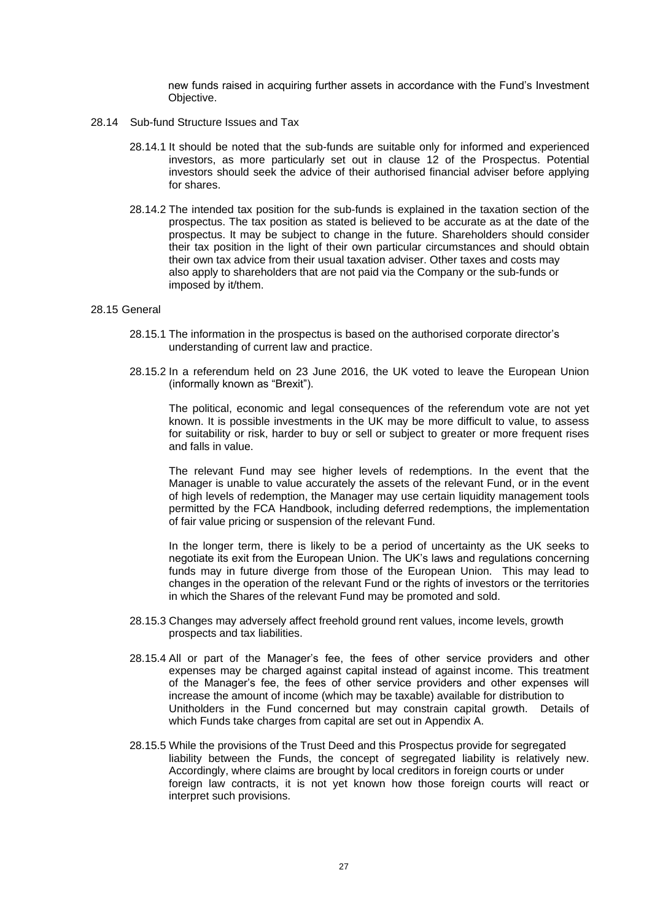new funds raised in acquiring further assets in accordance with the Fund's Investment Objective.

28.14 Sub-fund Structure Issues and Tax

28.14.1 It should be noted that the sub-funds are suitable only for informed and experienced investors, as more particularly set out in clause 12 of the Prospectus. Potential investors should seek the advice of their authorised financial adviser before applying for shares.

28.14.2 The intended tax position for the sub-funds is explained in the taxation section of the prospectus. The tax position as stated is believed to be accurate as at the date of the prospectus. It may be subject to change in the future. Shareholders should consider their tax position in the light of their own particular circumstances and should obtain their own tax advice from their usual taxation adviser. Other taxes and costs may also apply to shareholders that are not paid via the Company or the sub-funds or imposed by it/them.

28.15 General

28.15.1 The information in the prospectus is based on the authorised corporate director's understanding of current law and practice.

28.15.2 In a referendum held on 23 June 2016, the UK voted to leave the European Union (informally known as "Brexit").

The political, economic and legal consequences of the referendum vote are not yet known. It is possible investments in the UK may be more difficult to value, to assess for suitability or risk, harder to buy or sell or subject to greater or more frequent rises and falls in value.

The relevant Fund may see higher levels of redemptions. In the event that the Manager is unable to value accurately the assets of the relevant Fund, or in the event of high levels of redemption, the Manager may use certain liquidity management tools permitted by the FCA Handbook, including deferred redemptions, the implementation of fair value pricing or suspension of the relevant Fund.

In the longer term, there is likely to be a period of uncertainty as the UK seeks to negotiate its exit from the European Union. The UK's laws and regulations concerning funds may in future diverge from those of the European Union. This may lead to changes in the operation of the relevant Fund or the rights of investors or the territories in which the Shares of the relevant Fund may be promoted and sold.

28.15.3 Changes may adversely affect freehold ground rent values, income levels, growth prospects and tax liabilities.

28.15.4 All or part of the Manager's fee, the fees of other service providers and other expenses may be charged against capital instead of against income. This treatment of the Manager's fee, the fees of other service providers and other expenses will increase the amount of income (which may be taxable) available for distribution to Unitholders in the Fund concerned but may constrain capital growth. Details of which Funds take charges from capital are set out in Appendix A.

28.15.5 While the provisions of the Trust Deed and this Prospectus provide for segregated liability between the Funds, the concept of segregated liability is relatively new. Accordingly, where claims are brought by local creditors in foreign courts or under foreign law contracts, it is not yet known how those foreign courts will react or interpret such provisions.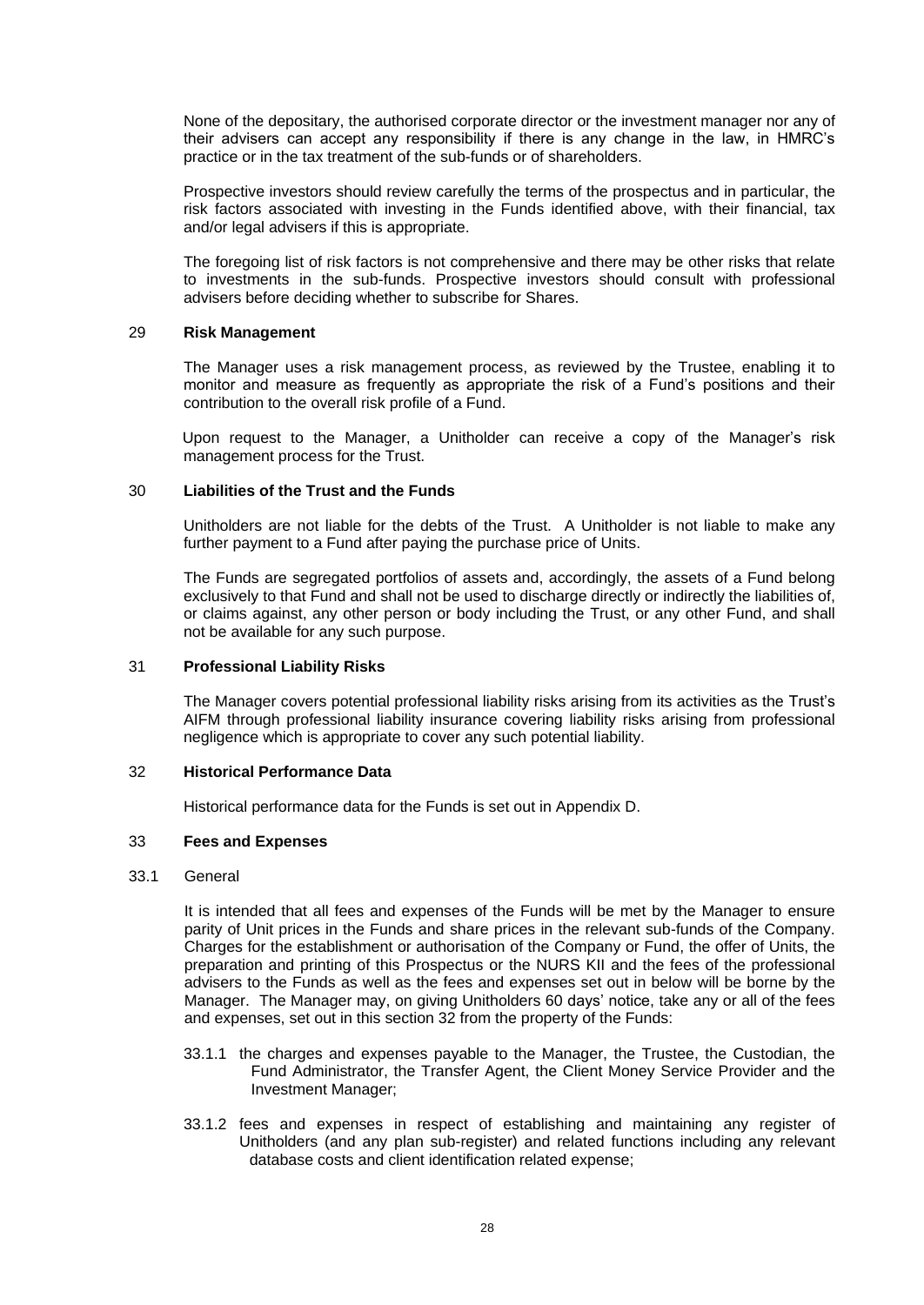None of the depositary, the authorised corporate director or the investment manager nor any of their advisers can accept any responsibility if there is any change in the law, in HMRC's practice or in the tax treatment of the sub-funds or of shareholders.

Prospective investors should review carefully the terms of the prospectus and in particular, the risk factors associated with investing in the Funds identified above, with their financial, tax and/or legal advisers if this is appropriate.

The foregoing list of risk factors is not comprehensive and there may be other risks that relate to investments in the sub-funds. Prospective investors should consult with professional advisers before deciding whether to subscribe for Shares.

## 29 Risk Management

The Manager uses a risk management process, as reviewed by the Trustee, enabling it to monitor and measure as frequently as appropriate the risk of a Fund's positions and their contribution to the overall risk profile of a Fund.

Upon request to the Manager, a Unitholder can receive a copy of the Manager's risk management process for the Trust.

## 30 Liabilities of the Trust and the Funds

Unitholders are not liable for the debts of the Trust. A Unitholder is not liable to make any further payment to a Fund after paying the purchase price of Units.

The Funds are segregated portfolios of assets and, accordingly, the assets of a Fund belong exclusively to that Fund and shall not be used to discharge directly or indirectly the liabilities of, or claims against, any other person or body including the Trust, or any other Fund, and shall not be available for any such purpose.

## 31 Professional Liability Risks

The Manager covers potential professional liability risks arising from its activities as the Trust's AIFM through professional liability insurance covering liability risks arising from professional negligence which is appropriate to cover any such potential liability.

## 32 Historical Performance Data

Historical performance data for the Funds is set out in Appendix D.

## 33 Fees and Expenses

### 33.1 General

It is intended that all fees and expenses of the Funds will be met by the Manager to ensure parity of Unit prices in the Funds and share prices in the relevant sub-funds of the Company. Charges for the establishment or authorisation of the Company or Fund, the offer of Units, the preparation and printing of this Prospectus or the NURS KII and the fees of the professional advisers to the Funds as well as the fees and expenses set out in below will be borne by the Manager. The Manager may, on giving Unitholders 60 days' notice, take any or all of the fees and expenses, set out in this section 32 from the property of the Funds:

33.1.1 the charges and expenses payable to the Manager, the Trustee, the Custodian, the Fund Administrator, the Transfer Agent, the Client Money Service Provider and the Investment Manager;

33.1.2 fees and expenses in respect of establishing and maintaining any register of Unitholders (and any plan sub-register) and related functions including any relevant database costs and client identification related expense;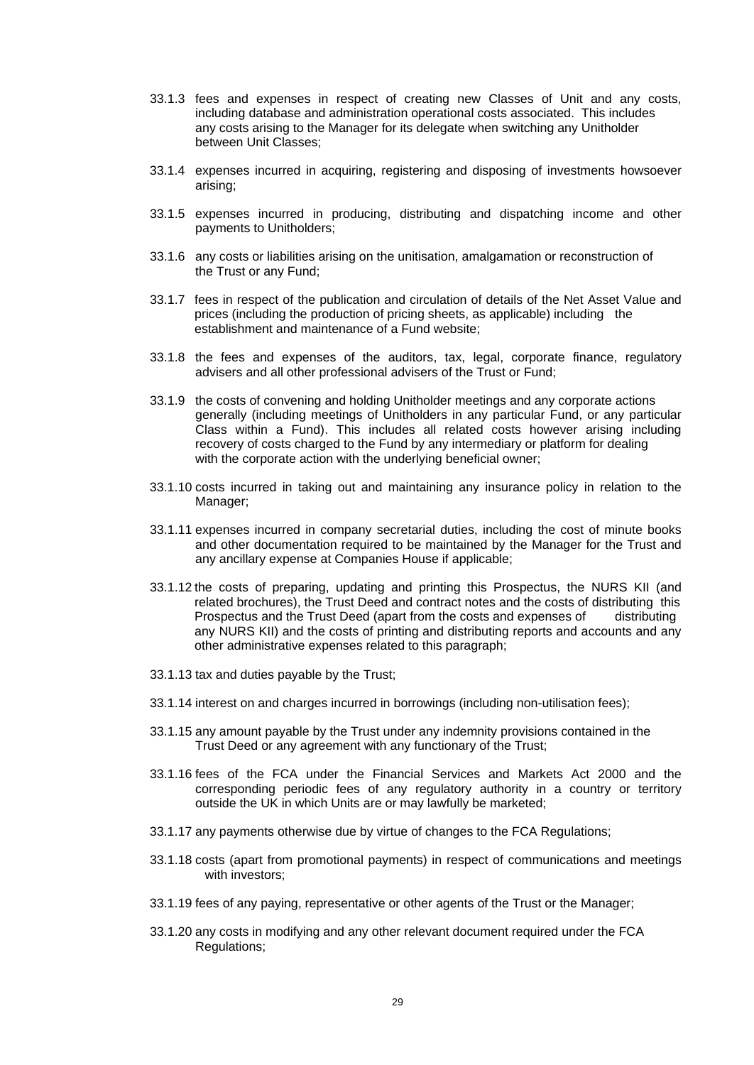33.1.3 fees and expenses in respect of creating new Classes of Unit and any costs, including database and administration operational costs associated. This includes any costs arising to the Manager for its delegate when switching any Unitholder between Unit Classes;

33.1.4 expenses incurred in acquiring, registering and disposing of investments howsoever arising;

33.1.5 expenses incurred in producing, distributing and dispatching income and other payments to Unitholders;

33.1.6 any costs or liabilities arising on the unitisation, amalgamation or reconstruction of the Trust or any Fund;

33.1.7 fees in respect of the publication and circulation of details of the Net Asset Value and prices (including the production of pricing sheets, as applicable) including the establishment and maintenance of a Fund website;

33.1.8 the fees and expenses of the auditors, tax, legal, corporate finance, regulatory advisers and all other professional advisers of the Trust or Fund;

33.1.9 the costs of convening and holding Unitholder meetings and any corporate actions generally (including meetings of Unitholders in any particular Fund, or any particular Class within a Fund). This includes all related costs however arising including recovery of costs charged to the Fund by any intermediary or platform for dealing with the corporate action with the underlying beneficial owner;

33.1.10 costs incurred in taking out and maintaining any insurance policy in relation to the Manager;

33.1.11 expenses incurred in company secretarial duties, including the cost of minute books and other documentation required to be maintained by the Manager for the Trust and any ancillary expense at Companies House if applicable;

33.1.12 the costs of preparing, updating and printing this Prospectus, the NURS KII (and related brochures), the Trust Deed and contract notes and the costs of distributing this Prospectus and the Trust Deed (apart from the costs and expenses of distributing any NURS KII) and the costs of printing and distributing reports and accounts and any other administrative expenses related to this paragraph;

33.1.13 tax and duties payable by the Trust;

33.1.14 interest on and charges incurred in borrowings (including non-utilisation fees);

33.1.15 any amount payable by the Trust under any indemnity provisions contained in the Trust Deed or any agreement with any functionary of the Trust;

33.1.16 fees of the FCA under the Financial Services and Markets Act 2000 and the corresponding periodic fees of any regulatory authority in a country or territory outside the UK in which Units are or may lawfully be marketed;

33.1.17 any payments otherwise due by virtue of changes to the FCA Regulations;

33.1.18 costs (apart from promotional payments) in respect of communications and meetings with investors;

33.1.19 fees of any paying, representative or other agents of the Trust or the Manager;

33.1.20 any costs in modifying and any other relevant document required under the FCA Regulations;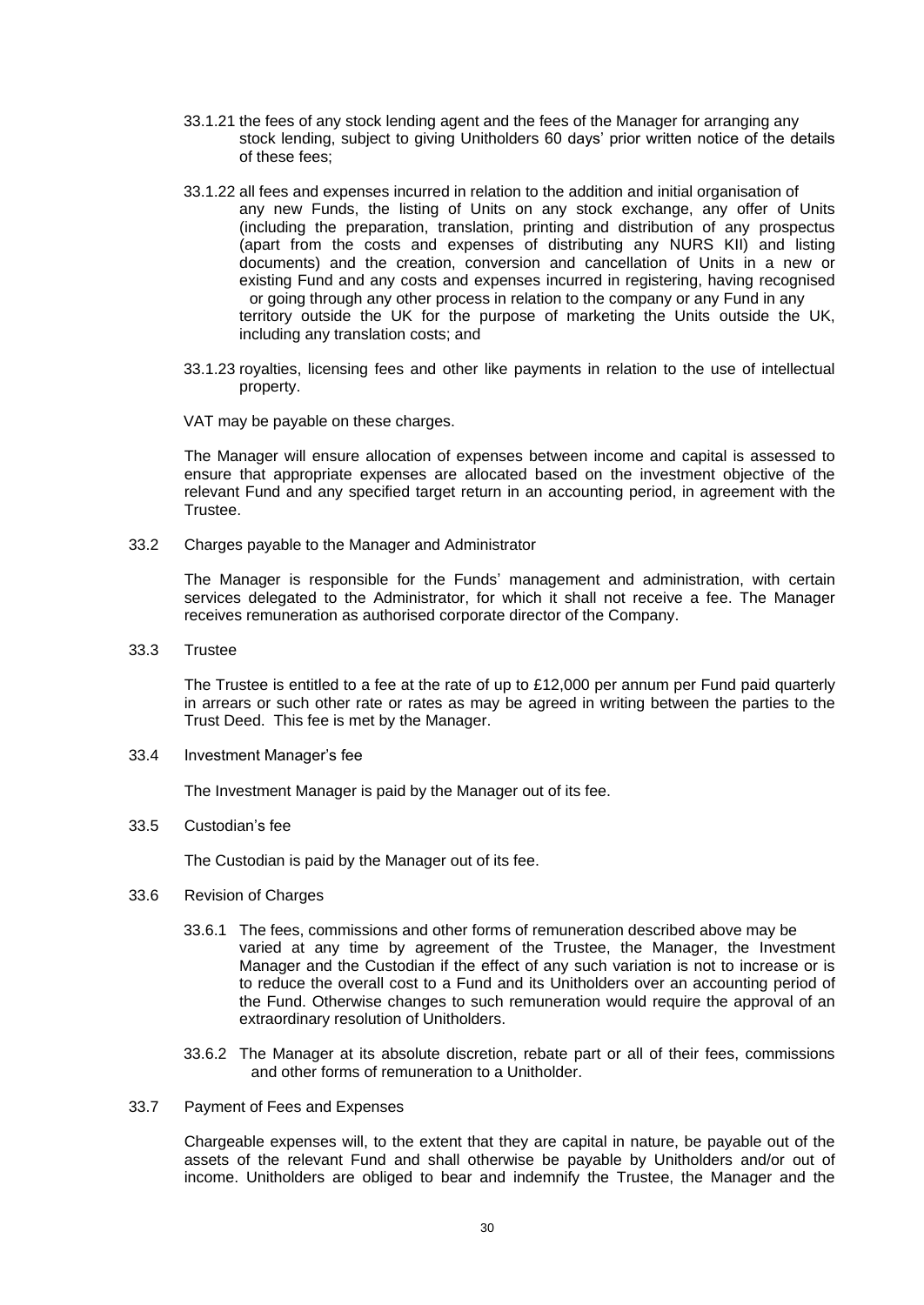33.1.21 the fees of any stock lending agent and the fees of the Manager for arranging any stock lending, subject to giving Unitholders 60 days' prior written notice of the details of these fees;

33.1.22 all fees and expenses incurred in relation to the addition and initial organisation of any new Funds, the listing of Units on any stock exchange, any offer of Units (including the preparation, translation, printing and distribution of any prospectus (apart from the costs and expenses of distributing any NURS KII) and listing documents) and the creation, conversion and cancellation of Units in a new or existing Fund and any costs and expenses incurred in registering, having recognised or going through any other process in relation to the company or any Fund in any territory outside the UK for the purpose of marketing the Units outside the UK, including any translation costs; and

33.1.23 royalties, licensing fees and other like payments in relation to the use of intellectual property.

VAT may be payable on these charges.

The Manager will ensure allocation of expenses between income and capital is assessed to ensure that appropriate expenses are allocated based on the investment objective of the relevant Fund and any specified target return in an accounting period, in agreement with the Trustee.

33.2 Charges payable to the Manager and Administrator

The Manager is responsible for the Funds' management and administration, with certain services delegated to the Administrator, for which it shall not receive a fee. The Manager receives remuneration as authorised corporate director of the Company.

33.3 Trustee

The Trustee is entitled to a fee at the rate of up to £12,000 per annum per Fund paid quarterly in arrears or such other rate or rates as may be agreed in writing between the parties to the Trust Deed. This fee is met by the Manager.

33.4 Investment Manager's fee

The Investment Manager is paid by the Manager out of its fee.

33.5 Custodian's fee

The Custodian is paid by the Manager out of its fee.

33.6 Revision of Charges

33.6.1 The fees, commissions and other forms of remuneration described above may be varied at any time by agreement of the Trustee, the Manager, the Investment Manager and the Custodian if the effect of any such variation is not to increase or is to reduce the overall cost to a Fund and its Unitholders over an accounting period of the Fund. Otherwise changes to such remuneration would require the approval of an extraordinary resolution of Unitholders.

33.6.2 The Manager at its absolute discretion, rebate part or all of their fees, commissions and other forms of remuneration to a Unitholder.

33.7 Payment of Fees and Expenses

Chargeable expenses will, to the extent that they are capital in nature, be payable out of the assets of the relevant Fund and shall otherwise be payable by Unitholders and/or out of income. Unitholders are obliged to bear and indemnify the Trustee, the Manager and the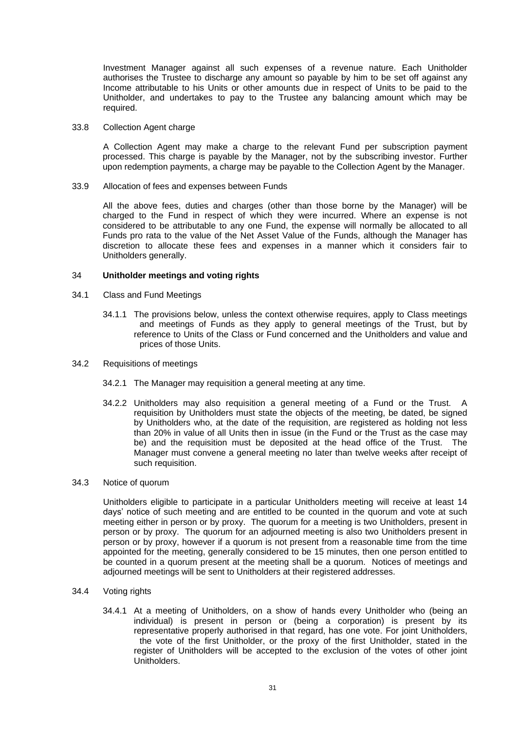Investment Manager against all such expenses of a revenue nature. Each Unitholder authorises the Trustee to discharge any amount so payable by him to be set off against any Income attributable to his Units or other amounts due in respect of Units to be paid to the Unitholder, and undertakes to pay to the Trustee any balancing amount which may be required.

33.8 Collection Agent charge

A Collection Agent may make a charge to the relevant Fund per subscription payment processed. This charge is payable by the Manager, not by the subscribing investor. Further upon redemption payments, a charge may be payable to the Collection Agent by the Manager.

33.9 Allocation of fees and expenses between Funds

All the above fees, duties and charges (other than those borne by the Manager) will be charged to the Fund in respect of which they were incurred. Where an expense is not considered to be attributable to any one Fund, the expense will normally be allocated to all Funds pro rata to the value of the Net Asset Value of the Funds, although the Manager has discretion to allocate these fees and expenses in a manner which it considers fair to Unitholders generally.

## 34 **Unitholder meetings and voting rights**

34.1 Class and Fund Meetings

34.1.1 The provisions below, unless the context otherwise requires, apply to Class meetings and meetings of Funds as they apply to general meetings of the Trust, but by reference to Units of the Class or Fund concerned and the Unitholders and value and prices of those Units.

34.2 Requisitions of meetings

34.2.1 The Manager may requisition a general meeting at any time.

34.2.2 Unitholders may also requisition a general meeting of a Fund or the Trust. A requisition by Unitholders must state the objects of the meeting, be dated, be signed by Unitholders who, at the date of the requisition, are registered as holding not less than 20% in value of all Units then in issue (in the Fund or the Trust as the case may be) and the requisition must be deposited at the head office of the Trust. The Manager must convene a general meeting no later than twelve weeks after receipt of such requisition.

34.3 Notice of quorum

Unitholders eligible to participate in a particular Unitholders meeting will receive at least 14 days' notice of such meeting and are entitled to be counted in the quorum and vote at such meeting either in person or by proxy. The quorum for a meeting is two Unitholders, present in person or by proxy. The quorum for an adjourned meeting is also two Unitholders present in person or by proxy, however if a quorum is not present from a reasonable time from the time appointed for the meeting, generally considered to be 15 minutes, then one person entitled to be counted in a quorum present at the meeting shall be a quorum. Notices of meetings and adjourned meetings will be sent to Unitholders at their registered addresses.

34.4 Voting rights

34.4.1 At a meeting of Unitholders, on a show of hands every Unitholder who (being an individual) is present in person or (being a corporation) is present by its representative properly authorised in that regard, has one vote. For joint Unitholders, the vote of the first Unitholder, or the proxy of the first Unitholder, stated in the register of Unitholders will be accepted to the exclusion of the votes of other joint Unitholders.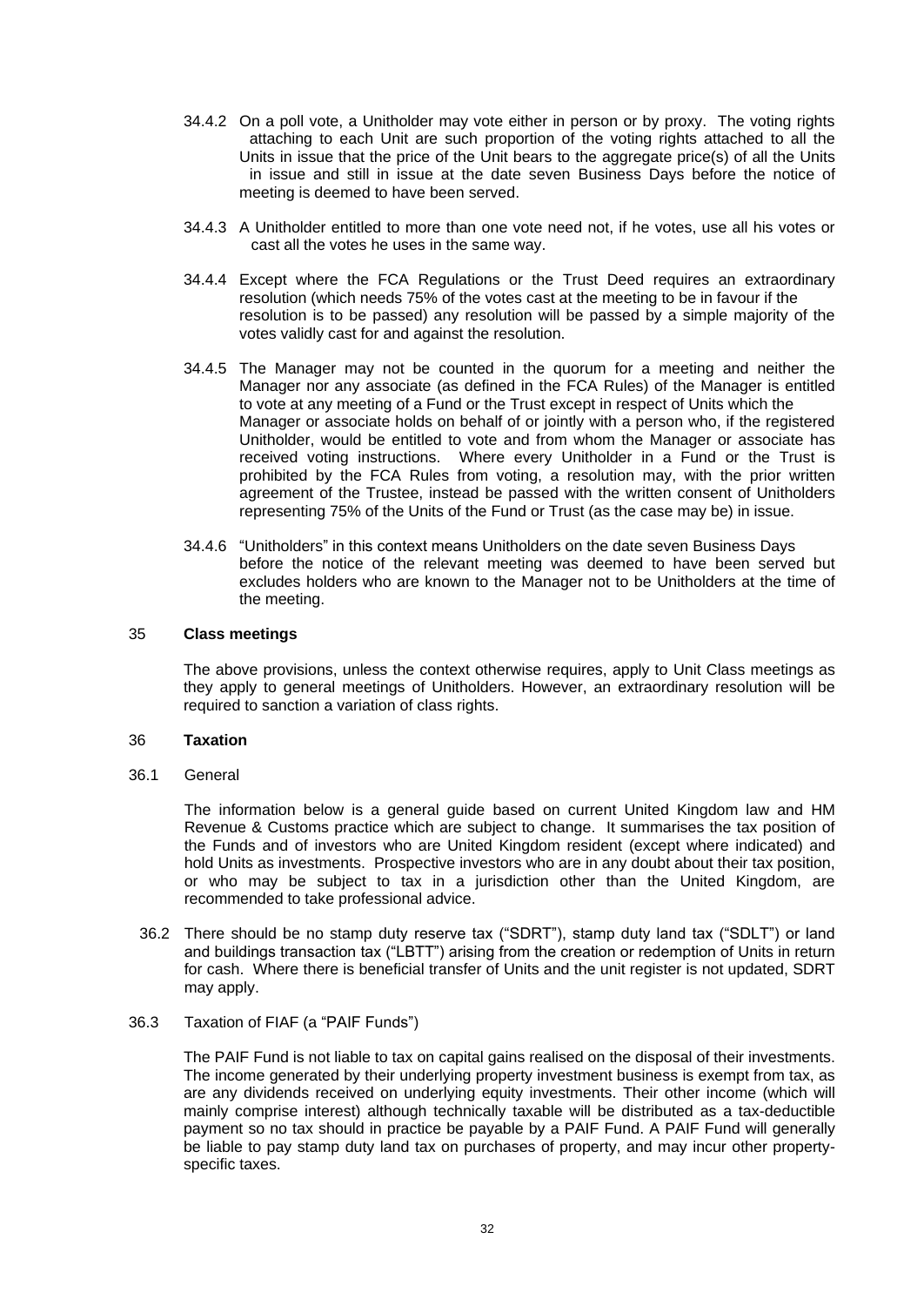34.4.2 On a poll vote, a Unitholder may vote either in person or by proxy. The voting rights attaching to each Unit are such proportion of the voting rights attached to all the Units in issue that the price of the Unit bears to the aggregate price(s) of all the Units in issue and still in issue at the date seven Business Days before the notice of meeting is deemed to have been served.

34.4.3 A Unitholder entitled to more than one vote need not, if he votes, use all his votes or cast all the votes he uses in the same way.

34.4.4 Except where the FCA Regulations or the Trust Deed requires an extraordinary resolution (which needs 75% of the votes cast at the meeting to be in favour if the resolution is to be passed) any resolution will be passed by a simple majority of the votes validly cast for and against the resolution.

34.4.5 The Manager may not be counted in the quorum for a meeting and neither the Manager nor any associate (as defined in the FCA Rules) of the Manager is entitled to vote at any meeting of a Fund or the Trust except in respect of Units which the Manager or associate holds on behalf of or jointly with a person who, if the registered Unitholder, would be entitled to vote and from whom the Manager or associate has received voting instructions. Where every Unitholder in a Fund or the Trust is prohibited by the FCA Rules from voting, a resolution may, with the prior written agreement of the Trustee, instead be passed with the written consent of Unitholders representing 75% of the Units of the Fund or Trust (as the case may be) in issue.

34.4.6 "Unitholders" in this context means Unitholders on the date seven Business Days before the notice of the relevant meeting was deemed to have been served but excludes holders who are known to the Manager not to be Unitholders at the time of the meeting.

## 35 Class meetings

The above provisions, unless the context otherwise requires, apply to Unit Class meetings as they apply to general meetings of Unitholders. However, an extraordinary resolution will be required to sanction a variation of class rights.

## 36 Taxation

36.1 General

The information below is a general guide based on current United Kingdom law and HM Revenue & Customs practice which are subject to change. It summarises the tax position of the Funds and of investors who are United Kingdom resident (except where indicated) and hold Units as investments. Prospective investors who are in any doubt about their tax position, or who may be subject to tax in a jurisdiction other than the United Kingdom, are recommended to take professional advice.

36.2 There should be no stamp duty reserve tax ("SDRT"), stamp duty land tax ("SDLT") or land and buildings transaction tax ("LBTT") arising from the creation or redemption of Units in return for cash. Where there is beneficial transfer of Units and the unit register is not updated, SDRT may apply.

36.3 Taxation of FIAF (a "PAIF Funds")

The PAIF Fund is not liable to tax on capital gains realised on the disposal of their investments. The income generated by their underlying property investment business is exempt from tax, as are any dividends received on underlying equity investments. Their other income (which will mainly comprise interest) although technically taxable will be distributed as a tax-deductible payment so no tax should in practice be payable by a PAIF Fund. A PAIF Fund will generally be liable to pay stamp duty land tax on purchases of property, and may incur other property-specific taxes.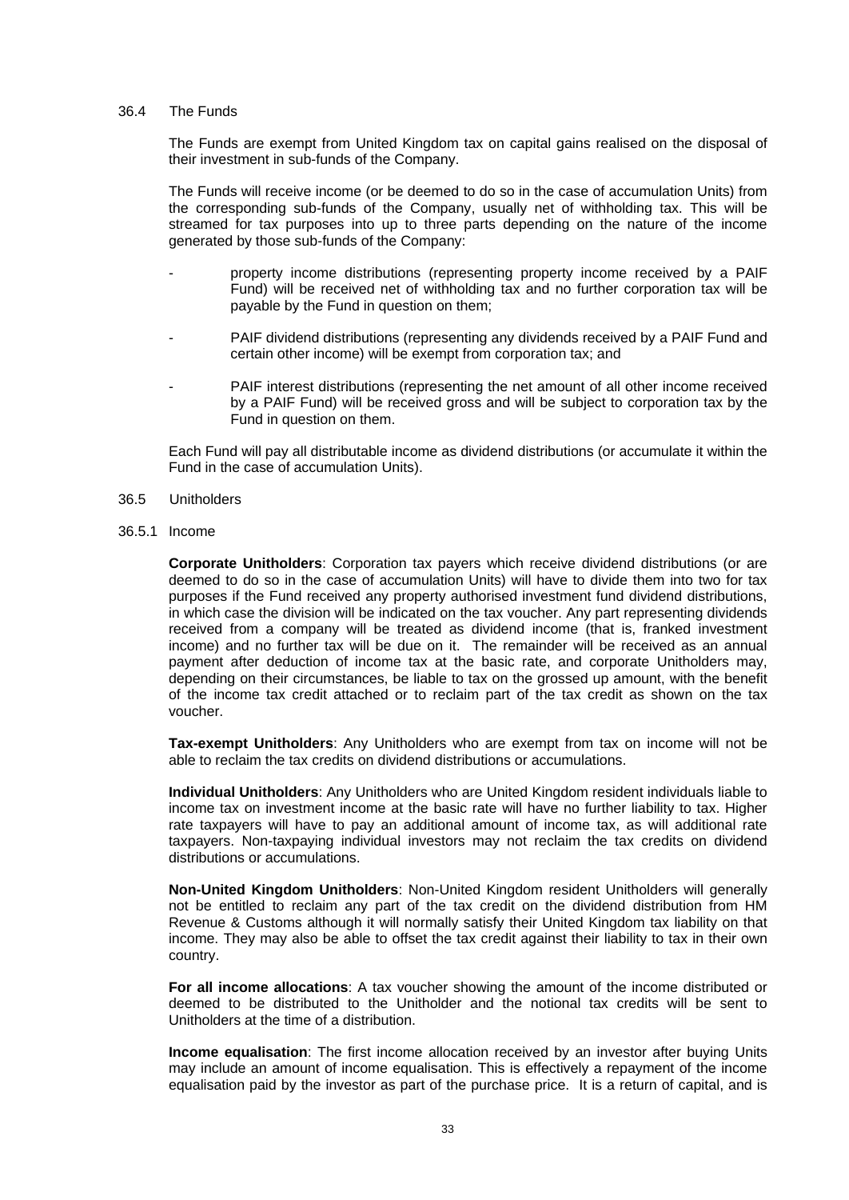### 36.4 The Funds

The Funds are exempt from United Kingdom tax on capital gains realised on the disposal of their investment in sub-funds of the Company.

The Funds will receive income (or be deemed to do so in the case of accumulation Units) from the corresponding sub-funds of the Company, usually net of withholding tax. This will be streamed for tax purposes into up to three parts depending on the nature of the income generated by those sub-funds of the Company:

- property income distributions (representing property income received by a PAIF Fund) will be received net of withholding tax and no further corporation tax will be payable by the Fund in question on them;
- PAIF dividend distributions (representing any dividends received by a PAIF Fund and certain other income) will be exempt from corporation tax; and
- PAIF interest distributions (representing the net amount of all other income received by a PAIF Fund) will be received gross and will be subject to corporation tax by the Fund in question on them.

Each Fund will pay all distributable income as dividend distributions (or accumulate it within the Fund in the case of accumulation Units).

### 36.5 Unitholders

#### 36.5.1 Income

**Corporate Unitholders**: Corporation tax payers which receive dividend distributions (or are deemed to do so in the case of accumulation Units) will have to divide them into two for tax purposes if the Fund received any property authorised investment fund dividend distributions, in which case the division will be indicated on the tax voucher. Any part representing dividends received from a company will be treated as dividend income (that is, franked investment income) and no further tax will be due on it. The remainder will be received as an annual payment after deduction of income tax at the basic rate, and corporate Unitholders may, depending on their circumstances, be liable to tax on the grossed up amount, with the benefit of the income tax credit attached or to reclaim part of the tax credit as shown on the tax voucher.

**Tax-exempt Unitholders**: Any Unitholders who are exempt from tax on income will not be able to reclaim the tax credits on dividend distributions or accumulations.

**Individual Unitholders**: Any Unitholders who are United Kingdom resident individuals liable to income tax on investment income at the basic rate will have no further liability to tax. Higher rate taxpayers will have to pay an additional amount of income tax, as will additional rate taxpayers. Non-taxpaying individual investors may not reclaim the tax credits on dividend distributions or accumulations.

**Non-United Kingdom Unitholders**: Non-United Kingdom resident Unitholders will generally not be entitled to reclaim any part of the tax credit on the dividend distribution from HM Revenue & Customs although it will normally satisfy their United Kingdom tax liability on that income. They may also be able to offset the tax credit against their liability to tax in their own country.

**For all income allocations**: A tax voucher showing the amount of the income distributed or deemed to be distributed to the Unitholder and the notional tax credits will be sent to Unitholders at the time of a distribution.

**Income equalisation**: The first income allocation received by an investor after buying Units may include an amount of income equalisation. This is effectively a repayment of the income equalisation paid by the investor as part of the purchase price. It is a return of capital, and is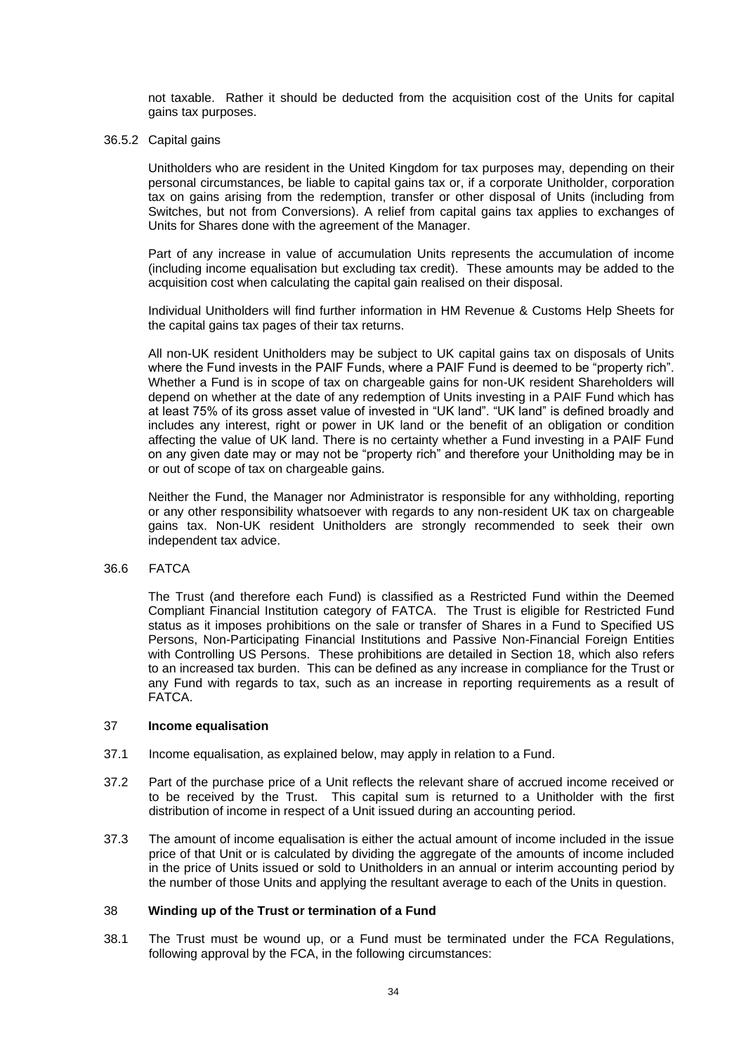not taxable. Rather it should be deducted from the acquisition cost of the Units for capital gains tax purposes.

36.5.2 Capital gains

Unitholders who are resident in the United Kingdom for tax purposes may, depending on their personal circumstances, be liable to capital gains tax or, if a corporate Unitholder, corporation tax on gains arising from the redemption, transfer or other disposal of Units (including from Switches, but not from Conversions). A relief from capital gains tax applies to exchanges of Units for Shares done with the agreement of the Manager.

Part of any increase in value of accumulation Units represents the accumulation of income (including income equalisation but excluding tax credit). These amounts may be added to the acquisition cost when calculating the capital gain realised on their disposal.

Individual Unitholders will find further information in HM Revenue & Customs Help Sheets for the capital gains tax pages of their tax returns.

All non-UK resident Unitholders may be subject to UK capital gains tax on disposals of Units where the Fund invests in the PAIF Funds, where a PAIF Fund is deemed to be "property rich". Whether a Fund is in scope of tax on chargeable gains for non-UK resident Shareholders will depend on whether at the date of any redemption of Units investing in a PAIF Fund which has at least 75% of its gross asset value of invested in "UK land". "UK land" is defined broadly and includes any interest, right or power in UK land or the benefit of an obligation or condition affecting the value of UK land. There is no certainty whether a Fund investing in a PAIF Fund on any given date may or may not be "property rich" and therefore your Unitholding may be in or out of scope of tax on chargeable gains.

Neither the Fund, the Manager nor Administrator is responsible for any withholding, reporting or any other responsibility whatsoever with regards to any non-resident UK tax on chargeable gains tax. Non-UK resident Unitholders are strongly recommended to seek their own independent tax advice.

36.6 FATCA

The Trust (and therefore each Fund) is classified as a Restricted Fund within the Deemed Compliant Financial Institution category of FATCA. The Trust is eligible for Restricted Fund status as it imposes prohibitions on the sale or transfer of Shares in a Fund to Specified US Persons, Non-Participating Financial Institutions and Passive Non-Financial Foreign Entities with Controlling US Persons. These prohibitions are detailed in Section 18, which also refers to an increased tax burden. This can be defined as any increase in compliance for the Trust or any Fund with regards to tax, such as an increase in reporting requirements as a result of FATCA.

## 37 **Income equalisation**

37.1 Income equalisation, as explained below, may apply in relation to a Fund.

37.2 Part of the purchase price of a Unit reflects the relevant share of accrued income received or to be received by the Trust. This capital sum is returned to a Unitholder with the first distribution of income in respect of a Unit issued during an accounting period.

37.3 The amount of income equalisation is either the actual amount of income included in the issue price of that Unit or is calculated by dividing the aggregate of the amounts of income included in the price of Units issued or sold to Unitholders in an annual or interim accounting period by the number of those Units and applying the resultant average to each of the Units in question.

## 38 **Winding up of the Trust or termination of a Fund**

38.1 The Trust must be wound up, or a Fund must be terminated under the FCA Regulations, following approval by the FCA, in the following circumstances: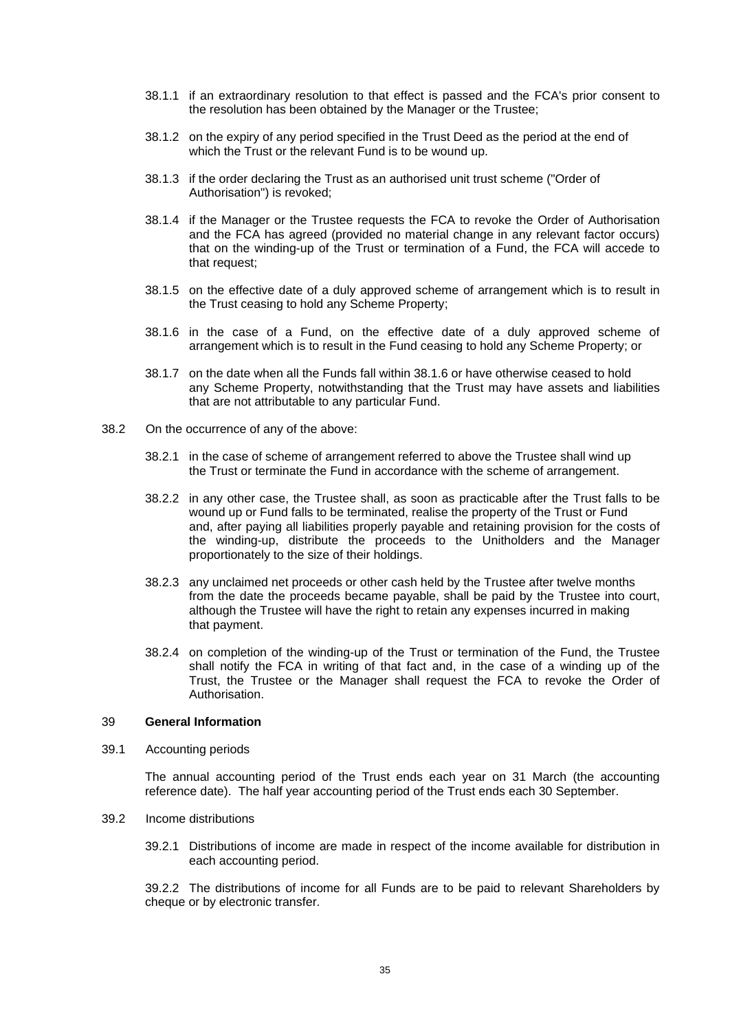38.1.1 if an extraordinary resolution to that effect is passed and the FCA's prior consent to the resolution has been obtained by the Manager or the Trustee;

38.1.2 on the expiry of any period specified in the Trust Deed as the period at the end of which the Trust or the relevant Fund is to be wound up.

38.1.3 if the order declaring the Trust as an authorised unit trust scheme ("Order of Authorisation") is revoked;

38.1.4 if the Manager or the Trustee requests the FCA to revoke the Order of Authorisation and the FCA has agreed (provided no material change in any relevant factor occurs) that on the winding-up of the Trust or termination of a Fund, the FCA will accede to that request;

38.1.5 on the effective date of a duly approved scheme of arrangement which is to result in the Trust ceasing to hold any Scheme Property;

38.1.6 in the case of a Fund, on the effective date of a duly approved scheme of arrangement which is to result in the Fund ceasing to hold any Scheme Property; or

38.1.7 on the date when all the Funds fall within 38.1.6 or have otherwise ceased to hold any Scheme Property, notwithstanding that the Trust may have assets and liabilities that are not attributable to any particular Fund.

38.2 On the occurrence of any of the above:

38.2.1 in the case of scheme of arrangement referred to above the Trustee shall wind up the Trust or terminate the Fund in accordance with the scheme of arrangement.

38.2.2 in any other case, the Trustee shall, as soon as practicable after the Trust falls to be wound up or Fund falls to be terminated, realise the property of the Trust or Fund and, after paying all liabilities properly payable and retaining provision for the costs of the winding-up, distribute the proceeds to the Unitholders and the Manager proportionately to the size of their holdings.

38.2.3 any unclaimed net proceeds or other cash held by the Trustee after twelve months from the date the proceeds became payable, shall be paid by the Trustee into court, although the Trustee will have the right to retain any expenses incurred in making that payment.

38.2.4 on completion of the winding-up of the Trust or termination of the Fund, the Trustee shall notify the FCA in writing of that fact and, in the case of a winding up of the Trust, the Trustee or the Manager shall request the FCA to revoke the Order of Authorisation.

## 39 General Information

39.1 Accounting periods

The annual accounting period of the Trust ends each year on 31 March (the accounting reference date). The half year accounting period of the Trust ends each 30 September.

39.2 Income distributions

39.2.1 Distributions of income are made in respect of the income available for distribution in each accounting period.

39.2.2 The distributions of income for all Funds are to be paid to relevant Shareholders by cheque or by electronic transfer.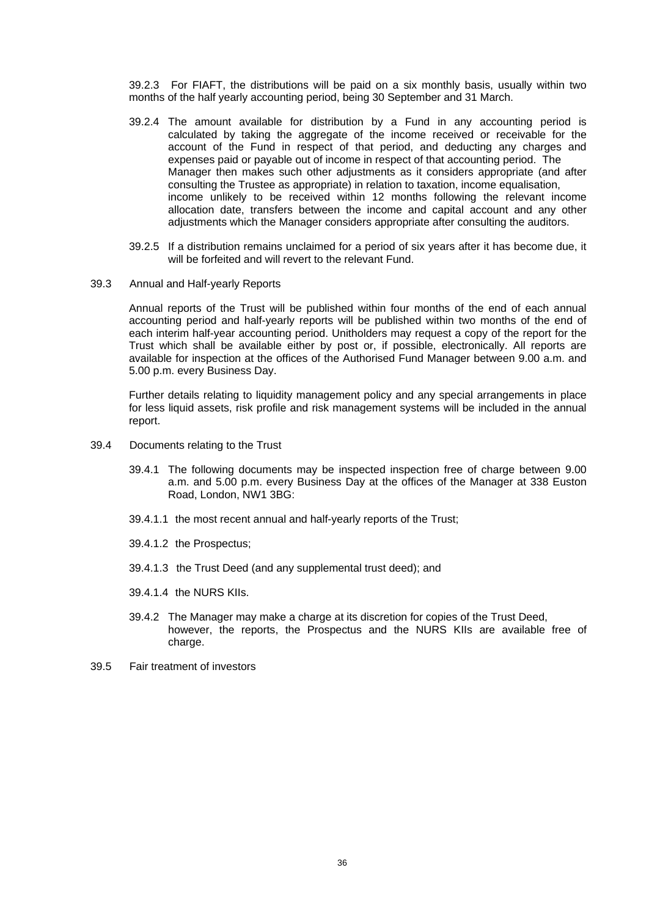39.2.3 For FIAFT, the distributions will be paid on a six monthly basis, usually within two months of the half yearly accounting period, being 30 September and 31 March.

39.2.4 The amount available for distribution by a Fund in any accounting period is calculated by taking the aggregate of the income received or receivable for the account of the Fund in respect of that period, and deducting any charges and expenses paid or payable out of income in respect of that accounting period. The Manager then makes such other adjustments as it considers appropriate (and after consulting the Trustee as appropriate) in relation to taxation, income equalisation, income unlikely to be received within 12 months following the relevant income allocation date, transfers between the income and capital account and any other adjustments which the Manager considers appropriate after consulting the auditors.

39.2.5 If a distribution remains unclaimed for a period of six years after it has become due, it will be forfeited and will revert to the relevant Fund.

39.3 Annual and Half-yearly Reports

Annual reports of the Trust will be published within four months of the end of each annual accounting period and half-yearly reports will be published within two months of the end of each interim half-year accounting period. Unitholders may request a copy of the report for the Trust which shall be available either by post or, if possible, electronically. All reports are available for inspection at the offices of the Authorised Fund Manager between 9.00 a.m. and 5.00 p.m. every Business Day.

Further details relating to liquidity management policy and any special arrangements in place for less liquid assets, risk profile and risk management systems will be included in the annual report.

39.4 Documents relating to the Trust

39.4.1 The following documents may be inspected inspection free of charge between 9.00 a.m. and 5.00 p.m. every Business Day at the offices of the Manager at 338 Euston Road, London, NW1 3BG:

39.4.1.1 the most recent annual and half-yearly reports of the Trust;

39.4.1.2 the Prospectus;

39.4.1.3 the Trust Deed (and any supplemental trust deed); and

39.4.1.4 the NURS KIIs.

39.4.2 The Manager may make a charge at its discretion for copies of the Trust Deed, however, the reports, the Prospectus and the NURS KIIs are available free of charge.

39.5 Fair treatment of investors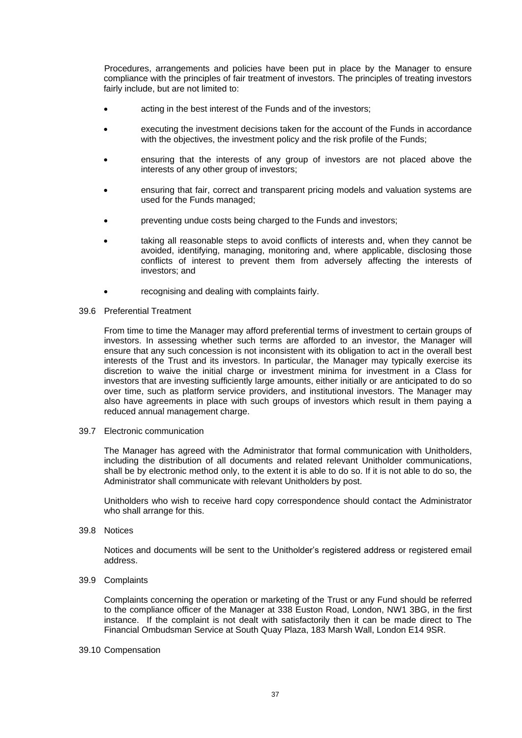Procedures, arrangements and policies have been put in place by the Manager to ensure compliance with the principles of fair treatment of investors. The principles of treating investors fairly include, but are not limited to:

- acting in the best interest of the Funds and of the investors;
- executing the investment decisions taken for the account of the Funds in accordance with the objectives, the investment policy and the risk profile of the Funds;
- ensuring that the interests of any group of investors are not placed above the interests of any other group of investors;
- ensuring that fair, correct and transparent pricing models and valuation systems are used for the Funds managed;
- preventing undue costs being charged to the Funds and investors;
- taking all reasonable steps to avoid conflicts of interests and, when they cannot be avoided, identifying, managing, monitoring and, where applicable, disclosing those conflicts of interest to prevent them from adversely affecting the interests of investors; and
- recognising and dealing with complaints fairly.

39.6 Preferential Treatment

From time to time the Manager may afford preferential terms of investment to certain groups of investors. In assessing whether such terms are afforded to an investor, the Manager will ensure that any such concession is not inconsistent with its obligation to act in the overall best interests of the Trust and its investors. In particular, the Manager may typically exercise its discretion to waive the initial charge or investment minima for investment in a Class for investors that are investing sufficiently large amounts, either initially or are anticipated to do so over time, such as platform service providers, and institutional investors. The Manager may also have agreements in place with such groups of investors which result in them paying a reduced annual management charge.

39.7 Electronic communication

The Manager has agreed with the Administrator that formal communication with Unitholders, including the distribution of all documents and related relevant Unitholder communications, shall be by electronic method only, to the extent it is able to do so. If it is not able to do so, the Administrator shall communicate with relevant Unitholders by post.

Unitholders who wish to receive hard copy correspondence should contact the Administrator who shall arrange for this.

39.8 Notices

Notices and documents will be sent to the Unitholder's registered address or registered email address.

39.9 Complaints

Complaints concerning the operation or marketing of the Trust or any Fund should be referred to the compliance officer of the Manager at 338 Euston Road, London, NW1 3BG, in the first instance. If the complaint is not dealt with satisfactorily then it can be made direct to The Financial Ombudsman Service at South Quay Plaza, 183 Marsh Wall, London E14 9SR.

39.10 Compensation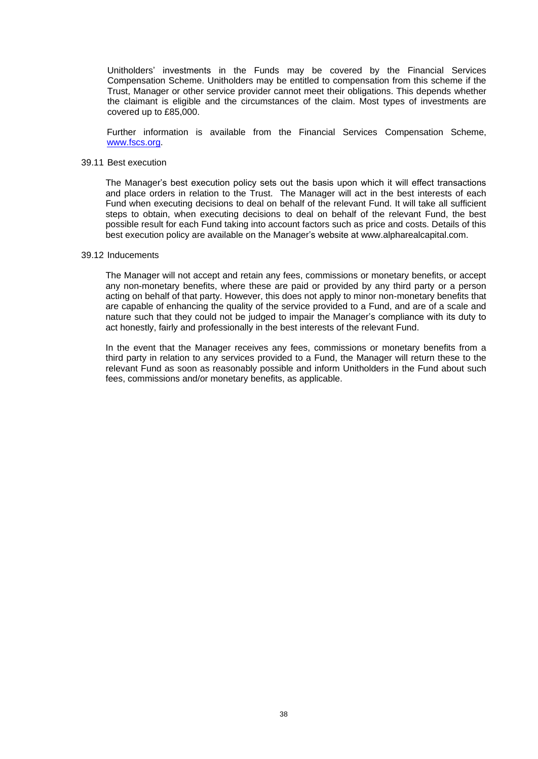Unitholders' investments in the Funds may be covered by the Financial Services Compensation Scheme. Unitholders may be entitled to compensation from this scheme if the Trust, Manager or other service provider cannot meet their obligations. This depends whether the claimant is eligible and the circumstances of the claim. Most types of investments are covered up to £85,000.

Further information is available from the Financial Services Compensation Scheme, [www.fscs.org](http://www.fscs.org).

### 39.11 Best execution

The Manager's best execution policy sets out the basis upon which it will effect transactions and place orders in relation to the Trust. The Manager will act in the best interests of each Fund when executing decisions to deal on behalf of the relevant Fund. It will take all sufficient steps to obtain, when executing decisions to deal on behalf of the relevant Fund, the best possible result for each Fund taking into account factors such as price and costs. Details of this best execution policy are available on the Manager's website at www.alpharealcapital.com.

### 39.12 Inducements

The Manager will not accept and retain any fees, commissions or monetary benefits, or accept any non-monetary benefits, where these are paid or provided by any third party or a person acting on behalf of that party. However, this does not apply to minor non-monetary benefits that are capable of enhancing the quality of the service provided to a Fund, and are of a scale and nature such that they could not be judged to impair the Manager's compliance with its duty to act honestly, fairly and professionally in the best interests of the relevant Fund.

In the event that the Manager receives any fees, commissions or monetary benefits from a third party in relation to any services provided to a Fund, the Manager will return these to the relevant Fund as soon as reasonably possible and inform Unitholders in the Fund about such fees, commissions and/or monetary benefits, as applicable.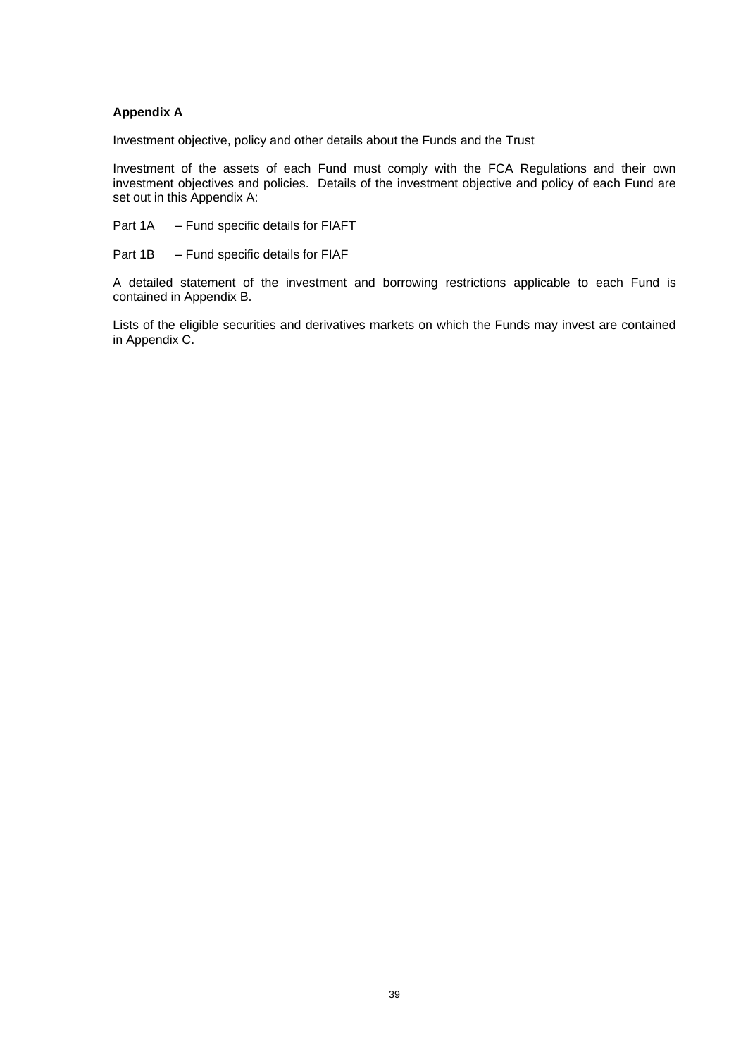## Appendix A

Investment objective, policy and other details about the Funds and the Trust

Investment of the assets of each Fund must comply with the FCA Regulations and their own investment objectives and policies. Details of the investment objective and policy of each Fund are set out in this Appendix A:

Part 1A – Fund specific details for FIAFT

Part 1B – Fund specific details for FIAF

A detailed statement of the investment and borrowing restrictions applicable to each Fund is contained in Appendix B.

Lists of the eligible securities and derivatives markets on which the Funds may invest are contained in Appendix C.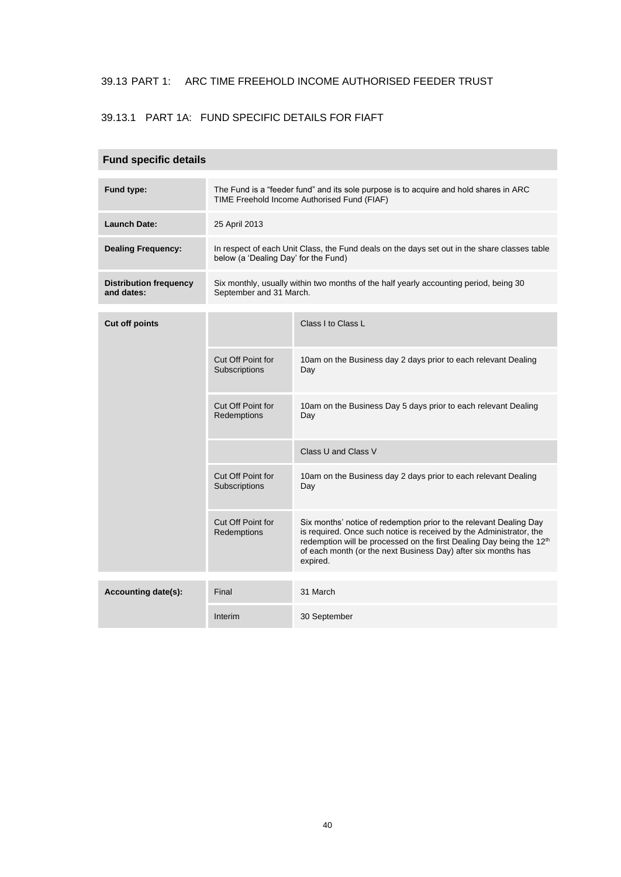## 39.13 PART 1: ARC TIME FREEHOLD INCOME AUTHORISED FEEDER TRUST

### 39.13.1 PART 1A: FUND SPECIFIC DETAILS FOR FIAFT

| Fund specific details | | |
|---|---|---|
| **Fund type:** | The Fund is a "feeder fund" and its sole purpose is to acquire and hold shares in ARC TIME Freehold Income Authorised Fund (FIAF) | |
| **Launch Date:** | 25 April 2013 | |
| **Dealing Frequency:** | In respect of each Unit Class, the Fund deals on the days set out in the share classes table below (a 'Dealing Day' for the Fund) | |
| **Distribution frequency and dates:** | Six monthly, usually within two months of the half yearly accounting period, being 30 September and 31 March. | |
| **Cut off points** | | Class I to Class L |
| | Cut Off Point for Subscriptions | 10am on the Business day 2 days prior to each relevant Dealing Day |
| | Cut Off Point for Redemptions | 10am on the Business Day 5 days prior to each relevant Dealing Day |
| | | Class U and Class V |
| | Cut Off Point for Subscriptions | 10am on the Business day 2 days prior to each relevant Dealing Day |
| | Cut Off Point for Redemptions | Six months' notice of redemption prior to the relevant Dealing Day is required. Once such notice is received by the Administrator, the redemption will be processed on the first Dealing Day being the 12th of each month (or the next Business Day) after six months has expired. |
| **Accounting date(s):** | Final | 31 March |
| | Interim | 30 September |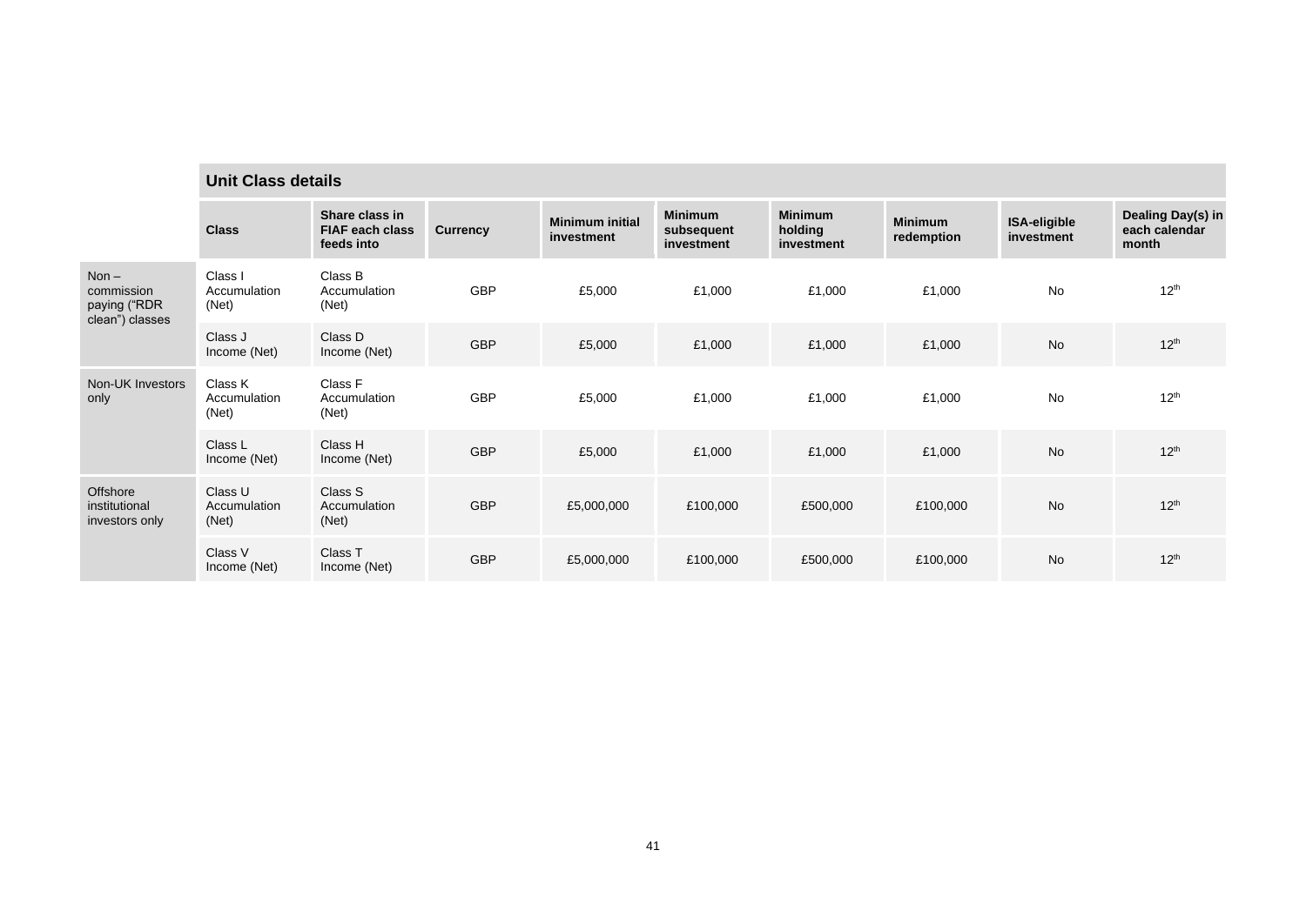| | Unit Class details | | | | | | | | |
|---|---|---|---|---|---|---|---|---|---|
| | **Class** | **Share class in FIAF each class feeds into** | **Currency** | **Minimum initial investment** | **Minimum subsequent investment** | **Minimum holding investment** | **Minimum redemption** | **ISA-eligible investment** | **Dealing Day(s) in each calendar month** |
| Non – commission paying ("RDR clean") classes | Class I Accumulation (Net) | Class B Accumulation (Net) | GBP | £5,000 | £1,000 | £1,000 | £1,000 | No | 12th |
| | Class J Income (Net) | Class D Income (Net) | GBP | £5,000 | £1,000 | £1,000 | £1,000 | No | 12th |
| Non-UK Investors only | Class K Accumulation (Net) | Class F Accumulation (Net) | GBP | £5,000 | £1,000 | £1,000 | £1,000 | No | 12th |
| | Class L Income (Net) | Class H Income (Net) | GBP | £5,000 | £1,000 | £1,000 | £1,000 | No | 12th |
| Offshore institutional investors only | Class U Accumulation (Net) | Class S Accumulation (Net) | GBP | £5,000,000 | £100,000 | £500,000 | £100,000 | No | 12th |
| | Class V Income (Net) | Class T Income (Net) | GBP | £5,000,000 | £100,000 | £500,000 | £100,000 | No | 12th |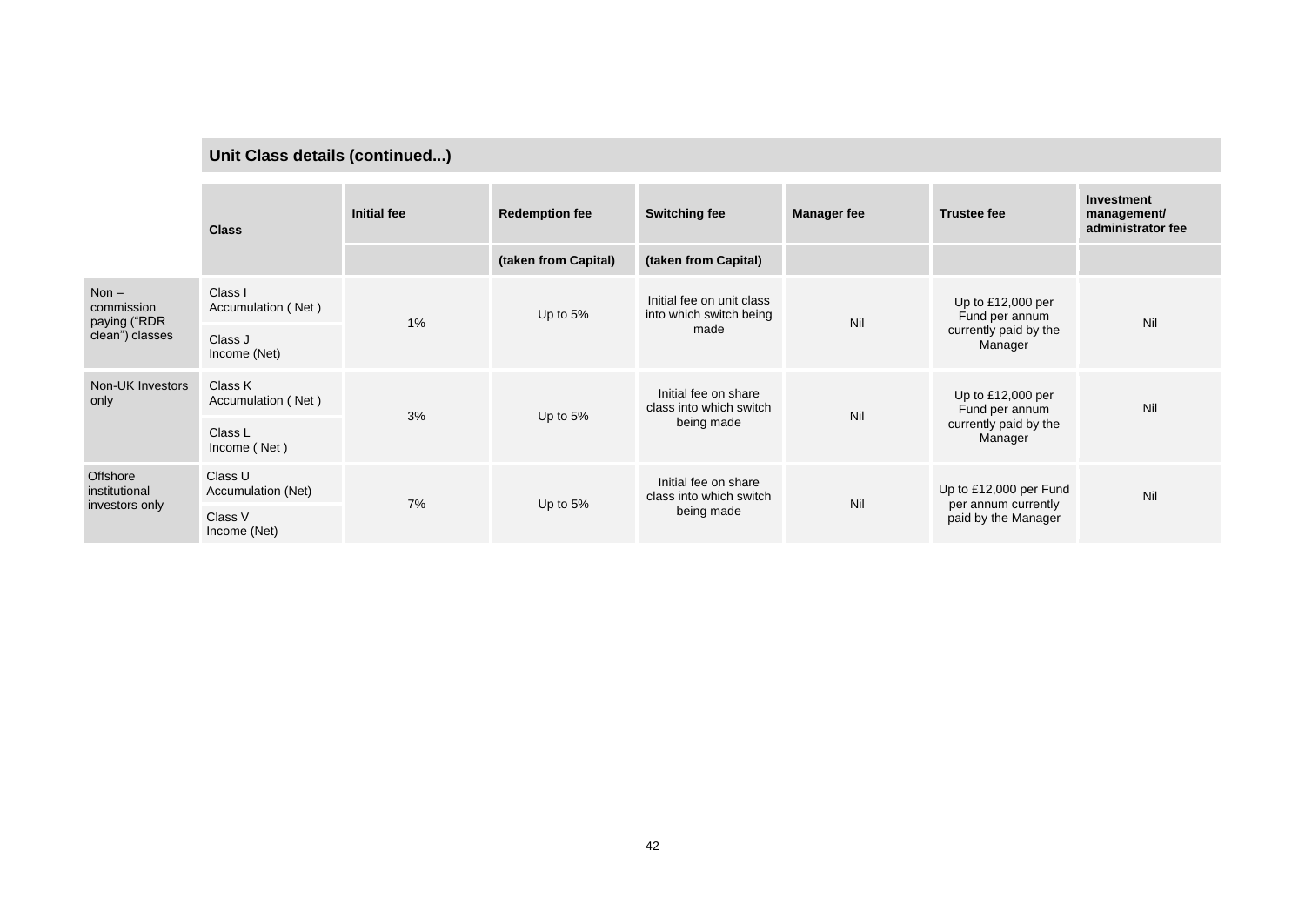## Unit Class details (continued...)

| | Class | Initial fee | Redemption fee | Switching fee | Manager fee | Trustee fee | Investment management/ administrator fee |
|---|---|---|---|---|---|---|---|
| | | | (taken from Capital) | (taken from Capital) | | | |
| Non – commission paying ("RDR clean") classes | Class I Accumulation ( Net ) | 1% | Up to 5% | Initial fee on unit class into which switch being made | Nil | Up to £12,000 per Fund per annum currently paid by the Manager | Nil |
| | Class J Income (Net) | | | | | | |
| Non-UK Investors only | Class K Accumulation ( Net ) | 3% | Up to 5% | Initial fee on share class into which switch being made | Nil | Up to £12,000 per Fund per annum currently paid by the Manager | Nil |
| | Class L Income ( Net ) | | | | | | |
| Offshore institutional investors only | Class U Accumulation (Net) | 7% | Up to 5% | Initial fee on share class into which switch being made | Nil | Up to £12,000 per Fund per annum currently paid by the Manager | Nil |
| | Class V Income (Net) | | | | | | |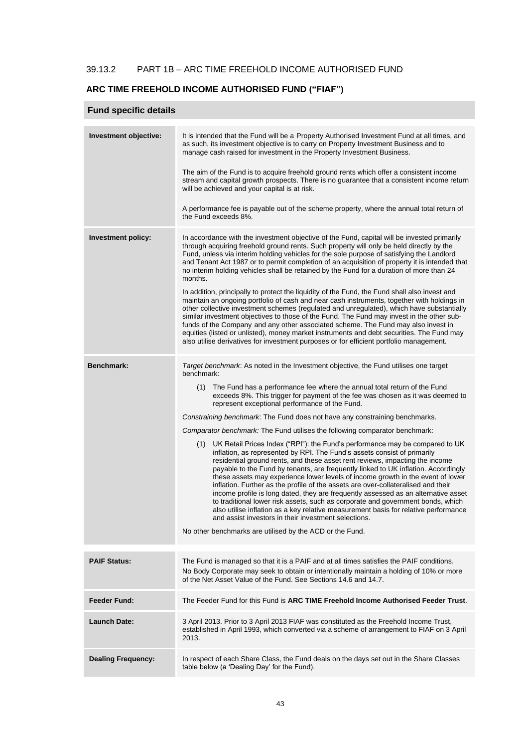### 39.13.2 PART 1B – ARC TIME FREEHOLD INCOME AUTHORISED FUND

**ARC TIME FREEHOLD INCOME AUTHORISED FUND ("FIAF")**

| **Fund specific details** | |
|---|---|
| **Investment objective:** | It is intended that the Fund will be a Property Authorised Investment Fund at all times, and as such, its investment objective is to carry on Property Investment Business and to manage cash raised for investment in the Property Investment Business.<br><br>The aim of the Fund is to acquire freehold ground rents which offer a consistent income stream and capital growth prospects. There is no guarantee that a consistent income return will be achieved and your capital is at risk.<br><br>A performance fee is payable out of the scheme property, where the annual total return of the Fund exceeds 8%. |
| **Investment policy:** | In accordance with the investment objective of the Fund, capital will be invested primarily through acquiring freehold ground rents. Such property will only be held directly by the Fund, unless via interim holding vehicles for the sole purpose of satisfying the Landlord and Tenant Act 1987 or to permit completion of an acquisition of property it is intended that no interim holding vehicles shall be retained by the Fund for a duration of more than 24 months.<br><br>In addition, principally to protect the liquidity of the Fund, the Fund shall also invest and maintain an ongoing portfolio of cash and near cash instruments, together with holdings in other collective investment schemes (regulated and unregulated), which have substantially similar investment objectives to those of the Fund. The Fund may invest in the other sub-funds of the Company and any other associated scheme. The Fund may also invest in equities (listed or unlisted), money market instruments and debt securities. The Fund may also utilise derivatives for investment purposes or for efficient portfolio management. |
| **Benchmark:** | *Target benchmark*: As noted in the Investment objective, the Fund utilises one target benchmark:<br><br>(1) The Fund has a performance fee where the annual total return of the Fund exceeds 8%. This trigger for payment of the fee was chosen as it was deemed to represent exceptional performance of the Fund.<br><br>*Constraining benchmark*: The Fund does not have any constraining benchmarks.<br><br>*Comparator benchmark:* The Fund utilises the following comparator benchmark:<br><br>(1) UK Retail Prices Index ("RPI"): the Fund's performance may be compared to UK inflation, as represented by RPI. The Fund's assets consist of primarily residential ground rents, and these asset rent reviews, impacting the income payable to the Fund by tenants, are frequently linked to UK inflation. Accordingly these assets may experience lower levels of income growth in the event of lower inflation. Further as the profile of the assets are over-collateralised and their income profile is long dated, they are frequently assessed as an alternative asset to traditional lower risk assets, such as corporate and government bonds, which also utilise inflation as a key relative measurement basis for relative performance and assist investors in their investment selections.<br><br>No other benchmarks are utilised by the ACD or the Fund. |
| **PAIF Status:** | The Fund is managed so that it is a PAIF and at all times satisfies the PAIF conditions. No Body Corporate may seek to obtain or intentionally maintain a holding of 10% or more of the Net Asset Value of the Fund. See Sections 14.6 and 14.7. |
| **Feeder Fund:** | The Feeder Fund for this Fund is **ARC TIME Freehold Income Authorised Feeder Trust**. |
| **Launch Date:** | 3 April 2013. Prior to 3 April 2013 FIAF was constituted as the Freehold Income Trust, established in April 1993, which converted via a scheme of arrangement to FIAF on 3 April 2013. |
| **Dealing Frequency:** | In respect of each Share Class, the Fund deals on the days set out in the Share Classes table below (a 'Dealing Day' for the Fund). |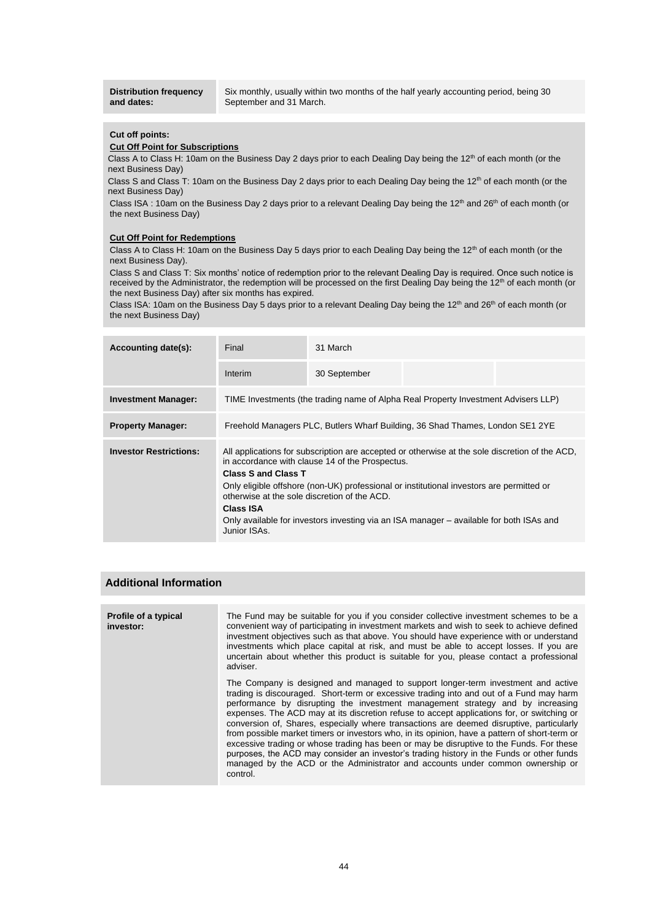| | |
|---|---|
| **Distribution frequency and dates:** | Six monthly, usually within two months of the half yearly accounting period, being 30 September and 31 March. |

**Cut off points:**

**Cut Off Point for Subscriptions**

Class A to Class H: 10am on the Business Day 2 days prior to each Dealing Day being the 12th of each month (or the next Business Day)

Class S and Class T: 10am on the Business Day 2 days prior to each Dealing Day being the 12th of each month (or the next Business Day)

Class ISA : 10am on the Business Day 2 days prior to a relevant Dealing Day being the 12th and 26th of each month (or the next Business Day)

**Cut Off Point for Redemptions**

Class A to Class H: 10am on the Business Day 5 days prior to each Dealing Day being the 12th of each month (or the next Business Day).

Class S and Class T: Six months' notice of redemption prior to the relevant Dealing Day is required. Once such notice is received by the Administrator, the redemption will be processed on the first Dealing Day being the 12th of each month (or the next Business Day) after six months has expired.

Class ISA: 10am on the Business Day 5 days prior to a relevant Dealing Day being the 12th and 26th of each month (or the next Business Day)

| | | | | |
|---|---|---|---|---|
| **Accounting date(s):** | Final | 31 March | | |
| | Interim | 30 September | | |
| **Investment Manager:** | TIME Investments (the trading name of Alpha Real Property Investment Advisers LLP) | | | |
| **Property Manager:** | Freehold Managers PLC, Butlers Wharf Building, 36 Shad Thames, London SE1 2YE | | | |
| **Investor Restrictions:** | All applications for subscription are accepted or otherwise at the sole discretion of the ACD, in accordance with clause 14 of the Prospectus.<br>**Class S and Class T**<br>Only eligible offshore (non-UK) professional or institutional investors are permitted or otherwise at the sole discretion of the ACD.<br>**Class ISA**<br>Only available for investors investing via an ISA manager – available for both ISAs and Junior ISAs. | | | |

## Additional Information

| | |
|---|---|
| **Profile of a typical investor:** | The Fund may be suitable for you if you consider collective investment schemes to be a convenient way of participating in investment markets and wish to seek to achieve defined investment objectives such as that above. You should have experience with or understand investments which place capital at risk, and must be able to accept losses. If you are uncertain about whether this product is suitable for you, please contact a professional adviser.<br><br>The Company is designed and managed to support longer-term investment and active trading is discouraged. Short-term or excessive trading into and out of a Fund may harm performance by disrupting the investment management strategy and by increasing expenses. The ACD may at its discretion refuse to accept applications for, or switching or conversion of, Shares, especially where transactions are deemed disruptive, particularly from possible market timers or investors who, in its opinion, have a pattern of short-term or excessive trading or whose trading has been or may be disruptive to the Funds. For these purposes, the ACD may consider an investor's trading history in the Funds or other funds managed by the ACD or the Administrator and accounts under common ownership or control. |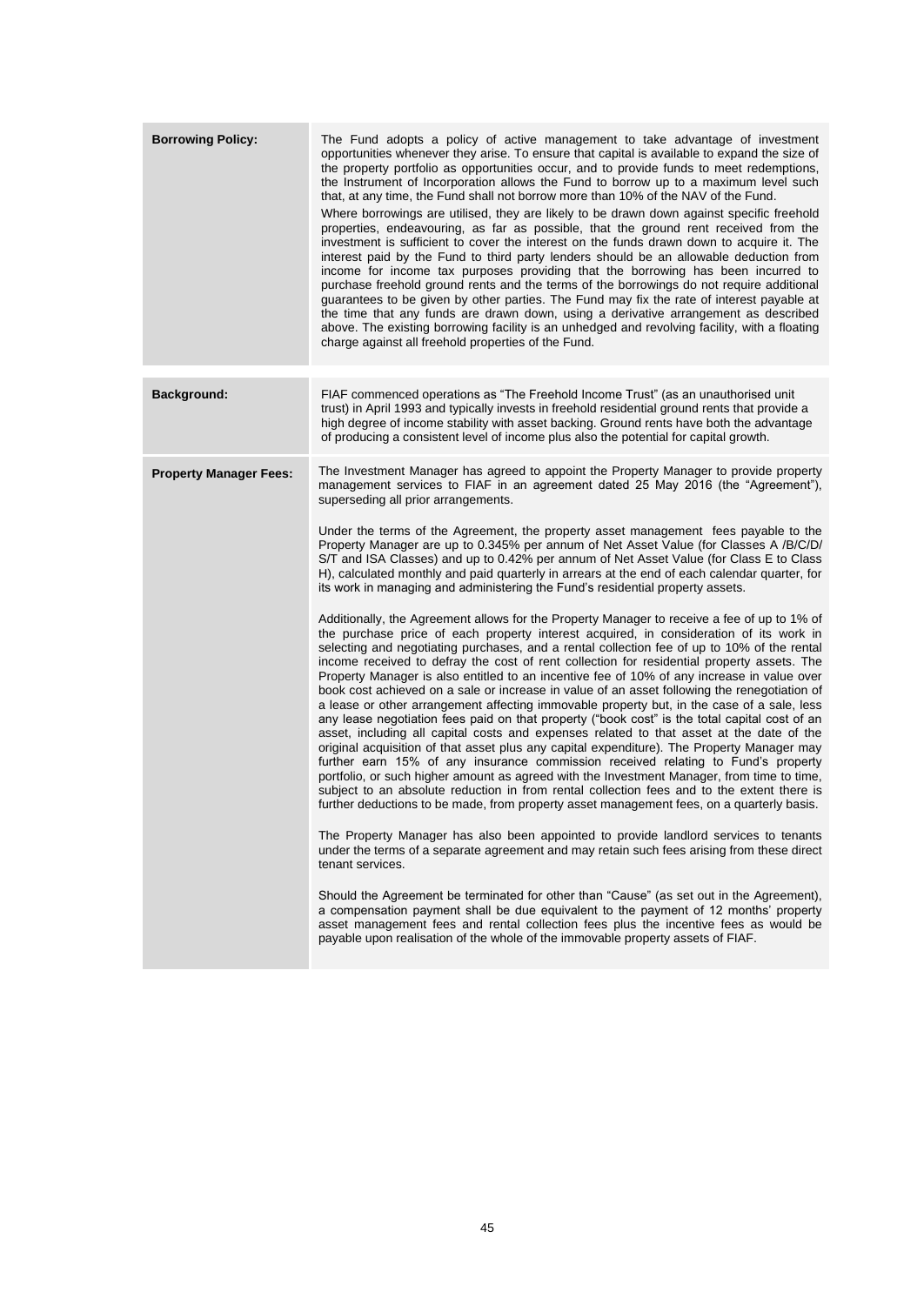| | |
|---|---|
| **Borrowing Policy:** | The Fund adopts a policy of active management to take advantage of investment opportunities whenever they arise. To ensure that capital is available to expand the size of the property portfolio as opportunities occur, and to provide funds to meet redemptions, the Instrument of Incorporation allows the Fund to borrow up to a maximum level such that, at any time, the Fund shall not borrow more than 10% of the NAV of the Fund.<br><br>Where borrowings are utilised, they are likely to be drawn down against specific freehold properties, endeavouring, as far as possible, that the ground rent received from the investment is sufficient to cover the interest on the funds drawn down to acquire it. The interest paid by the Fund to third party lenders should be an allowable deduction from income for income tax purposes providing that the borrowing has been incurred to purchase freehold ground rents and the terms of the borrowings do not require additional guarantees to be given by other parties. The Fund may fix the rate of interest payable at the time that any funds are drawn down, using a derivative arrangement as described above. The existing borrowing facility is an unhedged and revolving facility, with a floating charge against all freehold properties of the Fund. |
| **Background:** | FIAF commenced operations as "The Freehold Income Trust" (as an unauthorised unit trust) in April 1993 and typically invests in freehold residential ground rents that provide a high degree of income stability with asset backing. Ground rents have both the advantage of producing a consistent level of income plus also the potential for capital growth. |
| **Property Manager Fees:** | The Investment Manager has agreed to appoint the Property Manager to provide property management services to FIAF in an agreement dated 25 May 2016 (the "Agreement"), superseding all prior arrangements.<br><br>Under the terms of the Agreement, the property asset management fees payable to the Property Manager are up to 0.345% per annum of Net Asset Value (for Classes A /B/C/D/ S/T and ISA Classes) and up to 0.42% per annum of Net Asset Value (for Class E to Class H), calculated monthly and paid quarterly in arrears at the end of each calendar quarter, for its work in managing and administering the Fund's residential property assets.<br><br>Additionally, the Agreement allows for the Property Manager to receive a fee of up to 1% of the purchase price of each property interest acquired, in consideration of its work in selecting and negotiating purchases, and a rental collection fee of up to 10% of the rental income received to defray the cost of rent collection for residential property assets. The Property Manager is also entitled to an incentive fee of 10% of any increase in value over book cost achieved on a sale or increase in value of an asset following the renegotiation of a lease or other arrangement affecting immovable property but, in the case of a sale, less any lease negotiation fees paid on that property ("book cost" is the total capital cost of an asset, including all capital costs and expenses related to that asset at the date of the original acquisition of that asset plus any capital expenditure). The Property Manager may further earn 15% of any insurance commission received relating to Fund's property portfolio, or such higher amount as agreed with the Investment Manager, from time to time, subject to an absolute reduction in from rental collection fees and to the extent there is further deductions to be made, from property asset management fees, on a quarterly basis.<br><br>The Property Manager has also been appointed to provide landlord services to tenants under the terms of a separate agreement and may retain such fees arising from these direct tenant services.<br><br>Should the Agreement be terminated for other than "Cause" (as set out in the Agreement), a compensation payment shall be due equivalent to the payment of 12 months' property asset management fees and rental collection fees plus the incentive fees as would be payable upon realisation of the whole of the immovable property assets of FIAF. |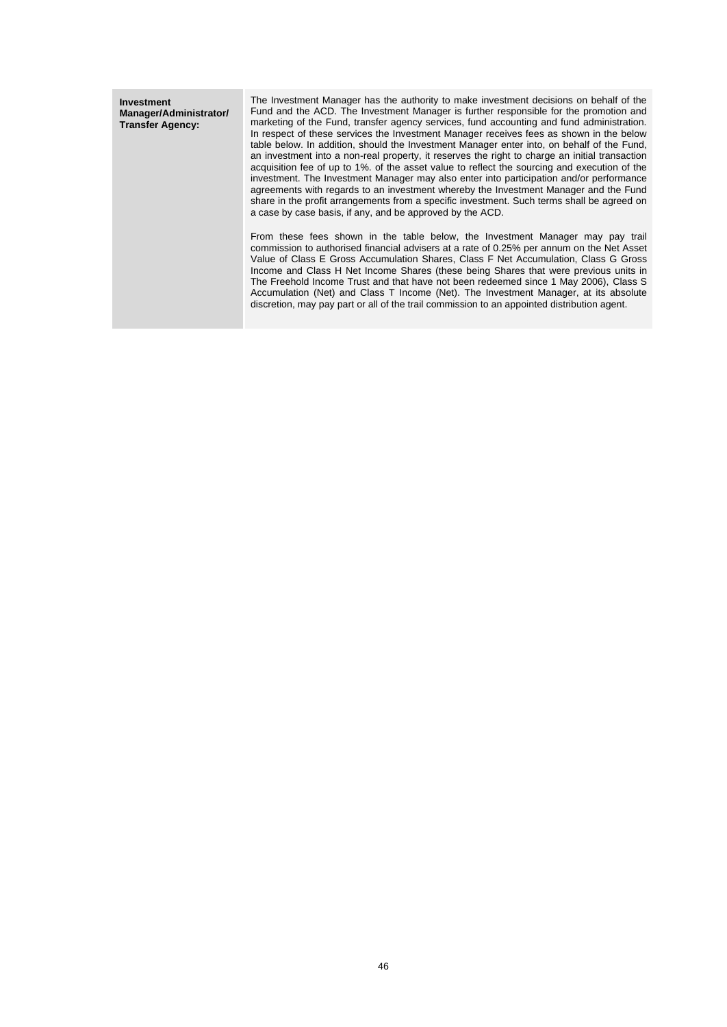| | |
|---|---|
| **Investment Manager/Administrator/ Transfer Agency:** | The Investment Manager has the authority to make investment decisions on behalf of the Fund and the ACD. The Investment Manager is further responsible for the promotion and marketing of the Fund, transfer agency services, fund accounting and fund administration. In respect of these services the Investment Manager receives fees as shown in the below table below. In addition, should the Investment Manager enter into, on behalf of the Fund, an investment into a non-real property, it reserves the right to charge an initial transaction acquisition fee of up to 1%. of the asset value to reflect the sourcing and execution of the investment. The Investment Manager may also enter into participation and/or performance agreements with regards to an investment whereby the Investment Manager and the Fund share in the profit arrangements from a specific investment. Such terms shall be agreed on a case by case basis, if any, and be approved by the ACD.<br><br>From these fees shown in the table below, the Investment Manager may pay trail commission to authorised financial advisers at a rate of 0.25% per annum on the Net Asset Value of Class E Gross Accumulation Shares, Class F Net Accumulation, Class G Gross Income and Class H Net Income Shares (these being Shares that were previous units in The Freehold Income Trust and that have not been redeemed since 1 May 2006), Class S Accumulation (Net) and Class T Income (Net). The Investment Manager, at its absolute discretion, may pay part or all of the trail commission to an appointed distribution agent. |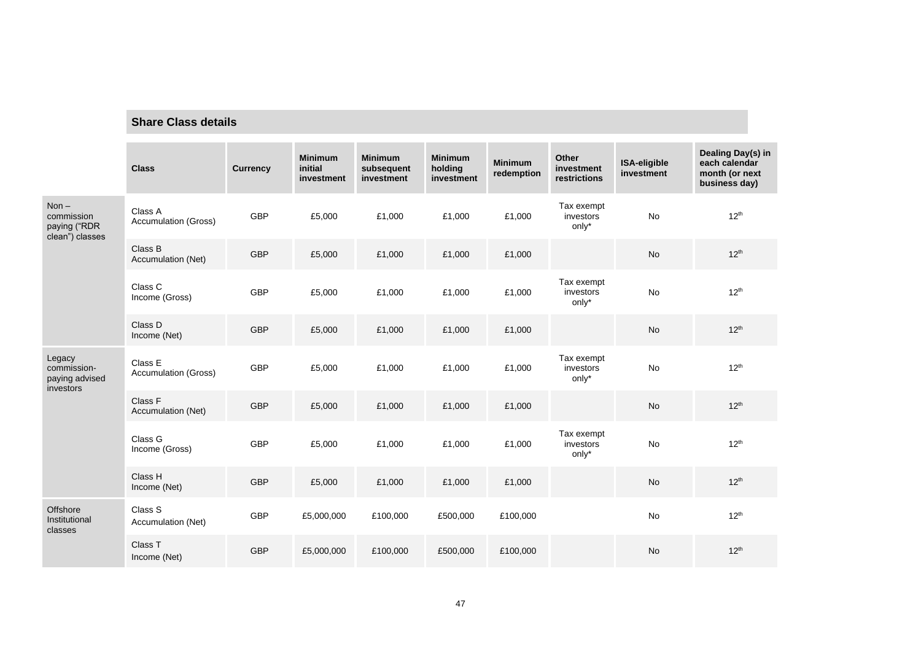## Share Class details

| | Class | Currency | Minimum initial investment | Minimum subsequent investment | Minimum holding investment | Minimum redemption | Other investment restrictions | ISA-eligible investment | Dealing Day(s) in each calendar month (or next business day) |
|---|---|---|---|---|---|---|---|---|---|
| Non – commission paying ("RDR clean") classes | Class A Accumulation (Gross) | GBP | £5,000 | £1,000 | £1,000 | £1,000 | Tax exempt investors only* | No | 12th |
| | Class B Accumulation (Net) | GBP | £5,000 | £1,000 | £1,000 | £1,000 | | No | 12th |
| | Class C Income (Gross) | GBP | £5,000 | £1,000 | £1,000 | £1,000 | Tax exempt investors only* | No | 12th |
| | Class D Income (Net) | GBP | £5,000 | £1,000 | £1,000 | £1,000 | | No | 12th |
| Legacy commission-paying advised investors | Class E Accumulation (Gross) | GBP | £5,000 | £1,000 | £1,000 | £1,000 | Tax exempt investors only* | No | 12th |
| | Class F Accumulation (Net) | GBP | £5,000 | £1,000 | £1,000 | £1,000 | | No | 12th |
| | Class G Income (Gross) | GBP | £5,000 | £1,000 | £1,000 | £1,000 | Tax exempt investors only* | No | 12th |
| | Class H Income (Net) | GBP | £5,000 | £1,000 | £1,000 | £1,000 | | No | 12th |
| Offshore Institutional classes | Class S Accumulation (Net) | GBP | £5,000,000 | £100,000 | £500,000 | £100,000 | | No | 12th |
| | Class T Income (Net) | GBP | £5,000,000 | £100,000 | £500,000 | £100,000 | | No | 12th |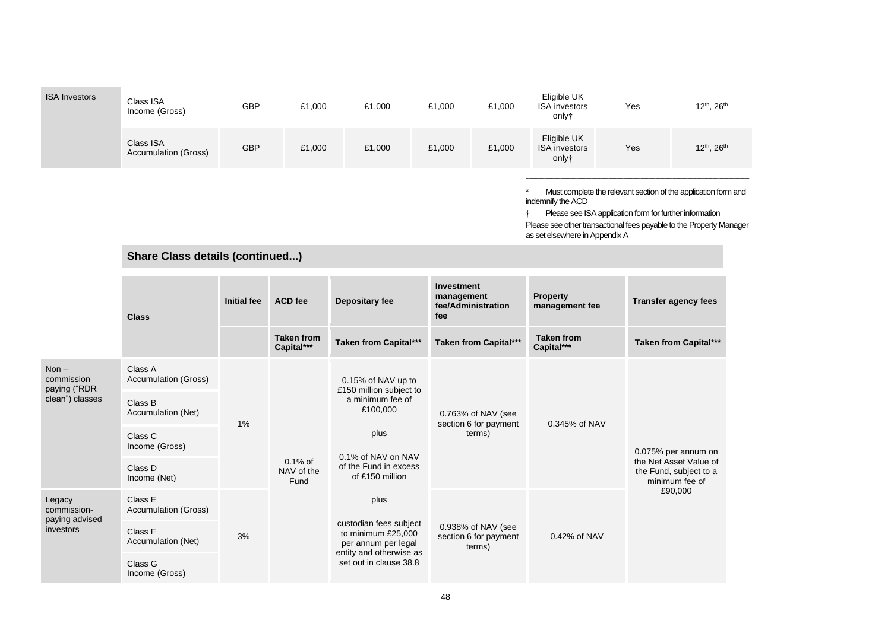| | | | | | | | | | |
|---|---|---|---|---|---|---|---|---|---|
| ISA Investors | Class ISA Income (Gross) | GBP | £1,000 | £1,000 | £1,000 | £1,000 | Eligible UK ISA investors only† | Yes | 12th, 26th |
| | Class ISA Accumulation (Gross) | GBP | £1,000 | £1,000 | £1,000 | £1,000 | Eligible UK ISA investors only† | Yes | 12th, 26th |

\* Must complete the relevant section of the application form and indemnify the ACD

† Please see ISA application form for further information

Please see other transactional fees payable to the Property Manager as set elsewhere in Appendix A

## Share Class details (continued...)

| | Class | Initial fee | ACD fee | Depositary fee | Investment management fee/Administration fee | Property management fee | Transfer agency fees |
|---|---|---|---|---|---|---|---|
| | | | Taken from Capital*** | Taken from Capital*** | Taken from Capital*** | Taken from Capital*** | Taken from Capital*** |
| Non – commission paying ("RDR clean") classes | Class A Accumulation (Gross) | 1% | 0.1% of NAV of the Fund | 0.15% of NAV up to £150 million subject to a minimum fee of £100,000 plus 0.1% of NAV on NAV of the Fund in excess of £150 million plus custodian fees subject to minimum £25,000 per annum per legal entity and otherwise as set out in clause 38.8 | 0.763% of NAV (see section 6 for payment terms) | 0.345% of NAV | 0.075% per annum on the Net Asset Value of the Fund, subject to a minimum fee of £90,000 |
| | Class B Accumulation (Net) | | | | | | |
| | Class C Income (Gross) | | | | | | |
| | Class D Income (Net) | | | | | | |
| Legacy commission-paying advised investors | Class E Accumulation (Gross) | 3% | | | 0.938% of NAV (see section 6 for payment terms) | 0.42% of NAV | |
| | Class F Accumulation (Net) | | | | | | |
| | Class G Income (Gross) | | | | | | |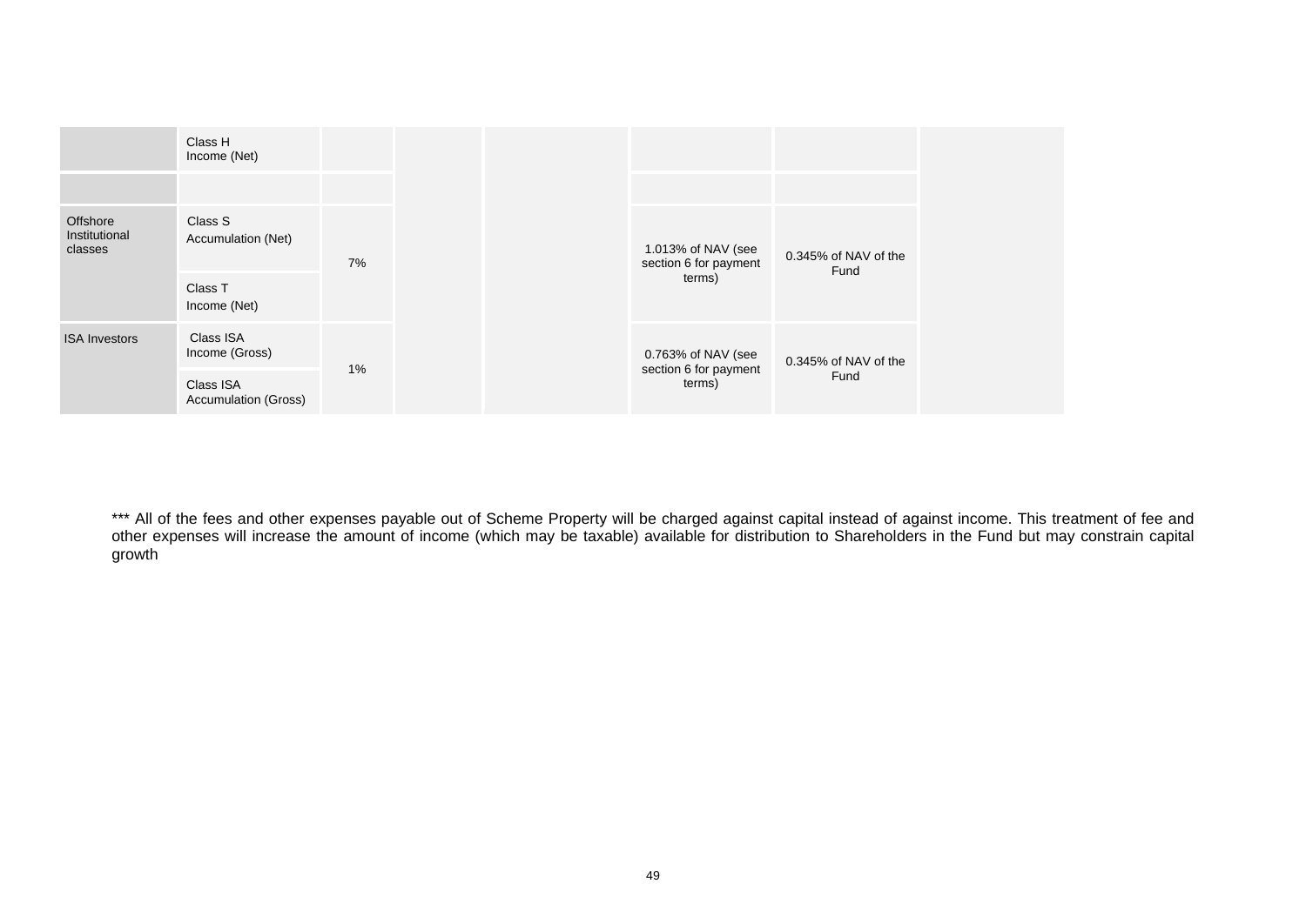|  | Class H Income (Net) |  |  |  |  |  |  |
|---|---|---|---|---|---|---|---|
|  |  |  |  |  |  |  |  |
| Offshore Institutional classes | Class S Accumulation (Net) | 7% |  |  | 1.013% of NAV (see section 6 for payment terms) | 0.345% of NAV of the Fund |  |
|  | Class T Income (Net) |  |  |  |  |  |  |
| ISA Investors | Class ISA Income (Gross) | 1% |  |  | 0.763% of NAV (see section 6 for payment terms) | 0.345% of NAV of the Fund |  |
|  | Class ISA Accumulation (Gross) |  |  |  |  |  |  |

*** All of the fees and other expenses payable out of Scheme Property will be charged against capital instead of against income. This treatment of fee and other expenses will increase the amount of income (which may be taxable) available for distribution to Shareholders in the Fund but may constrain capital growth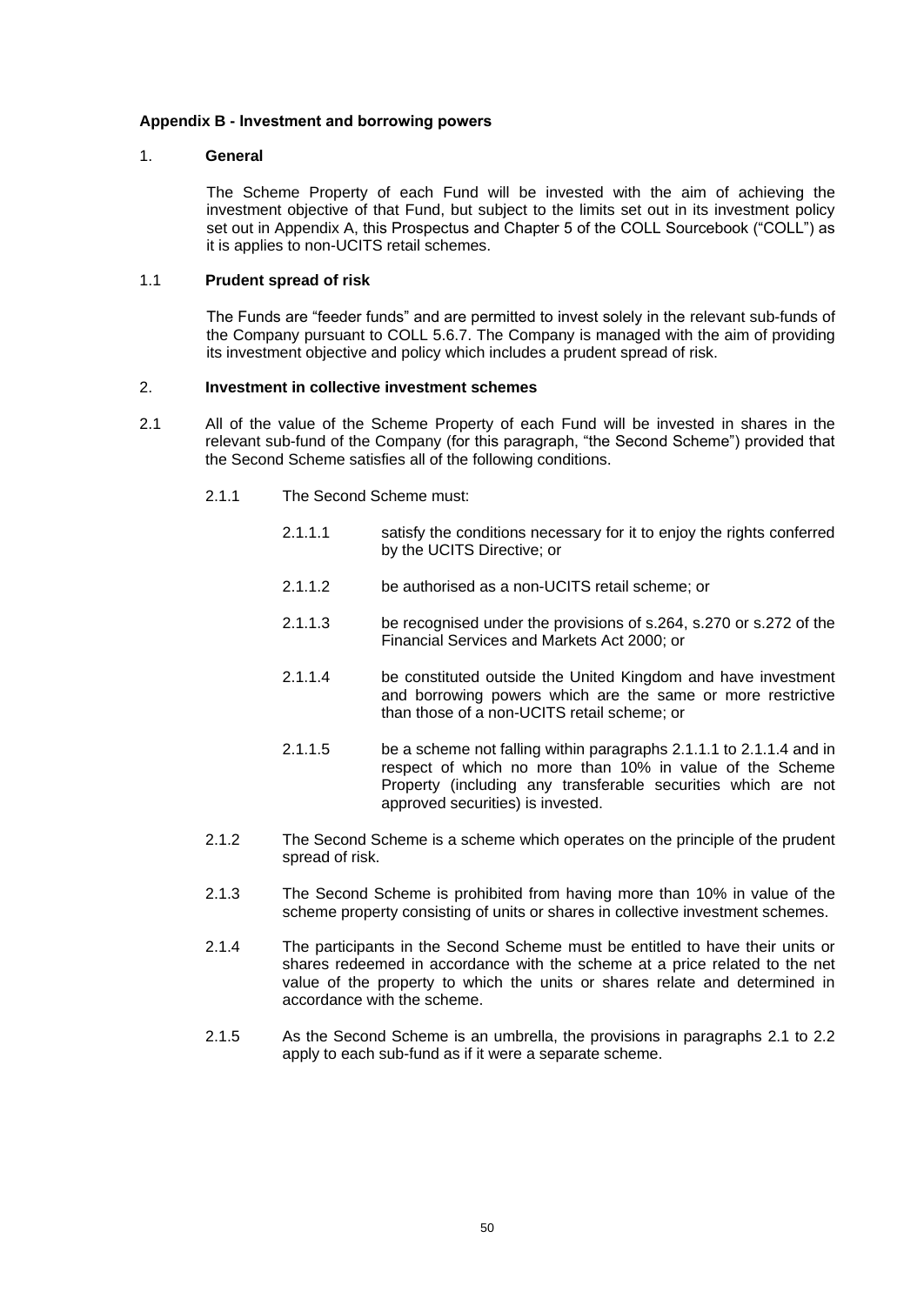## Appendix B - Investment and borrowing powers

### 1. General

The Scheme Property of each Fund will be invested with the aim of achieving the investment objective of that Fund, but subject to the limits set out in its investment policy set out in Appendix A, this Prospectus and Chapter 5 of the COLL Sourcebook ("COLL") as it is applies to non-UCITS retail schemes.

### 1.1 Prudent spread of risk

The Funds are "feeder funds" and are permitted to invest solely in the relevant sub-funds of the Company pursuant to COLL 5.6.7. The Company is managed with the aim of providing its investment objective and policy which includes a prudent spread of risk.

### 2. Investment in collective investment schemes

2.1 All of the value of the Scheme Property of each Fund will be invested in shares in the relevant sub-fund of the Company (for this paragraph, "the Second Scheme") provided that the Second Scheme satisfies all of the following conditions.

2.1.1 The Second Scheme must:

2.1.1.1 satisfy the conditions necessary for it to enjoy the rights conferred by the UCITS Directive; or

2.1.1.2 be authorised as a non-UCITS retail scheme; or

2.1.1.3 be recognised under the provisions of s.264, s.270 or s.272 of the Financial Services and Markets Act 2000; or

2.1.1.4 be constituted outside the United Kingdom and have investment and borrowing powers which are the same or more restrictive than those of a non-UCITS retail scheme; or

2.1.1.5 be a scheme not falling within paragraphs 2.1.1.1 to 2.1.1.4 and in respect of which no more than 10% in value of the Scheme Property (including any transferable securities which are not approved securities) is invested.

2.1.2 The Second Scheme is a scheme which operates on the principle of the prudent spread of risk.

2.1.3 The Second Scheme is prohibited from having more than 10% in value of the scheme property consisting of units or shares in collective investment schemes.

2.1.4 The participants in the Second Scheme must be entitled to have their units or shares redeemed in accordance with the scheme at a price related to the net value of the property to which the units or shares relate and determined in accordance with the scheme.

2.1.5 As the Second Scheme is an umbrella, the provisions in paragraphs 2.1 to 2.2 apply to each sub-fund as if it were a separate scheme.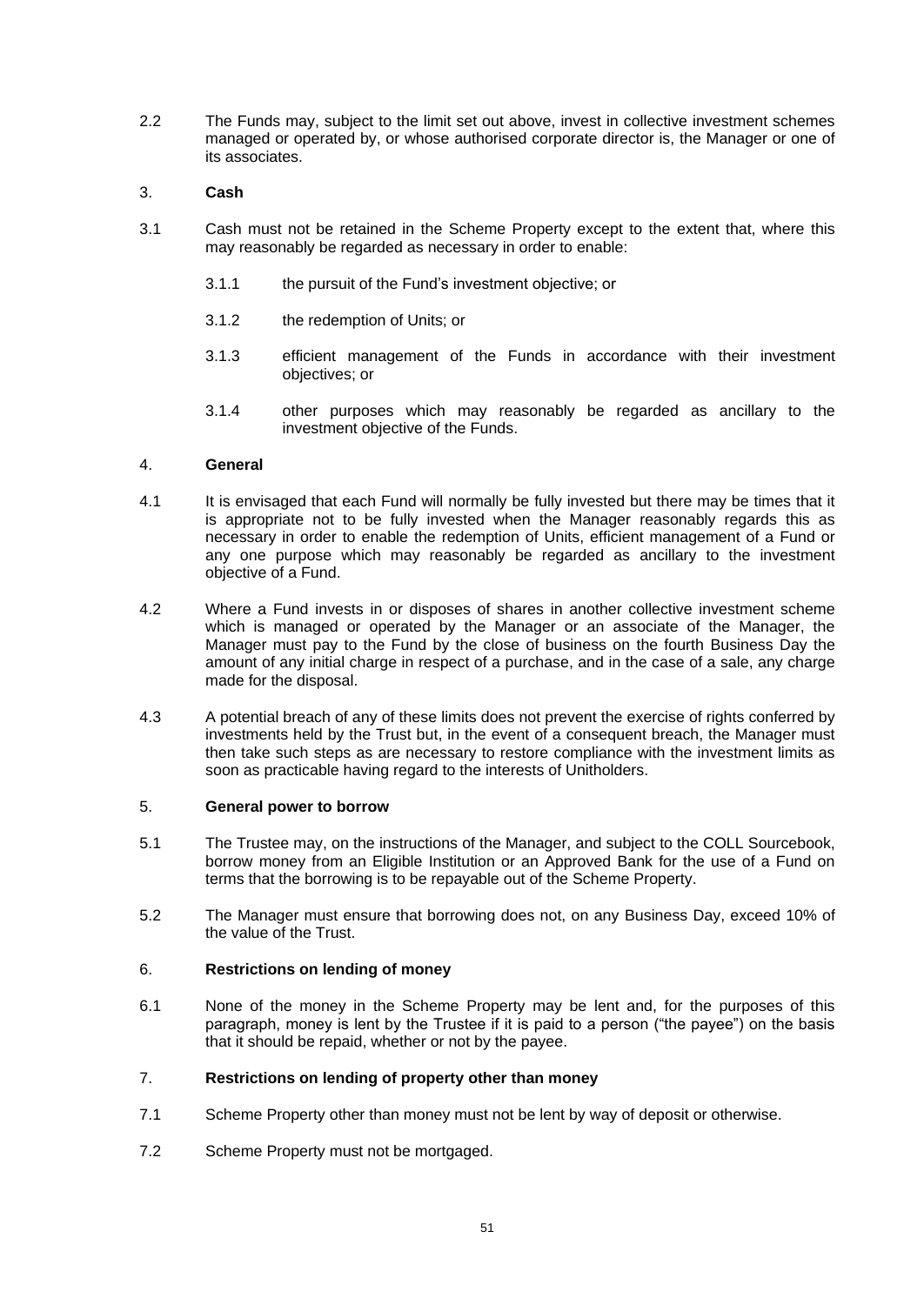2.2 The Funds may, subject to the limit set out above, invest in collective investment schemes managed or operated by, or whose authorised corporate director is, the Manager or one of its associates.

3. **Cash**

3.1 Cash must not be retained in the Scheme Property except to the extent that, where this may reasonably be regarded as necessary in order to enable:

3.1.1 the pursuit of the Fund's investment objective; or

3.1.2 the redemption of Units; or

3.1.3 efficient management of the Funds in accordance with their investment objectives; or

3.1.4 other purposes which may reasonably be regarded as ancillary to the investment objective of the Funds.

4. **General**

4.1 It is envisaged that each Fund will normally be fully invested but there may be times that it is appropriate not to be fully invested when the Manager reasonably regards this as necessary in order to enable the redemption of Units, efficient management of a Fund or any one purpose which may reasonably be regarded as ancillary to the investment objective of a Fund.

4.2 Where a Fund invests in or disposes of shares in another collective investment scheme which is managed or operated by the Manager or an associate of the Manager, the Manager must pay to the Fund by the close of business on the fourth Business Day the amount of any initial charge in respect of a purchase, and in the case of a sale, any charge made for the disposal.

4.3 A potential breach of any of these limits does not prevent the exercise of rights conferred by investments held by the Trust but, in the event of a consequent breach, the Manager must then take such steps as are necessary to restore compliance with the investment limits as soon as practicable having regard to the interests of Unitholders.

5. **General power to borrow**

5.1 The Trustee may, on the instructions of the Manager, and subject to the COLL Sourcebook, borrow money from an Eligible Institution or an Approved Bank for the use of a Fund on terms that the borrowing is to be repayable out of the Scheme Property.

5.2 The Manager must ensure that borrowing does not, on any Business Day, exceed 10% of the value of the Trust.

6. **Restrictions on lending of money**

6.1 None of the money in the Scheme Property may be lent and, for the purposes of this paragraph, money is lent by the Trustee if it is paid to a person ("the payee") on the basis that it should be repaid, whether or not by the payee.

7. **Restrictions on lending of property other than money**

7.1 Scheme Property other than money must not be lent by way of deposit or otherwise.

7.2 Scheme Property must not be mortgaged.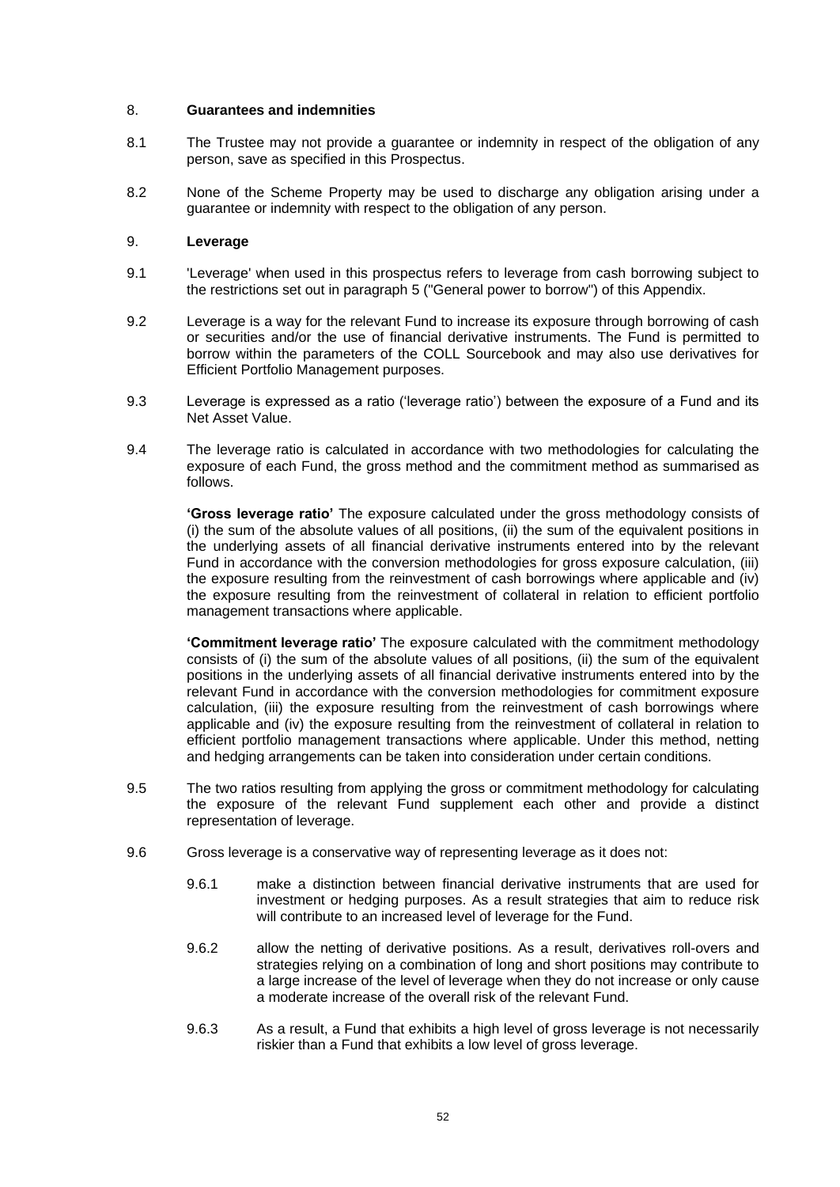## 8. Guarantees and indemnities

8.1 The Trustee may not provide a guarantee or indemnity in respect of the obligation of any person, save as specified in this Prospectus.

8.2 None of the Scheme Property may be used to discharge any obligation arising under a guarantee or indemnity with respect to the obligation of any person.

## 9. Leverage

9.1 'Leverage' when used in this prospectus refers to leverage from cash borrowing subject to the restrictions set out in paragraph 5 ("General power to borrow") of this Appendix.

9.2 Leverage is a way for the relevant Fund to increase its exposure through borrowing of cash or securities and/or the use of financial derivative instruments. The Fund is permitted to borrow within the parameters of the COLL Sourcebook and may also use derivatives for Efficient Portfolio Management purposes.

9.3 Leverage is expressed as a ratio ('leverage ratio') between the exposure of a Fund and its Net Asset Value.

9.4 The leverage ratio is calculated in accordance with two methodologies for calculating the exposure of each Fund, the gross method and the commitment method as summarised as follows.

**'Gross leverage ratio'** The exposure calculated under the gross methodology consists of (i) the sum of the absolute values of all positions, (ii) the sum of the equivalent positions in the underlying assets of all financial derivative instruments entered into by the relevant Fund in accordance with the conversion methodologies for gross exposure calculation, (iii) the exposure resulting from the reinvestment of cash borrowings where applicable and (iv) the exposure resulting from the reinvestment of collateral in relation to efficient portfolio management transactions where applicable.

**'Commitment leverage ratio'** The exposure calculated with the commitment methodology consists of (i) the sum of the absolute values of all positions, (ii) the sum of the equivalent positions in the underlying assets of all financial derivative instruments entered into by the relevant Fund in accordance with the conversion methodologies for commitment exposure calculation, (iii) the exposure resulting from the reinvestment of cash borrowings where applicable and (iv) the exposure resulting from the reinvestment of collateral in relation to efficient portfolio management transactions where applicable. Under this method, netting and hedging arrangements can be taken into consideration under certain conditions.

9.5 The two ratios resulting from applying the gross or commitment methodology for calculating the exposure of the relevant Fund supplement each other and provide a distinct representation of leverage.

9.6 Gross leverage is a conservative way of representing leverage as it does not:

9.6.1 make a distinction between financial derivative instruments that are used for investment or hedging purposes. As a result strategies that aim to reduce risk will contribute to an increased level of leverage for the Fund.

9.6.2 allow the netting of derivative positions. As a result, derivatives roll-overs and strategies relying on a combination of long and short positions may contribute to a large increase of the level of leverage when they do not increase or only cause a moderate increase of the overall risk of the relevant Fund.

9.6.3 As a result, a Fund that exhibits a high level of gross leverage is not necessarily riskier than a Fund that exhibits a low level of gross leverage.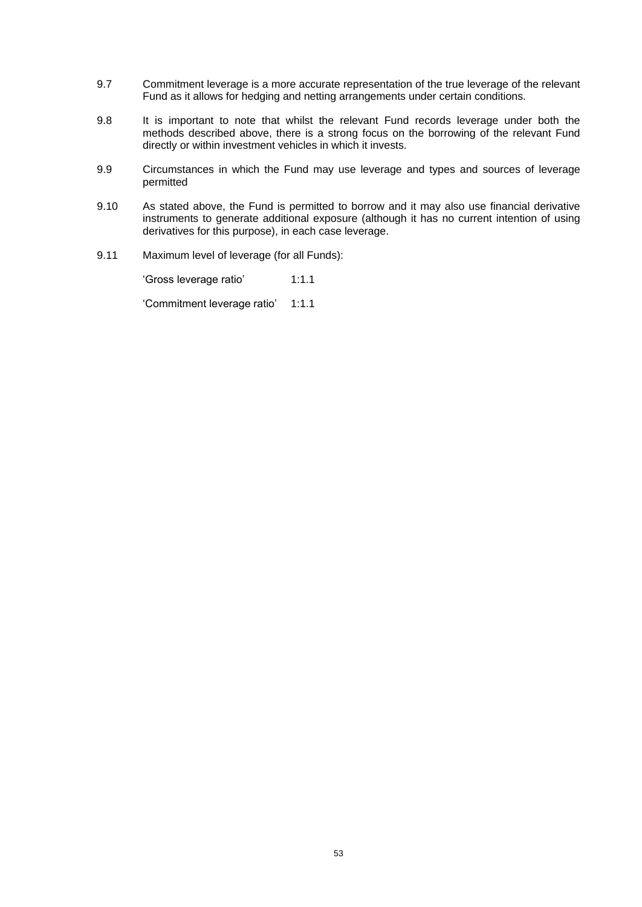9.7 Commitment leverage is a more accurate representation of the true leverage of the relevant Fund as it allows for hedging and netting arrangements under certain conditions.

9.8 It is important to note that whilst the relevant Fund records leverage under both the methods described above, there is a strong focus on the borrowing of the relevant Fund directly or within investment vehicles in which it invests.

9.9 Circumstances in which the Fund may use leverage and types and sources of leverage permitted

9.10 As stated above, the Fund is permitted to borrow and it may also use financial derivative instruments to generate additional exposure (although it has no current intention of using derivatives for this purpose), in each case leverage.

9.11 Maximum level of leverage (for all Funds):

'Gross leverage ratio' 1:1.1

'Commitment leverage ratio' 1:1.1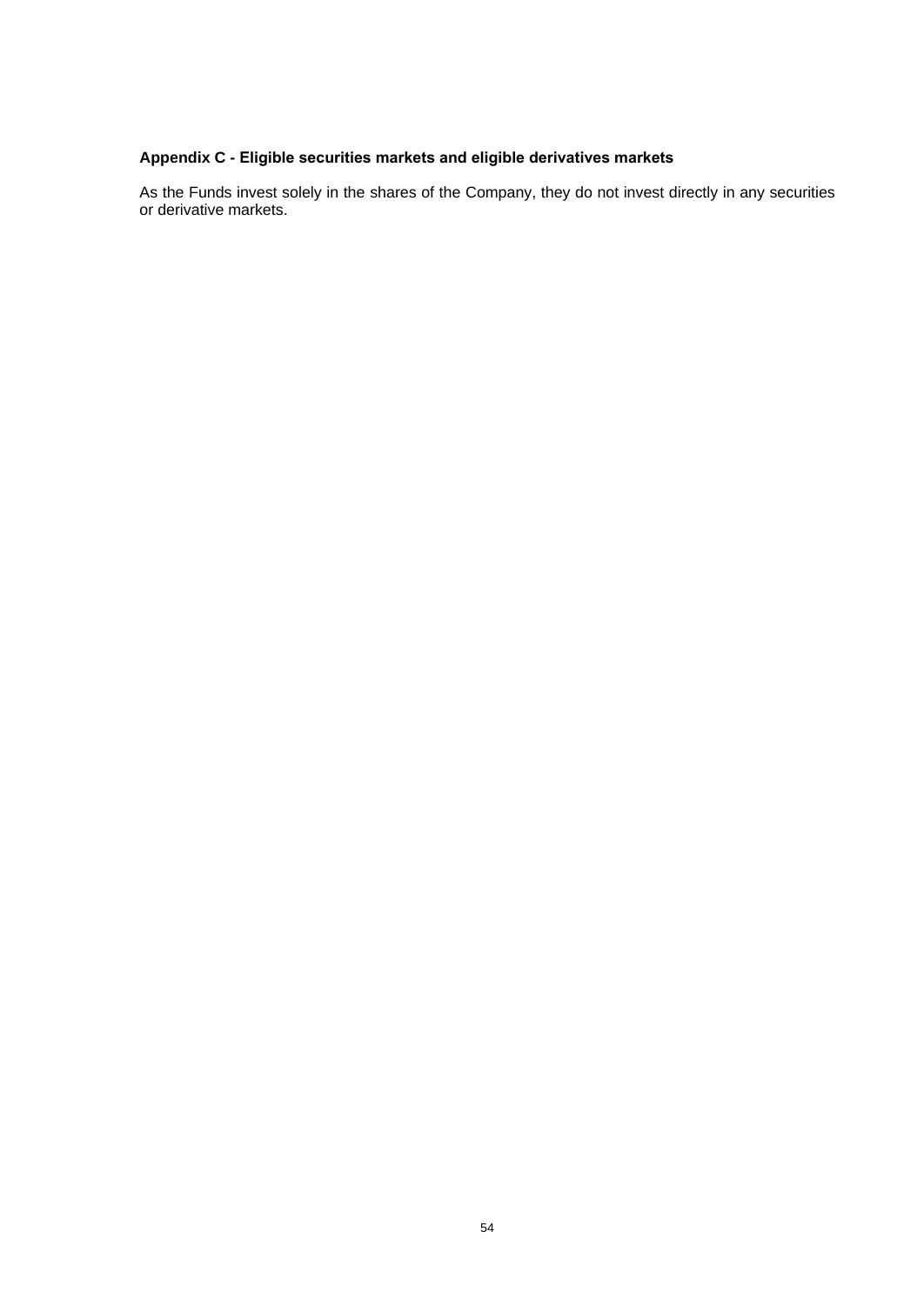## Appendix C - Eligible securities markets and eligible derivatives markets

As the Funds invest solely in the shares of the Company, they do not invest directly in any securities or derivative markets.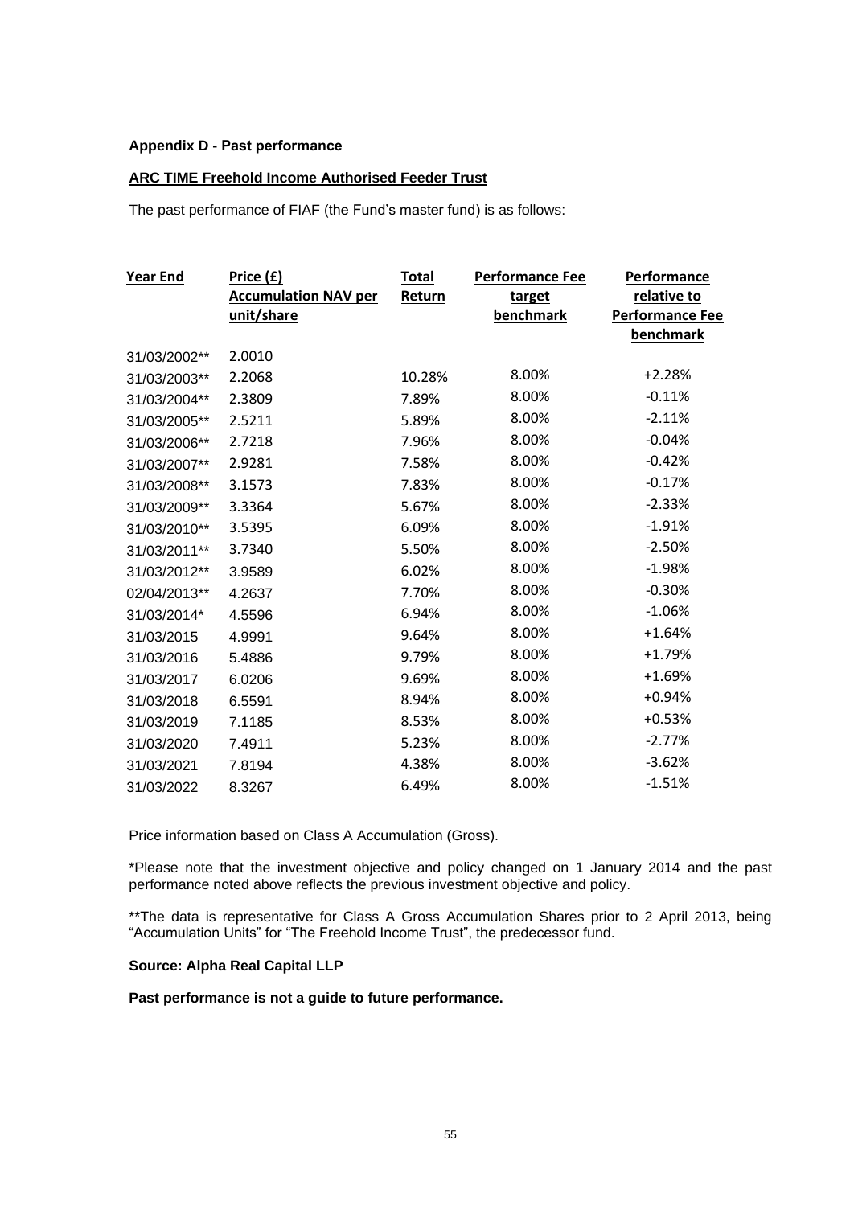**Appendix D - Past performance**

**ARC TIME Freehold Income Authorised Feeder Trust**

The past performance of FIAF (the Fund's master fund) is as follows:

| Year End | Price (£) Accumulation NAV per unit/share | Total Return | Performance Fee target benchmark | Performance relative to Performance Fee benchmark |
|---|---|---|---|---|
| 31/03/2002** | 2.0010 | | | |
| 31/03/2003** | 2.2068 | 10.28% | 8.00% | +2.28% |
| 31/03/2004** | 2.3809 | 7.89% | 8.00% | -0.11% |
| 31/03/2005** | 2.5211 | 5.89% | 8.00% | -2.11% |
| 31/03/2006** | 2.7218 | 7.96% | 8.00% | -0.04% |
| 31/03/2007** | 2.9281 | 7.58% | 8.00% | -0.42% |
| 31/03/2008** | 3.1573 | 7.83% | 8.00% | -0.17% |
| 31/03/2009** | 3.3364 | 5.67% | 8.00% | -2.33% |
| 31/03/2010** | 3.5395 | 6.09% | 8.00% | -1.91% |
| 31/03/2011** | 3.7340 | 5.50% | 8.00% | -2.50% |
| 31/03/2012** | 3.9589 | 6.02% | 8.00% | -1.98% |
| 02/04/2013** | 4.2637 | 7.70% | 8.00% | -0.30% |
| 31/03/2014* | 4.5596 | 6.94% | 8.00% | -1.06% |
| 31/03/2015 | 4.9991 | 9.64% | 8.00% | +1.64% |
| 31/03/2016 | 5.4886 | 9.79% | 8.00% | +1.79% |
| 31/03/2017 | 6.0206 | 9.69% | 8.00% | +1.69% |
| 31/03/2018 | 6.5591 | 8.94% | 8.00% | +0.94% |
| 31/03/2019 | 7.1185 | 8.53% | 8.00% | +0.53% |
| 31/03/2020 | 7.4911 | 5.23% | 8.00% | -2.77% |
| 31/03/2021 | 7.8194 | 4.38% | 8.00% | -3.62% |
| 31/03/2022 | 8.3267 | 6.49% | 8.00% | -1.51% |

Price information based on Class A Accumulation (Gross).

*Please note that the investment objective and policy changed on 1 January 2014 and the past performance noted above reflects the previous investment objective and policy.

**The data is representative for Class A Gross Accumulation Shares prior to 2 April 2013, being "Accumulation Units" for "The Freehold Income Trust", the predecessor fund.

**Source: Alpha Real Capital LLP**

**Past performance is not a guide to future performance.**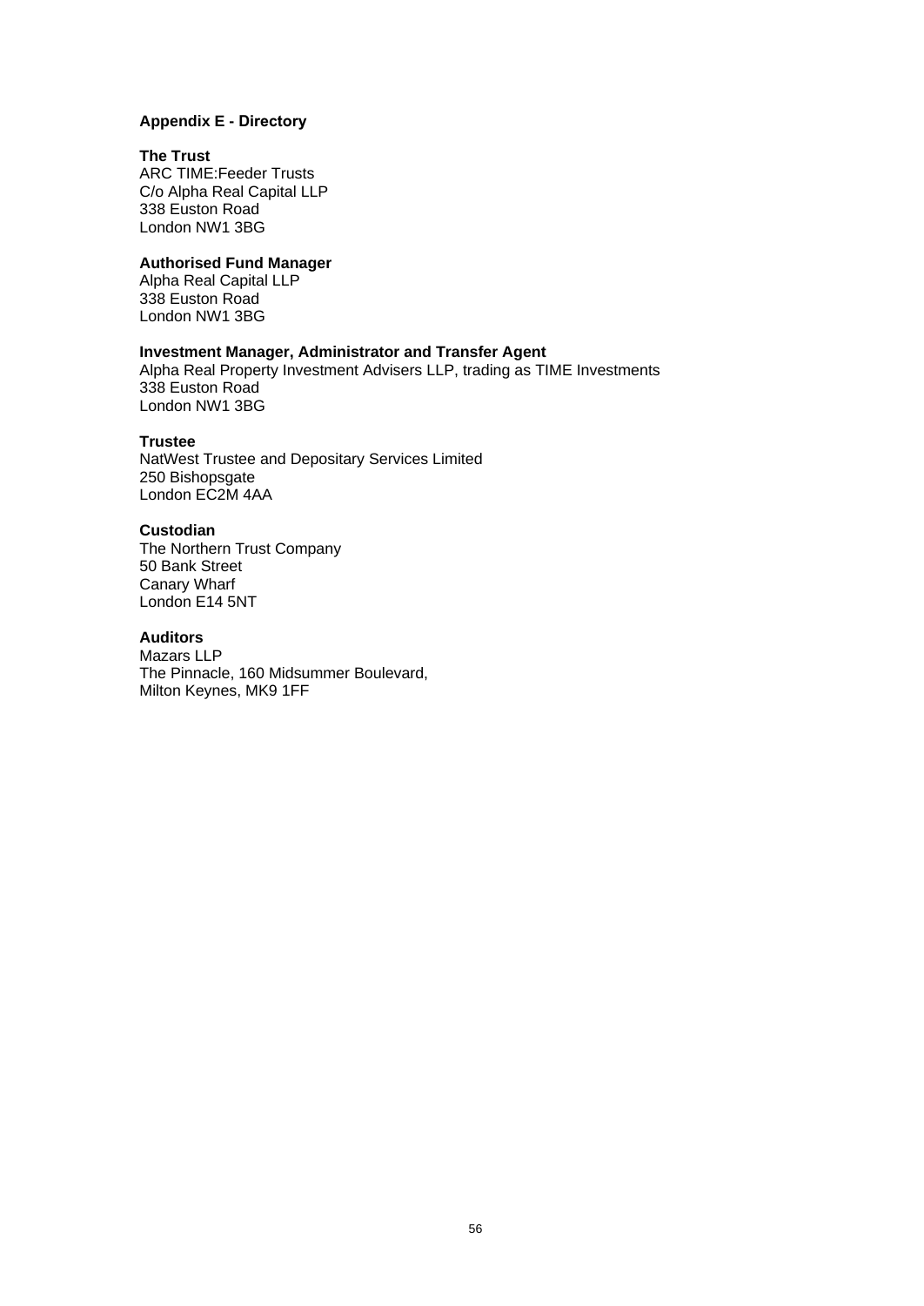## Appendix E - Directory

**The Trust**
ARC TIME:Feeder Trusts
C/o Alpha Real Capital LLP
338 Euston Road
London NW1 3BG

**Authorised Fund Manager**
Alpha Real Capital LLP
338 Euston Road
London NW1 3BG

**Investment Manager, Administrator and Transfer Agent**
Alpha Real Property Investment Advisers LLP, trading as TIME Investments
338 Euston Road
London NW1 3BG

**Trustee**
NatWest Trustee and Depositary Services Limited
250 Bishopsgate
London EC2M 4AA

**Custodian**
The Northern Trust Company
50 Bank Street
Canary Wharf
London E14 5NT

**Auditors**
Mazars LLP
The Pinnacle, 160 Midsummer Boulevard,
Milton Keynes, MK9 1FF